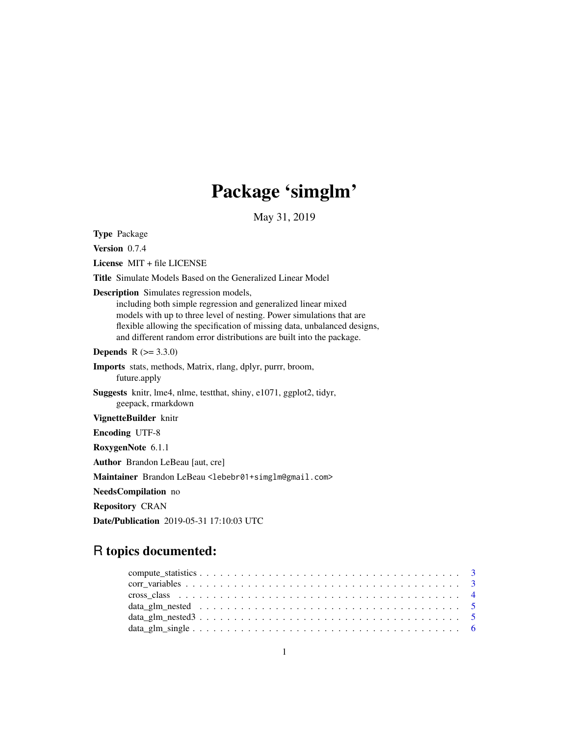# Package 'simglm'

May 31, 2019

**Type** Package

**Version** 0.7.4

**License** MIT + file LICENSE

**Title** Simulate Models Based on the Generalized Linear Model

**Description** Simulates regression models,
including both simple regression and generalized linear mixed
models with up to three level of nesting. Power simulations that are
flexible allowing the specification of missing data, unbalanced designs,
and different random error distributions are built into the package.

**Depends** R (>= 3.3.0)

**Imports** stats, methods, Matrix, rlang, dplyr, purrr, broom,
future.apply

**Suggests** knitr, lme4, nlme, testthat, shiny, e1071, ggplot2, tidyr,
geepack, rmarkdown

**VignetteBuilder** knitr

**Encoding** UTF-8

**RoxygenNote** 6.1.1

**Author** Brandon LeBeau [aut, cre]

**Maintainer** Brandon LeBeau <lebebr01+simglm@gmail.com>

**NeedsCompilation** no

**Repository** CRAN

**Date/Publication** 2019-05-31 17:10:03 UTC

## R topics documented:

compute_statistics . . . . . . . . . . . . . . . . . . . . . . . . . . . . . . . . . . . . . . . 3
corr_variables . . . . . . . . . . . . . . . . . . . . . . . . . . . . . . . . . . . . . . . . . . 3
cross_class . . . . . . . . . . . . . . . . . . . . . . . . . . . . . . . . . . . . . . . . . . . . 4
data_glm_nested . . . . . . . . . . . . . . . . . . . . . . . . . . . . . . . . . . . . . . . . 5
data_glm_nested3 . . . . . . . . . . . . . . . . . . . . . . . . . . . . . . . . . . . . . . . 5
data_glm_single . . . . . . . . . . . . . . . . . . . . . . . . . . . . . . . . . . . . . . . . 6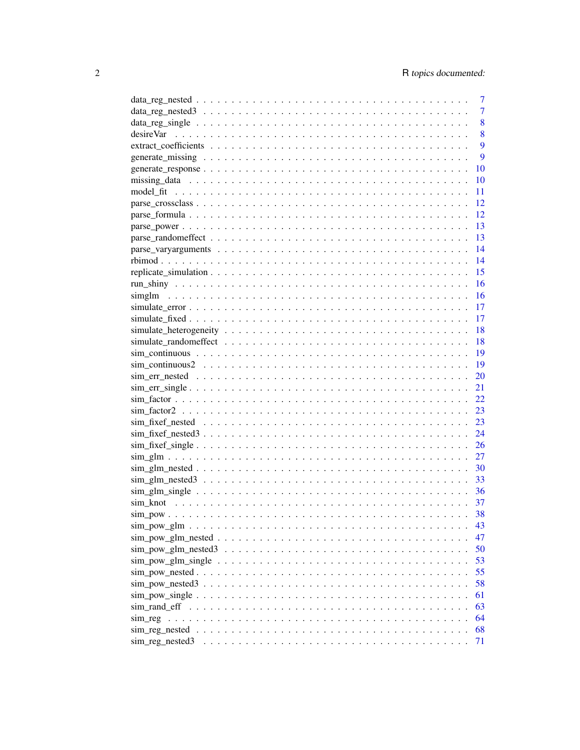data_reg_nested . . . . . . . . . . . . . . . . . . . . . . . . . . . . . . . . . . 7
data_reg_nested3 . . . . . . . . . . . . . . . . . . . . . . . . . . . . . . . . . 7
data_reg_single . . . . . . . . . . . . . . . . . . . . . . . . . . . . . . . . . . 8
desireVar . . . . . . . . . . . . . . . . . . . . . . . . . . . . . . . . . . . . . 8
extract_coefficients . . . . . . . . . . . . . . . . . . . . . . . . . . . . . . . 9
generate_missing . . . . . . . . . . . . . . . . . . . . . . . . . . . . . . . . . 9
generate_response . . . . . . . . . . . . . . . . . . . . . . . . . . . . . . . . 10
missing_data . . . . . . . . . . . . . . . . . . . . . . . . . . . . . . . . . . . 10
model_fit . . . . . . . . . . . . . . . . . . . . . . . . . . . . . . . . . . . . . 11
parse_crossclass . . . . . . . . . . . . . . . . . . . . . . . . . . . . . . . . . 12
parse_formula . . . . . . . . . . . . . . . . . . . . . . . . . . . . . . . . . . 12
parse_power . . . . . . . . . . . . . . . . . . . . . . . . . . . . . . . . . . . 13
parse_randomeffect . . . . . . . . . . . . . . . . . . . . . . . . . . . . . . . 13
parse_varyarguments . . . . . . . . . . . . . . . . . . . . . . . . . . . . . . 14
rbimod . . . . . . . . . . . . . . . . . . . . . . . . . . . . . . . . . . . . . . 14
replicate_simulation . . . . . . . . . . . . . . . . . . . . . . . . . . . . . . . 15
run_shiny . . . . . . . . . . . . . . . . . . . . . . . . . . . . . . . . . . . . . 16
simglm . . . . . . . . . . . . . . . . . . . . . . . . . . . . . . . . . . . . . . 16
simulate_error . . . . . . . . . . . . . . . . . . . . . . . . . . . . . . . . . . 17
simulate_fixed . . . . . . . . . . . . . . . . . . . . . . . . . . . . . . . . . . 17
simulate_heterogeneity . . . . . . . . . . . . . . . . . . . . . . . . . . . . . 18
simulate_randomeffect . . . . . . . . . . . . . . . . . . . . . . . . . . . . . 18
sim_continuous . . . . . . . . . . . . . . . . . . . . . . . . . . . . . . . . . . 19
sim_continuous2 . . . . . . . . . . . . . . . . . . . . . . . . . . . . . . . . . 19
sim_err_nested . . . . . . . . . . . . . . . . . . . . . . . . . . . . . . . . . . 20
sim_err_single . . . . . . . . . . . . . . . . . . . . . . . . . . . . . . . . . . 21
sim_factor . . . . . . . . . . . . . . . . . . . . . . . . . . . . . . . . . . . . 22
sim_factor2 . . . . . . . . . . . . . . . . . . . . . . . . . . . . . . . . . . . . 23
sim_fixef_nested . . . . . . . . . . . . . . . . . . . . . . . . . . . . . . . . . 23
sim_fixef_nested3 . . . . . . . . . . . . . . . . . . . . . . . . . . . . . . . . 24
sim_fixef_single . . . . . . . . . . . . . . . . . . . . . . . . . . . . . . . . . 26
sim_glm . . . . . . . . . . . . . . . . . . . . . . . . . . . . . . . . . . . . . . 27
sim_glm_nested . . . . . . . . . . . . . . . . . . . . . . . . . . . . . . . . . . 30
sim_glm_nested3 . . . . . . . . . . . . . . . . . . . . . . . . . . . . . . . . . 33
sim_glm_single . . . . . . . . . . . . . . . . . . . . . . . . . . . . . . . . . . 36
sim_knot . . . . . . . . . . . . . . . . . . . . . . . . . . . . . . . . . . . . . 37
sim_pow . . . . . . . . . . . . . . . . . . . . . . . . . . . . . . . . . . . . . . 38
sim_pow_glm . . . . . . . . . . . . . . . . . . . . . . . . . . . . . . . . . . . 43
sim_pow_glm_nested . . . . . . . . . . . . . . . . . . . . . . . . . . . . . . . 47
sim_pow_glm_nested3 . . . . . . . . . . . . . . . . . . . . . . . . . . . . . . 50
sim_pow_glm_single . . . . . . . . . . . . . . . . . . . . . . . . . . . . . . . 53
sim_pow_nested . . . . . . . . . . . . . . . . . . . . . . . . . . . . . . . . . . 55
sim_pow_nested3 . . . . . . . . . . . . . . . . . . . . . . . . . . . . . . . . . 58
sim_pow_single . . . . . . . . . . . . . . . . . . . . . . . . . . . . . . . . . . 61
sim_rand_eff . . . . . . . . . . . . . . . . . . . . . . . . . . . . . . . . . . . . 63
sim_reg . . . . . . . . . . . . . . . . . . . . . . . . . . . . . . . . . . . . . . 64
sim_reg_nested . . . . . . . . . . . . . . . . . . . . . . . . . . . . . . . . . . 68
sim_reg_nested3 . . . . . . . . . . . . . . . . . . . . . . . . . . . . . . . . . 71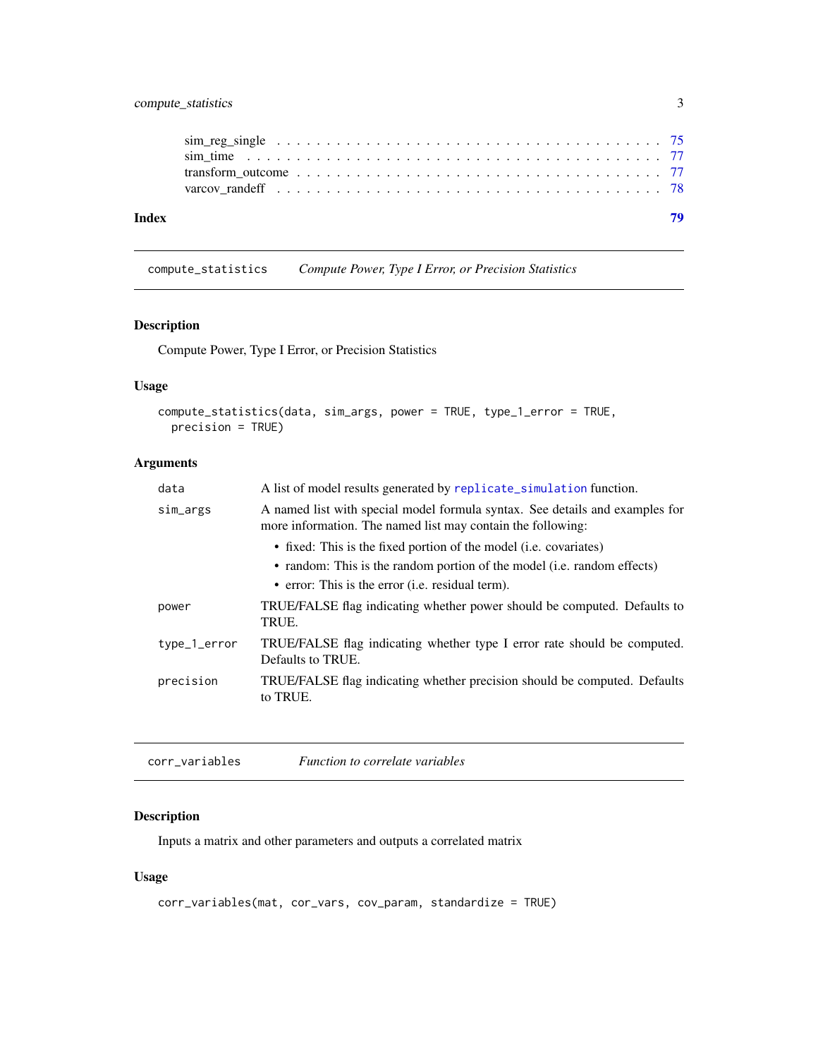sim_reg_single . . . . . . . . . . . . . . . . . . . . . . . . . . . . . . . . . . . . . 75
sim_time . . . . . . . . . . . . . . . . . . . . . . . . . . . . . . . . . . . . . . . . 77
transform_outcome . . . . . . . . . . . . . . . . . . . . . . . . . . . . . . . . . . . 77
varcov_randeff . . . . . . . . . . . . . . . . . . . . . . . . . . . . . . . . . . . . . 78

**Index** **79**

---

## compute_statistics *Compute Power, Type I Error, or Precision Statistics*

### Description

Compute Power, Type I Error, or Precision Statistics

### Usage

```
compute_statistics(data, sim_args, power = TRUE, type_1_error = TRUE,
  precision = TRUE)
```

### Arguments

| | |
|---|---|
| data | A list of model results generated by replicate_simulation function. |
| sim_args | A named list with special model formula syntax. See details and examples for more information. The named list may contain the following:<br>• fixed: This is the fixed portion of the model (i.e. covariates)<br>• random: This is the random portion of the model (i.e. random effects)<br>• error: This is the error (i.e. residual term). |
| power | TRUE/FALSE flag indicating whether power should be computed. Defaults to TRUE. |
| type_1_error | TRUE/FALSE flag indicating whether type I error rate should be computed. Defaults to TRUE. |
| precision | TRUE/FALSE flag indicating whether precision should be computed. Defaults to TRUE. |

---

## corr_variables *Function to correlate variables*

### Description

Inputs a matrix and other parameters and outputs a correlated matrix

### Usage

```
corr_variables(mat, cor_vars, cov_param, standardize = TRUE)
```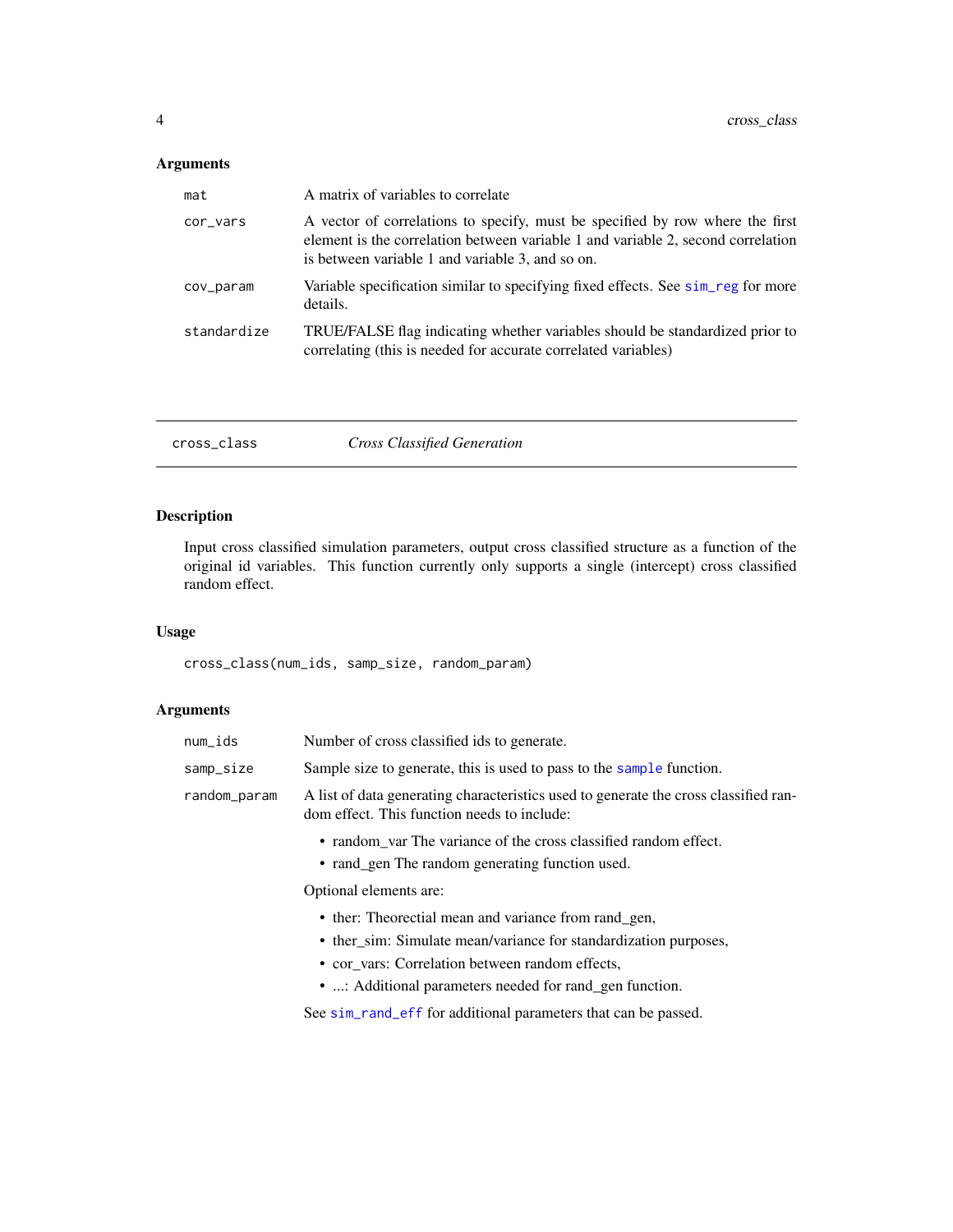## Arguments

| | |
|---|---|
| mat | A matrix of variables to correlate |
| cor_vars | A vector of correlations to specify, must be specified by row where the first element is the correlation between variable 1 and variable 2, second correlation is between variable 1 and variable 3, and so on. |
| cov_param | Variable specification similar to specifying fixed effects. See sim_reg for more details. |
| standardize | TRUE/FALSE flag indicating whether variables should be standardized prior to correlating (this is needed for accurate correlated variables) |

---

# cross_class *Cross Classified Generation*

## Description

Input cross classified simulation parameters, output cross classified structure as a function of the original id variables. This function currently only supports a single (intercept) cross classified random effect.

## Usage

```
cross_class(num_ids, samp_size, random_param)
```

## Arguments

**num_ids** Number of cross classified ids to generate.

**samp_size** Sample size to generate, this is used to pass to the sample function.

**random_param** A list of data generating characteristics used to generate the cross classified random effect. This function needs to include:

- random_var The variance of the cross classified random effect.
- rand_gen The random generating function used.

Optional elements are:

- ther: Theorectial mean and variance from rand_gen,
- ther_sim: Simulate mean/variance for standardization purposes,
- cor_vars: Correlation between random effects,
- ...: Additional parameters needed for rand_gen function.

See sim_rand_eff for additional parameters that can be passed.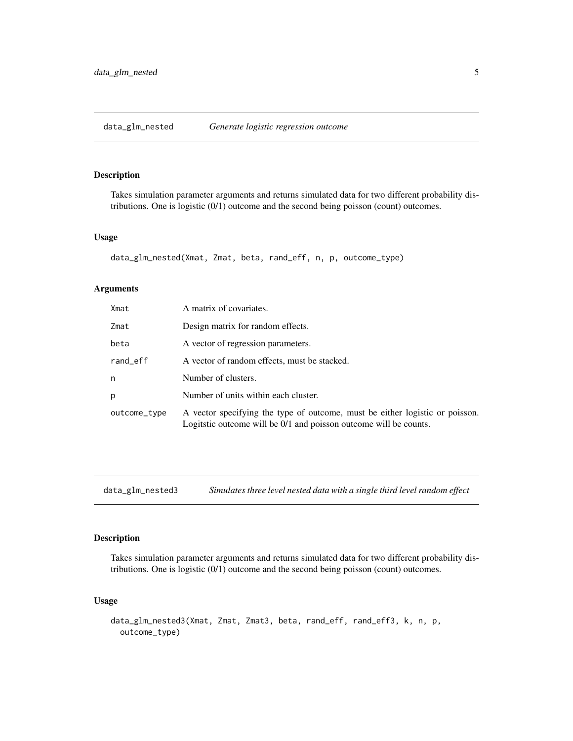## data_glm_nested *Generate logistic regression outcome*

### Description

Takes simulation parameter arguments and returns simulated data for two different probability distributions. One is logistic (0/1) outcome and the second being poisson (count) outcomes.

### Usage

```
data_glm_nested(Xmat, Zmat, beta, rand_eff, n, p, outcome_type)
```

### Arguments

| | |
|---|---|
| Xmat | A matrix of covariates. |
| Zmat | Design matrix for random effects. |
| beta | A vector of regression parameters. |
| rand_eff | A vector of random effects, must be stacked. |
| n | Number of clusters. |
| p | Number of units within each cluster. |
| outcome_type | A vector specifying the type of outcome, must be either logistic or poisson. Logitstic outcome will be 0/1 and poisson outcome will be counts. |

## data_glm_nested3 *Simulates three level nested data with a single third level random effect*

### Description

Takes simulation parameter arguments and returns simulated data for two different probability distributions. One is logistic (0/1) outcome and the second being poisson (count) outcomes.

### Usage

```
data_glm_nested3(Xmat, Zmat, Zmat3, beta, rand_eff, rand_eff3, k, n, p,
  outcome_type)
```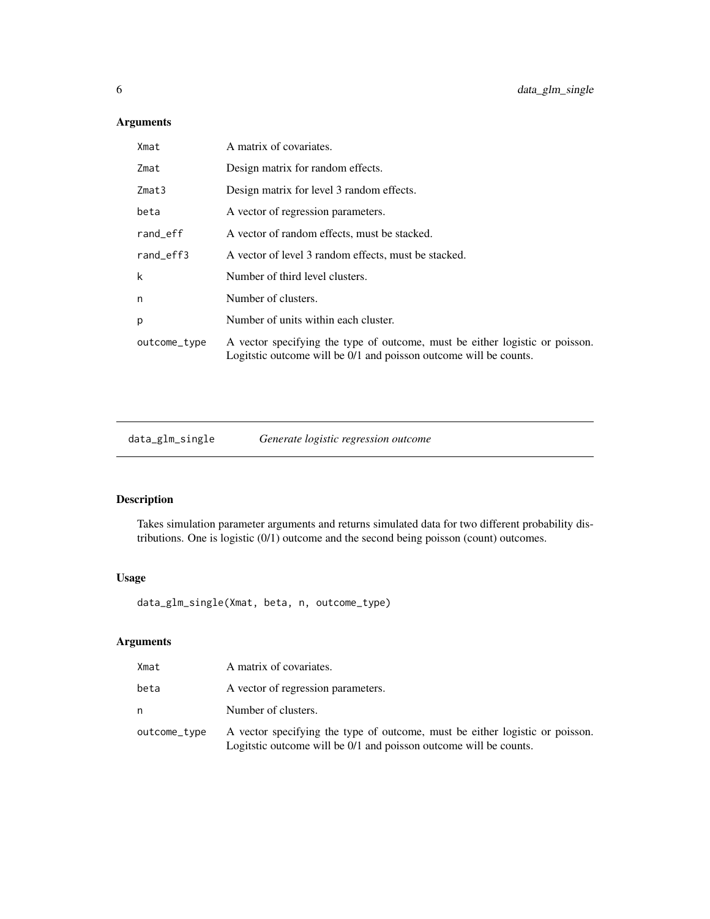## Arguments

| | |
|---|---|
| `Xmat` | A matrix of covariates. |
| `Zmat` | Design matrix for random effects. |
| `Zmat3` | Design matrix for level 3 random effects. |
| `beta` | A vector of regression parameters. |
| `rand_eff` | A vector of random effects, must be stacked. |
| `rand_eff3` | A vector of level 3 random effects, must be stacked. |
| `k` | Number of third level clusters. |
| `n` | Number of clusters. |
| `p` | Number of units within each cluster. |
| `outcome_type` | A vector specifying the type of outcome, must be either logistic or poisson. Logitstic outcome will be 0/1 and poisson outcome will be counts. |

---

# data_glm_single — *Generate logistic regression outcome*

## Description

Takes simulation parameter arguments and returns simulated data for two different probability distributions. One is logistic (0/1) outcome and the second being poisson (count) outcomes.

## Usage

```
data_glm_single(Xmat, beta, n, outcome_type)
```

## Arguments

| | |
|---|---|
| `Xmat` | A matrix of covariates. |
| `beta` | A vector of regression parameters. |
| `n` | Number of clusters. |
| `outcome_type` | A vector specifying the type of outcome, must be either logistic or poisson. Logitstic outcome will be 0/1 and poisson outcome will be counts. |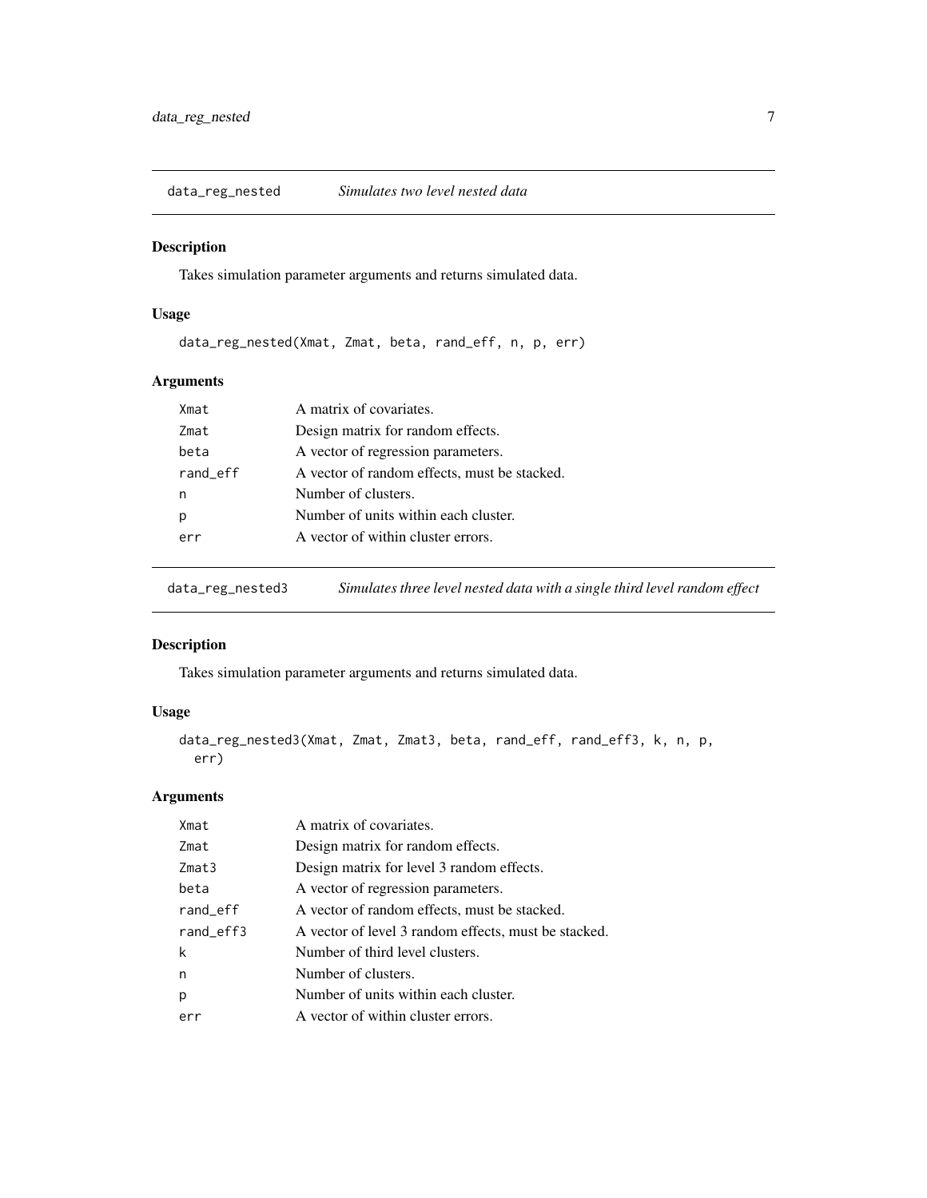## data_reg_nested    *Simulates two level nested data*

### Description

Takes simulation parameter arguments and returns simulated data.

### Usage

```
data_reg_nested(Xmat, Zmat, beta, rand_eff, n, p, err)
```

### Arguments

| | |
|---|---|
| Xmat | A matrix of covariates. |
| Zmat | Design matrix for random effects. |
| beta | A vector of regression parameters. |
| rand_eff | A vector of random effects, must be stacked. |
| n | Number of clusters. |
| p | Number of units within each cluster. |
| err | A vector of within cluster errors. |

## data_reg_nested3    *Simulates three level nested data with a single third level random effect*

### Description

Takes simulation parameter arguments and returns simulated data.

### Usage

```
data_reg_nested3(Xmat, Zmat, Zmat3, beta, rand_eff, rand_eff3, k, n, p,
  err)
```

### Arguments

| | |
|---|---|
| Xmat | A matrix of covariates. |
| Zmat | Design matrix for random effects. |
| Zmat3 | Design matrix for level 3 random effects. |
| beta | A vector of regression parameters. |
| rand_eff | A vector of random effects, must be stacked. |
| rand_eff3 | A vector of level 3 random effects, must be stacked. |
| k | Number of third level clusters. |
| n | Number of clusters. |
| p | Number of units within each cluster. |
| err | A vector of within cluster errors. |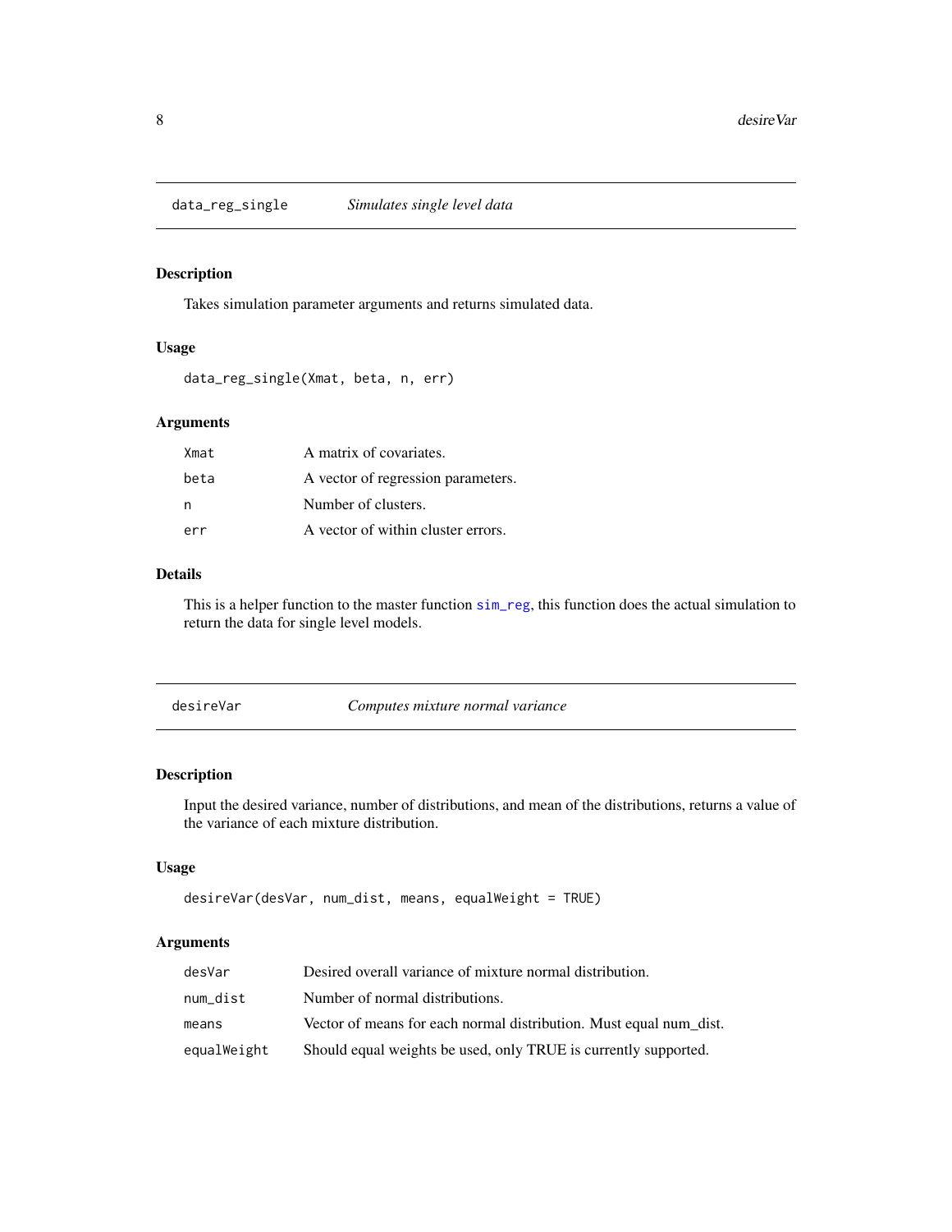## data_reg_single *Simulates single level data*

### Description

Takes simulation parameter arguments and returns simulated data.

### Usage

```
data_reg_single(Xmat, beta, n, err)
```

### Arguments

| | |
|---|---|
| Xmat | A matrix of covariates. |
| beta | A vector of regression parameters. |
| n | Number of clusters. |
| err | A vector of within cluster errors. |

### Details

This is a helper function to the master function sim_reg, this function does the actual simulation to return the data for single level models.

## desireVar *Computes mixture normal variance*

### Description

Input the desired variance, number of distributions, and mean of the distributions, returns a value of the variance of each mixture distribution.

### Usage

```
desireVar(desVar, num_dist, means, equalWeight = TRUE)
```

### Arguments

| | |
|---|---|
| desVar | Desired overall variance of mixture normal distribution. |
| num_dist | Number of normal distributions. |
| means | Vector of means for each normal distribution. Must equal num_dist. |
| equalWeight | Should equal weights be used, only TRUE is currently supported. |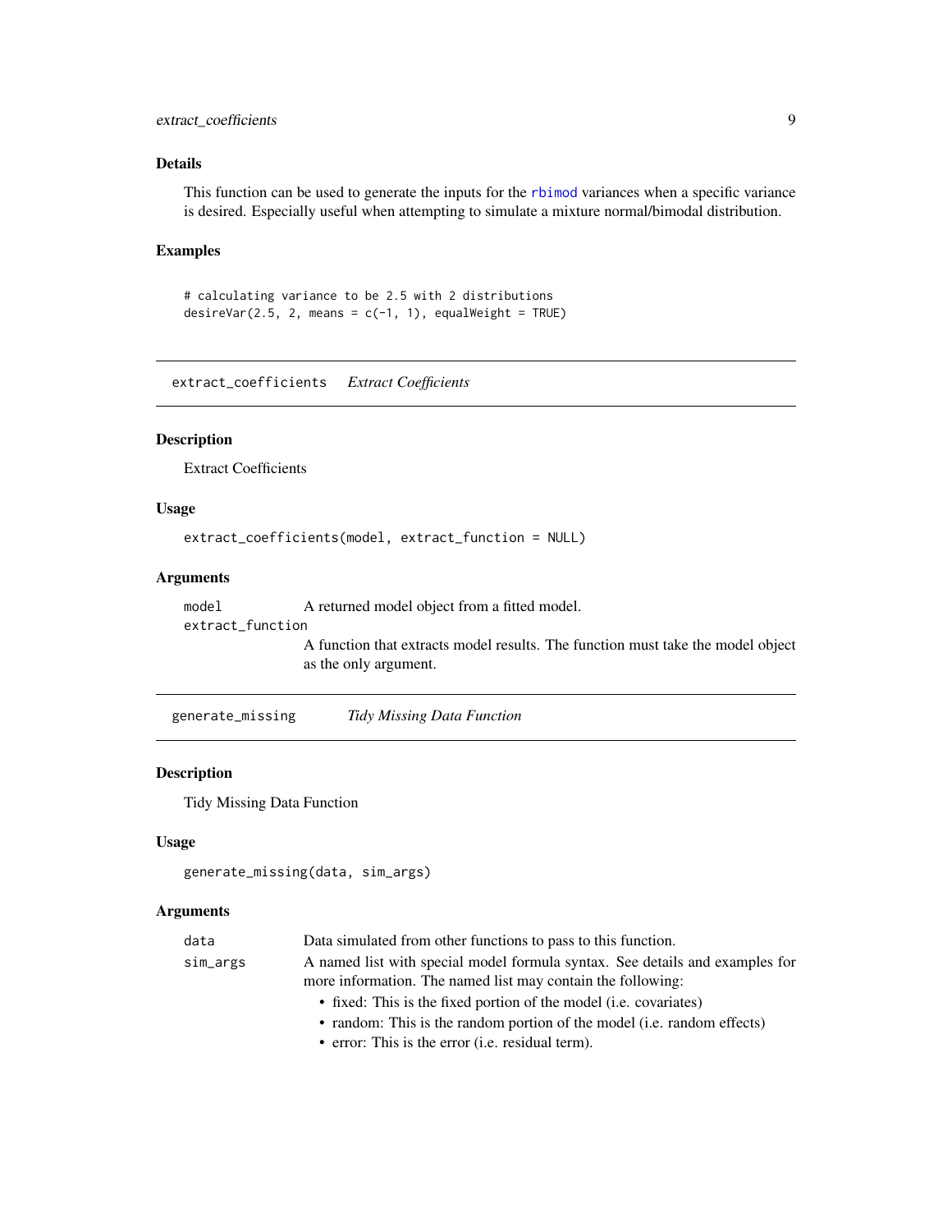## Details

This function can be used to generate the inputs for the rbimod variances when a specific variance is desired. Especially useful when attempting to simulate a mixture normal/bimodal distribution.

## Examples

```
# calculating variance to be 2.5 with 2 distributions
desireVar(2.5, 2, means = c(-1, 1), equalWeight = TRUE)
```

---

# extract_coefficients *Extract Coefficients*

## Description

Extract Coefficients

## Usage

```
extract_coefficients(model, extract_function = NULL)
```

## Arguments

| | |
|---|---|
| model | A returned model object from a fitted model. |
| extract_function | A function that extracts model results. The function must take the model object as the only argument. |

---

# generate_missing *Tidy Missing Data Function*

## Description

Tidy Missing Data Function

## Usage

```
generate_missing(data, sim_args)
```

## Arguments

| | |
|---|---|
| data | Data simulated from other functions to pass to this function. |
| sim_args | A named list with special model formula syntax. See details and examples for more information. The named list may contain the following:<br>• fixed: This is the fixed portion of the model (i.e. covariates)<br>• random: This is the random portion of the model (i.e. random effects)<br>• error: This is the error (i.e. residual term). |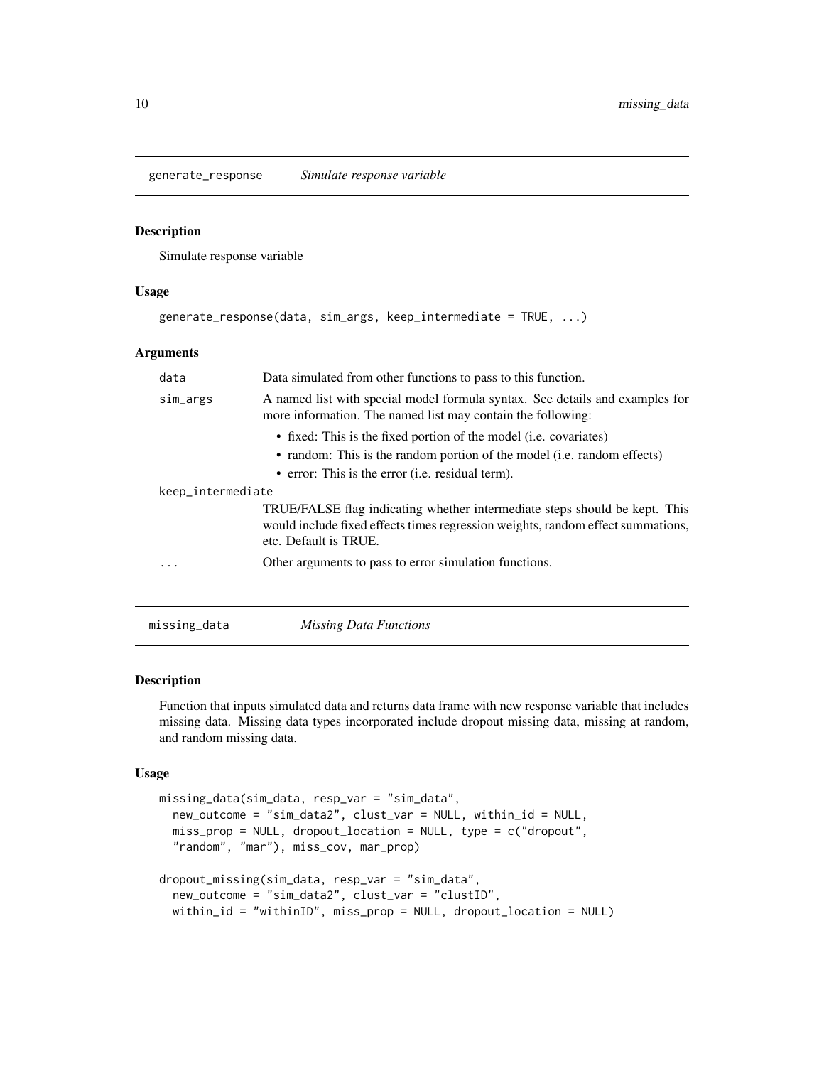## generate_response *Simulate response variable*

### Description

Simulate response variable

### Usage

```
generate_response(data, sim_args, keep_intermediate = TRUE, ...)
```

### Arguments

| | |
|---|---|
| data | Data simulated from other functions to pass to this function. |
| sim_args | A named list with special model formula syntax. See details and examples for more information. The named list may contain the following: <br>• fixed: This is the fixed portion of the model (i.e. covariates) <br>• random: This is the random portion of the model (i.e. random effects) <br>• error: This is the error (i.e. residual term). |
| keep_intermediate | TRUE/FALSE flag indicating whether intermediate steps should be kept. This would include fixed effects times regression weights, random effect summations, etc. Default is TRUE. |
| ... | Other arguments to pass to error simulation functions. |

## missing_data *Missing Data Functions*

### Description

Function that inputs simulated data and returns data frame with new response variable that includes missing data. Missing data types incorporated include dropout missing data, missing at random, and random missing data.

### Usage

```
missing_data(sim_data, resp_var = "sim_data",
  new_outcome = "sim_data2", clust_var = NULL, within_id = NULL,
  miss_prop = NULL, dropout_location = NULL, type = c("dropout",
  "random", "mar"), miss_cov, mar_prop)

dropout_missing(sim_data, resp_var = "sim_data",
  new_outcome = "sim_data2", clust_var = "clustID",
  within_id = "withinID", miss_prop = NULL, dropout_location = NULL)
```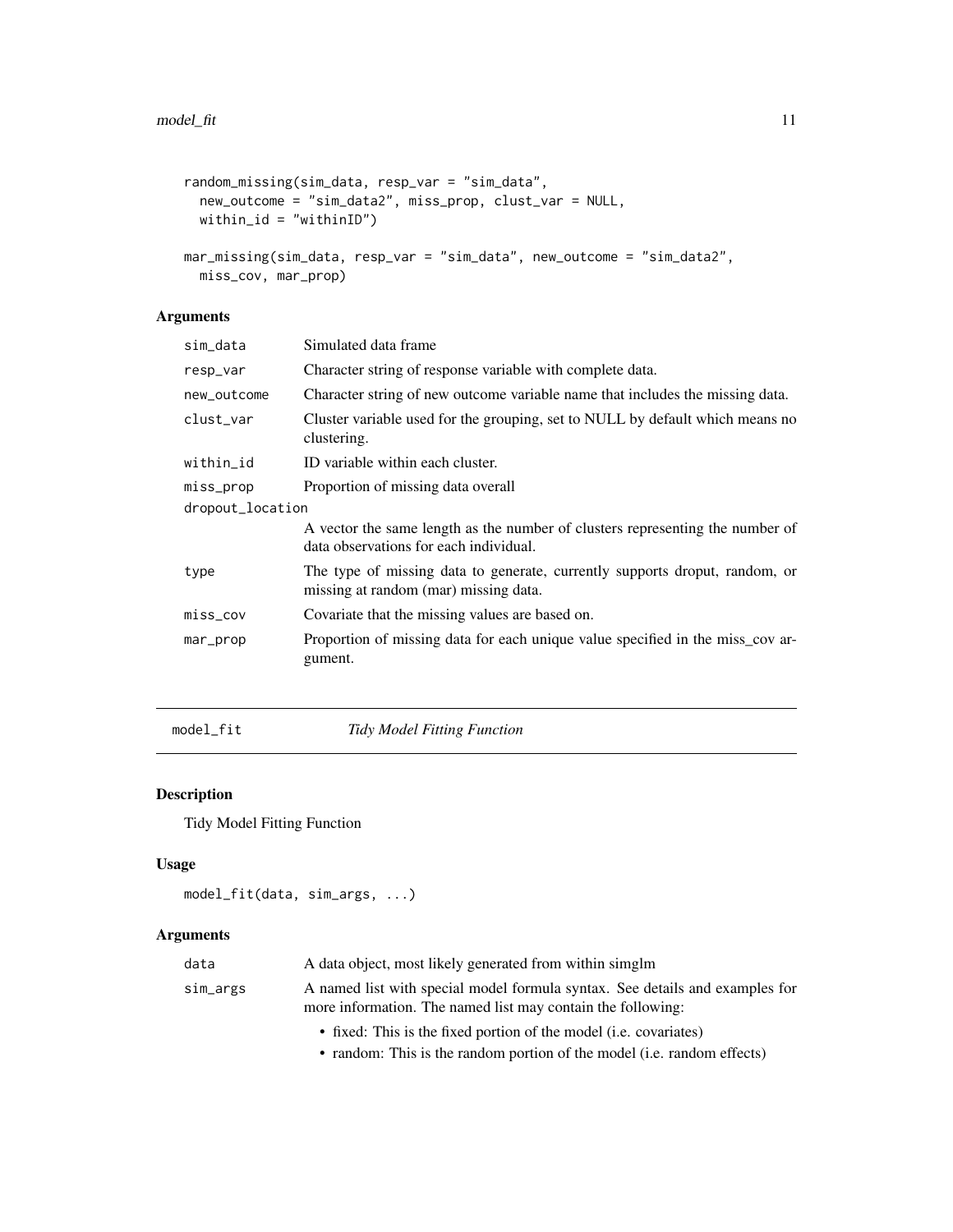```
random_missing(sim_data, resp_var = "sim_data",
  new_outcome = "sim_data2", miss_prop, clust_var = NULL,
  within_id = "withinID")

mar_missing(sim_data, resp_var = "sim_data", new_outcome = "sim_data2",
  miss_cov, mar_prop)
```

### Arguments

| | |
|---|---|
| sim_data | Simulated data frame |
| resp_var | Character string of response variable with complete data. |
| new_outcome | Character string of new outcome variable name that includes the missing data. |
| clust_var | Cluster variable used for the grouping, set to NULL by default which means no clustering. |
| within_id | ID variable within each cluster. |
| miss_prop | Proportion of missing data overall |
| dropout_location | A vector the same length as the number of clusters representing the number of data observations for each individual. |
| type | The type of missing data to generate, currently supports droput, random, or missing at random (mar) missing data. |
| miss_cov | Covariate that the missing values are based on. |
| mar_prop | Proportion of missing data for each unique value specified in the miss_cov argument. |

---

## model_fit *Tidy Model Fitting Function*

### Description

Tidy Model Fitting Function

### Usage

```
model_fit(data, sim_args, ...)
```

### Arguments

| | |
|---|---|
| data | A data object, most likely generated from within simglm |
| sim_args | A named list with special model formula syntax. See details and examples for more information. The named list may contain the following:<br>• fixed: This is the fixed portion of the model (i.e. covariates)<br>• random: This is the random portion of the model (i.e. random effects) |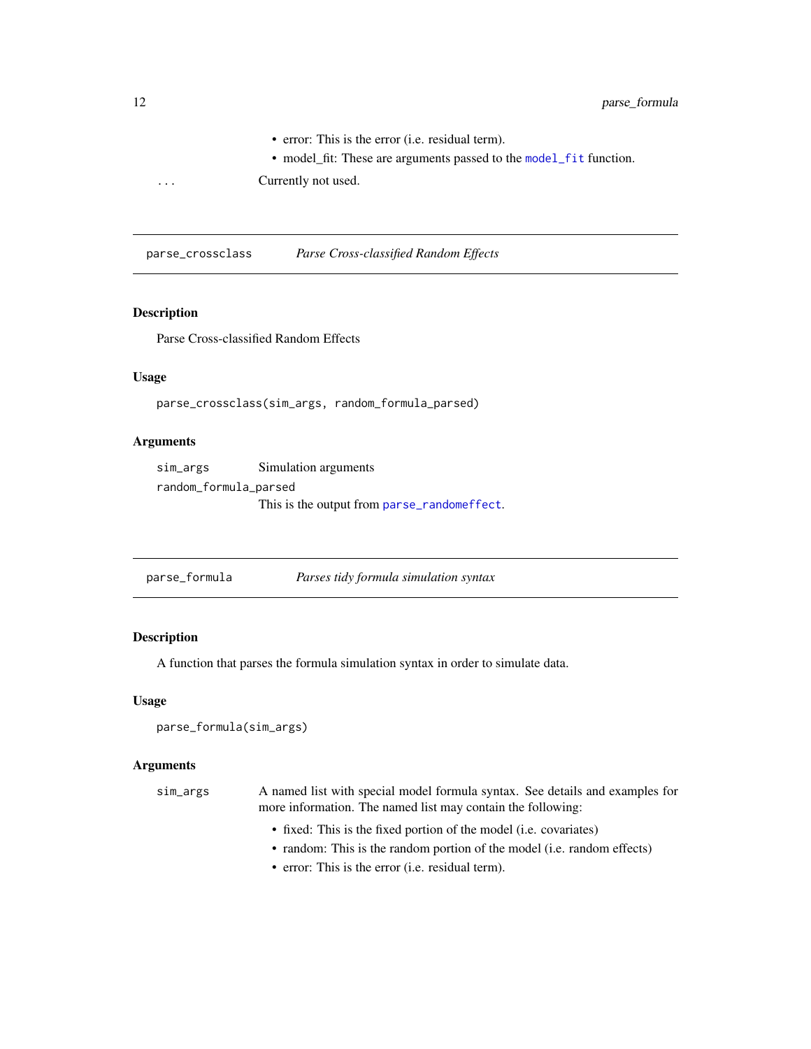- error: This is the error (i.e. residual term).
- model_fit: These are arguments passed to the model_fit function.

`...` Currently not used.

---

## parse_crossclass — *Parse Cross-classified Random Effects*

### Description

Parse Cross-classified Random Effects

### Usage

```
parse_crossclass(sim_args, random_formula_parsed)
```

### Arguments

| | |
|---|---|
| `sim_args` | Simulation arguments |
| `random_formula_parsed` | This is the output from parse_randomeffect. |

---

## parse_formula — *Parses tidy formula simulation syntax*

### Description

A function that parses the formula simulation syntax in order to simulate data.

### Usage

```
parse_formula(sim_args)
```

### Arguments

`sim_args` A named list with special model formula syntax. See details and examples for more information. The named list may contain the following:

- fixed: This is the fixed portion of the model (i.e. covariates)
- random: This is the random portion of the model (i.e. random effects)
- error: This is the error (i.e. residual term).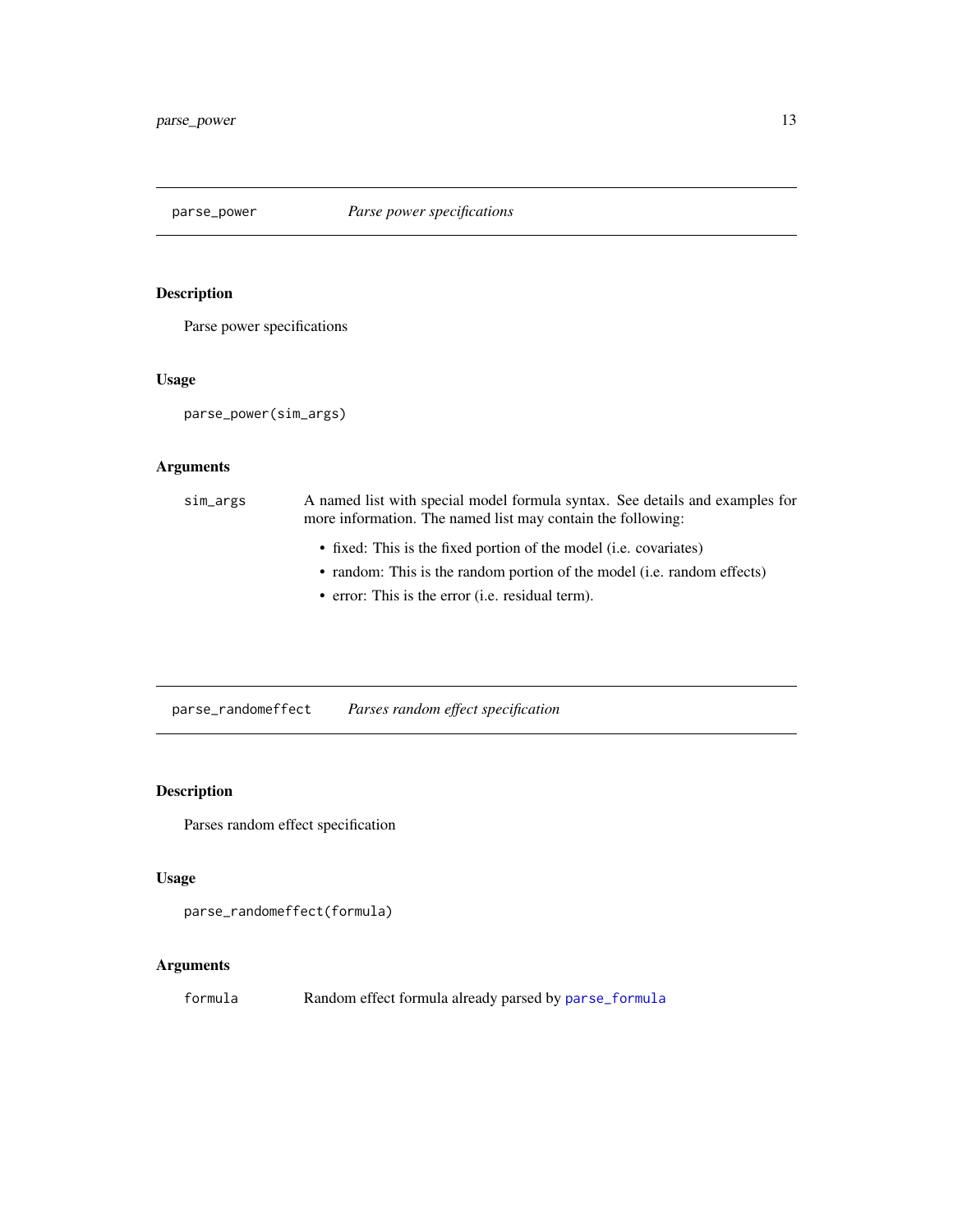## `parse_power` — *Parse power specifications*

### Description

Parse power specifications

### Usage

```
parse_power(sim_args)
```

### Arguments

| | |
|---|---|
| `sim_args` | A named list with special model formula syntax. See details and examples for more information. The named list may contain the following:<br>• fixed: This is the fixed portion of the model (i.e. covariates)<br>• random: This is the random portion of the model (i.e. random effects)<br>• error: This is the error (i.e. residual term). |

## `parse_randomeffect` — *Parses random effect specification*

### Description

Parses random effect specification

### Usage

```
parse_randomeffect(formula)
```

### Arguments

| | |
|---|---|
| `formula` | Random effect formula already parsed by `parse_formula` |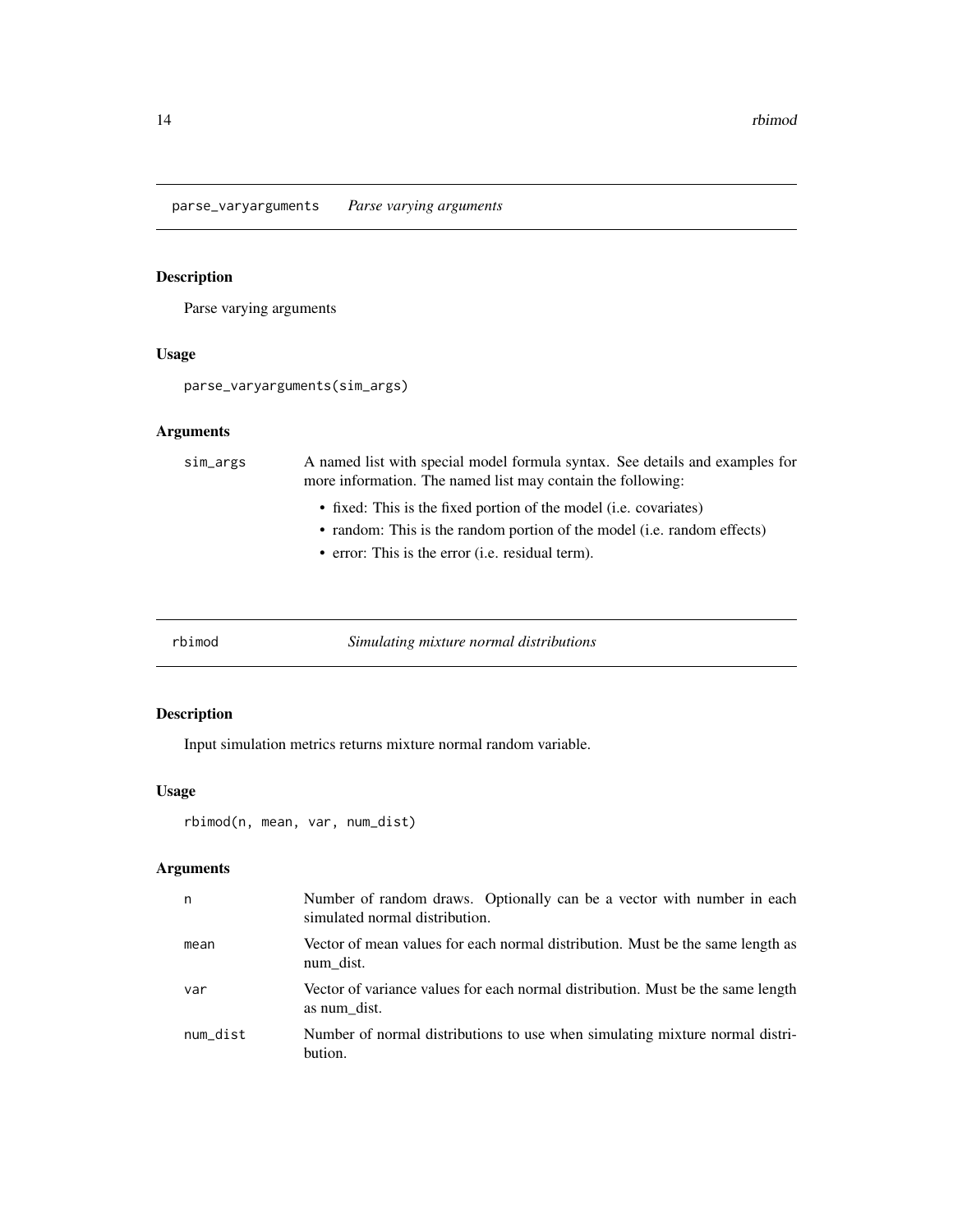## parse_varyarguments *Parse varying arguments*

### Description

Parse varying arguments

### Usage

```
parse_varyarguments(sim_args)
```

### Arguments

| | |
|---|---|
| sim_args | A named list with special model formula syntax. See details and examples for more information. The named list may contain the following: <br>• fixed: This is the fixed portion of the model (i.e. covariates)<br>• random: This is the random portion of the model (i.e. random effects)<br>• error: This is the error (i.e. residual term). |

## rbimod *Simulating mixture normal distributions*

### Description

Input simulation metrics returns mixture normal random variable.

### Usage

```
rbimod(n, mean, var, num_dist)
```

### Arguments

| | |
|---|---|
| n | Number of random draws. Optionally can be a vector with number in each simulated normal distribution. |
| mean | Vector of mean values for each normal distribution. Must be the same length as num_dist. |
| var | Vector of variance values for each normal distribution. Must be the same length as num_dist. |
| num_dist | Number of normal distributions to use when simulating mixture normal distribution. |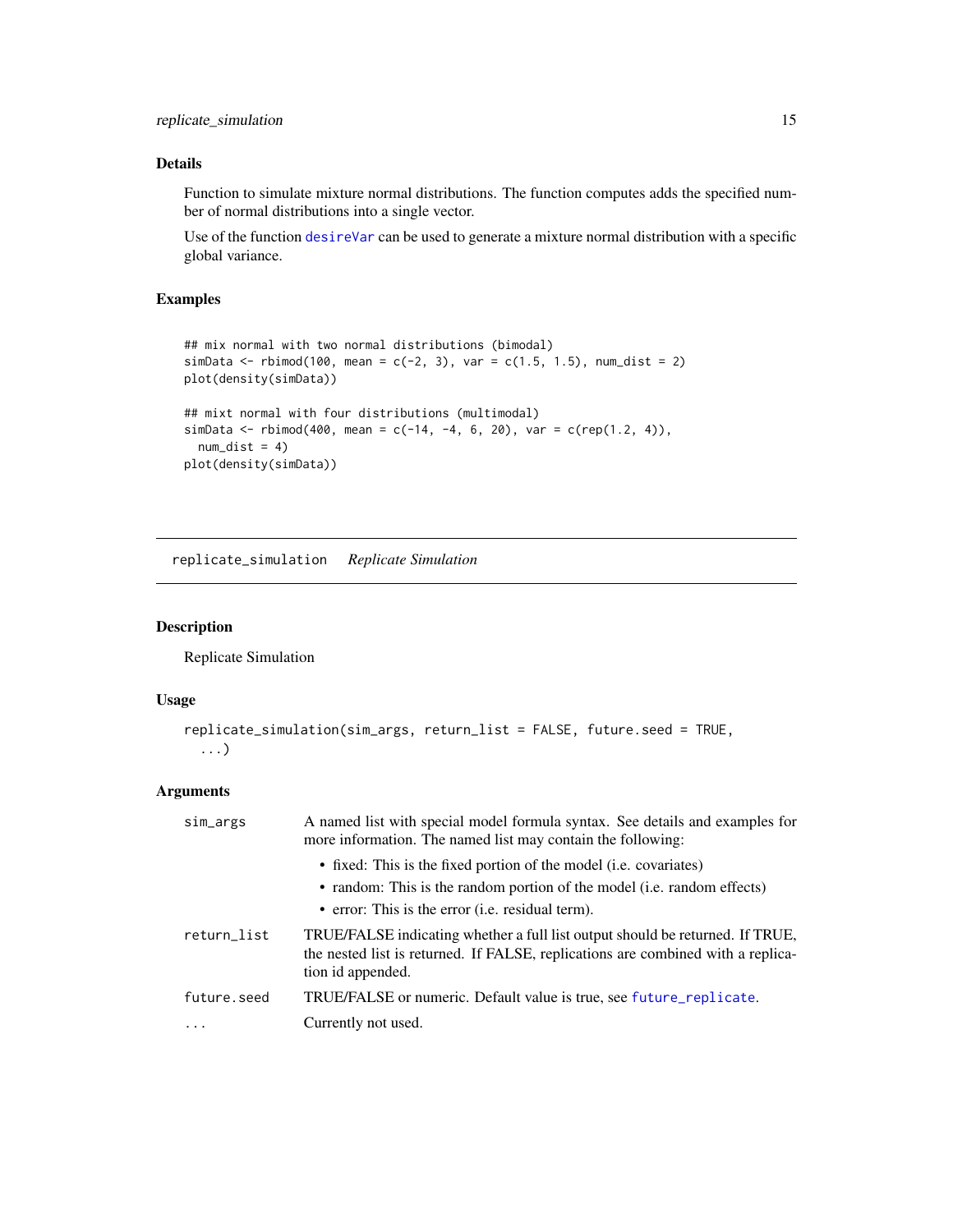### Details

Function to simulate mixture normal distributions. The function computes adds the specified number of normal distributions into a single vector.

Use of the function `desireVar` can be used to generate a mixture normal distribution with a specific global variance.

### Examples

```
## mix normal with two normal distributions (bimodal)
simData <- rbimod(100, mean = c(-2, 3), var = c(1.5, 1.5), num_dist = 2)
plot(density(simData))

## mixt normal with four distributions (multimodal)
simData <- rbimod(400, mean = c(-14, -4, 6, 20), var = c(rep(1.2, 4)),
  num_dist = 4)
plot(density(simData))
```

---

## replicate_simulation    *Replicate Simulation*

### Description

Replicate Simulation

### Usage

```
replicate_simulation(sim_args, return_list = FALSE, future.seed = TRUE,
  ...)
```

### Arguments

| | |
|---|---|
| `sim_args` | A named list with special model formula syntax. See details and examples for more information. The named list may contain the following:<br>• fixed: This is the fixed portion of the model (i.e. covariates)<br>• random: This is the random portion of the model (i.e. random effects)<br>• error: This is the error (i.e. residual term). |
| `return_list` | TRUE/FALSE indicating whether a full list output should be returned. If TRUE, the nested list is returned. If FALSE, replications are combined with a replication id appended. |
| `future.seed` | TRUE/FALSE or numeric. Default value is true, see `future_replicate`. |
| `...` | Currently not used. |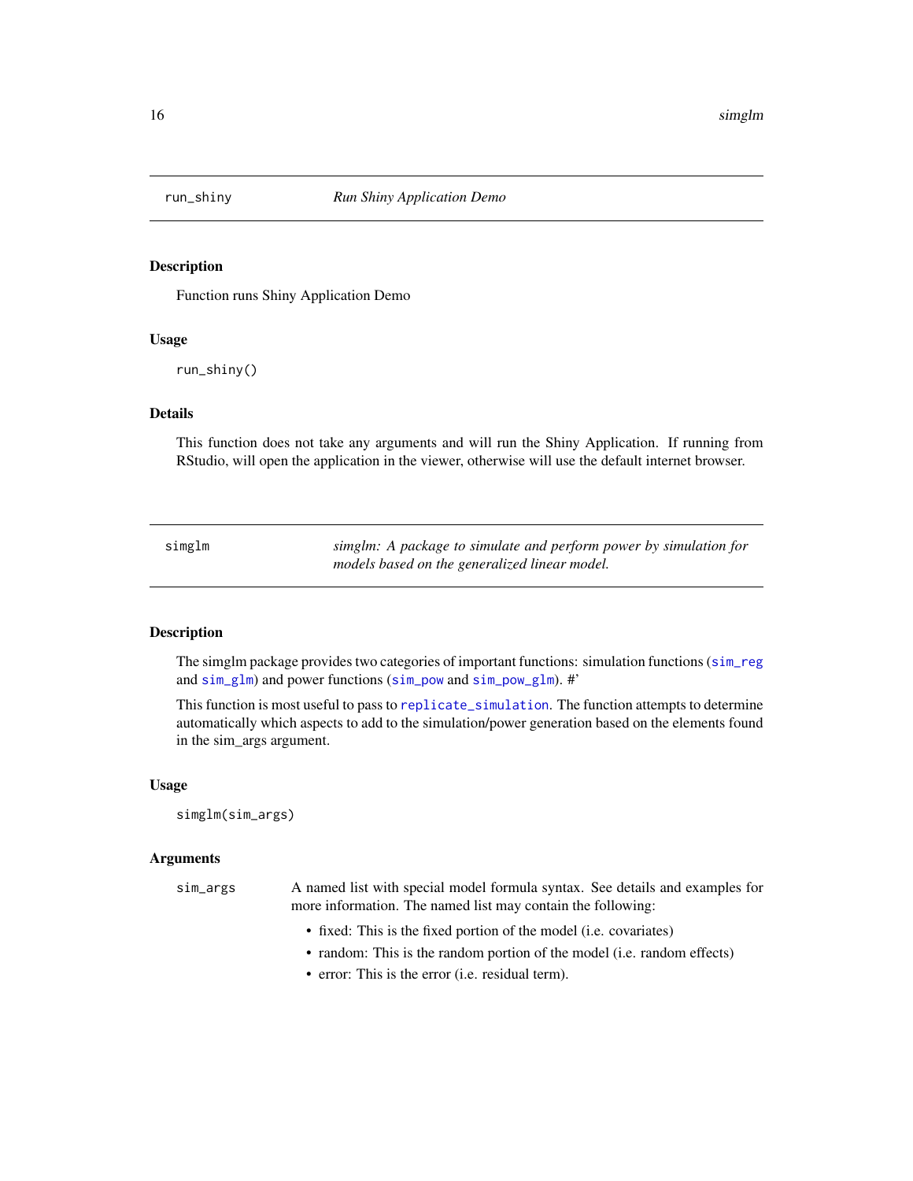## run_shiny — *Run Shiny Application Demo*

### Description

Function runs Shiny Application Demo

### Usage

```
run_shiny()
```

### Details

This function does not take any arguments and will run the Shiny Application. If running from RStudio, will open the application in the viewer, otherwise will use the default internet browser.

## simglm — *simglm: A package to simulate and perform power by simulation for models based on the generalized linear model.*

### Description

The simglm package provides two categories of important functions: simulation functions (sim_reg and sim_glm) and power functions (sim_pow and sim_pow_glm). #'

This function is most useful to pass to replicate_simulation. The function attempts to determine automatically which aspects to add to the simulation/power generation based on the elements found in the sim_args argument.

### Usage

```
simglm(sim_args)
```

### Arguments

sim_args — A named list with special model formula syntax. See details and examples for more information. The named list may contain the following:

- fixed: This is the fixed portion of the model (i.e. covariates)
- random: This is the random portion of the model (i.e. random effects)
- error: This is the error (i.e. residual term).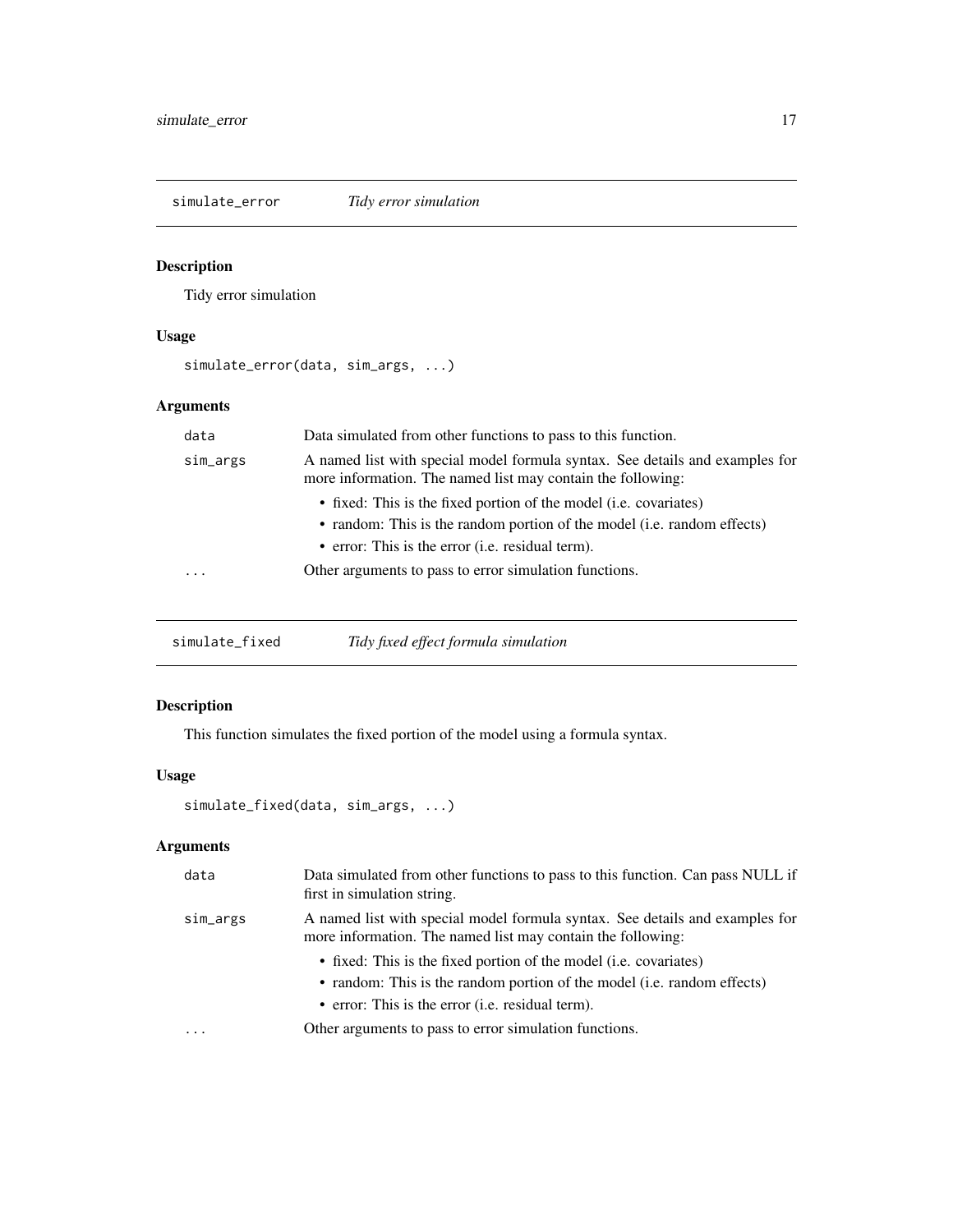## simulate_error — *Tidy error simulation*

### Description

Tidy error simulation

### Usage

```
simulate_error(data, sim_args, ...)
```

### Arguments

| | |
|---|---|
| data | Data simulated from other functions to pass to this function. |
| sim_args | A named list with special model formula syntax. See details and examples for more information. The named list may contain the following:<br>• fixed: This is the fixed portion of the model (i.e. covariates)<br>• random: This is the random portion of the model (i.e. random effects)<br>• error: This is the error (i.e. residual term). |
| ... | Other arguments to pass to error simulation functions. |

## simulate_fixed — *Tidy fixed effect formula simulation*

### Description

This function simulates the fixed portion of the model using a formula syntax.

### Usage

```
simulate_fixed(data, sim_args, ...)
```

### Arguments

| | |
|---|---|
| data | Data simulated from other functions to pass to this function. Can pass NULL if first in simulation string. |
| sim_args | A named list with special model formula syntax. See details and examples for more information. The named list may contain the following:<br>• fixed: This is the fixed portion of the model (i.e. covariates)<br>• random: This is the random portion of the model (i.e. random effects)<br>• error: This is the error (i.e. residual term). |
| ... | Other arguments to pass to error simulation functions. |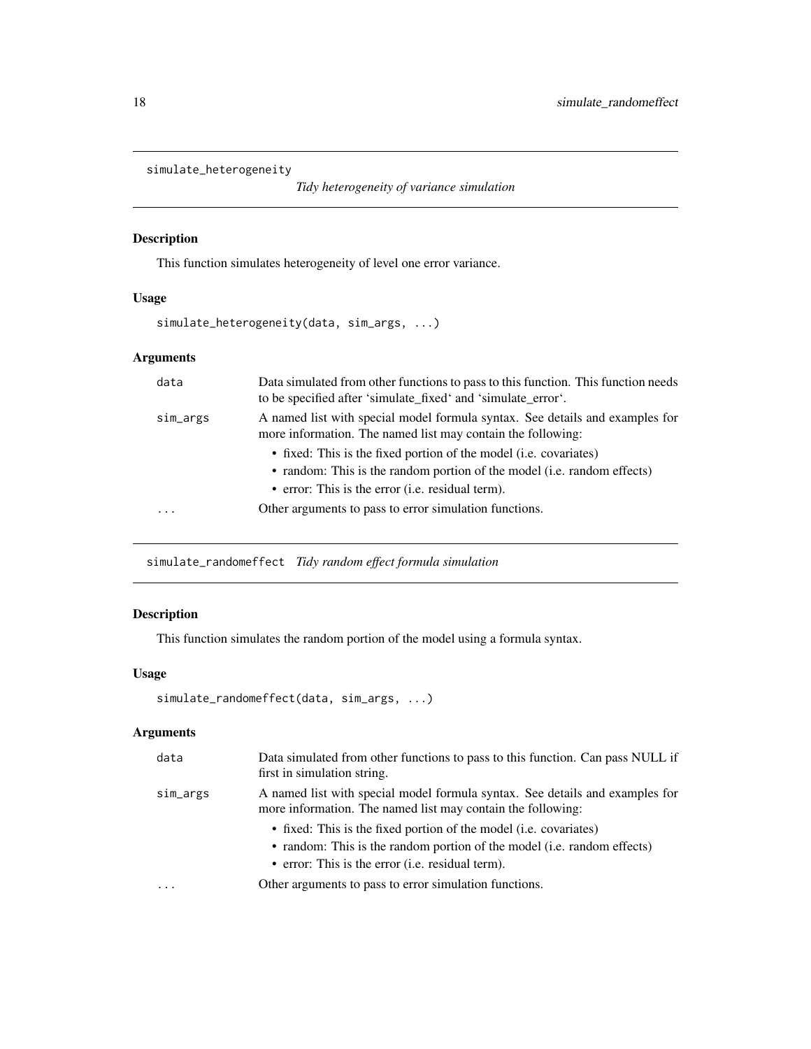## simulate_heterogeneity

*Tidy heterogeneity of variance simulation*

### Description

This function simulates heterogeneity of level one error variance.

### Usage

```
simulate_heterogeneity(data, sim_args, ...)
```

### Arguments

| | |
|---|---|
| data | Data simulated from other functions to pass to this function. This function needs to be specified after 'simulate_fixed' and 'simulate_error'. |
| sim_args | A named list with special model formula syntax. See details and examples for more information. The named list may contain the following:<br>• fixed: This is the fixed portion of the model (i.e. covariates)<br>• random: This is the random portion of the model (i.e. random effects)<br>• error: This is the error (i.e. residual term). |
| ... | Other arguments to pass to error simulation functions. |

## simulate_randomeffect

*Tidy random effect formula simulation*

### Description

This function simulates the random portion of the model using a formula syntax.

### Usage

```
simulate_randomeffect(data, sim_args, ...)
```

### Arguments

| | |
|---|---|
| data | Data simulated from other functions to pass to this function. Can pass NULL if first in simulation string. |
| sim_args | A named list with special model formula syntax. See details and examples for more information. The named list may contain the following:<br>• fixed: This is the fixed portion of the model (i.e. covariates)<br>• random: This is the random portion of the model (i.e. random effects)<br>• error: This is the error (i.e. residual term). |
| ... | Other arguments to pass to error simulation functions. |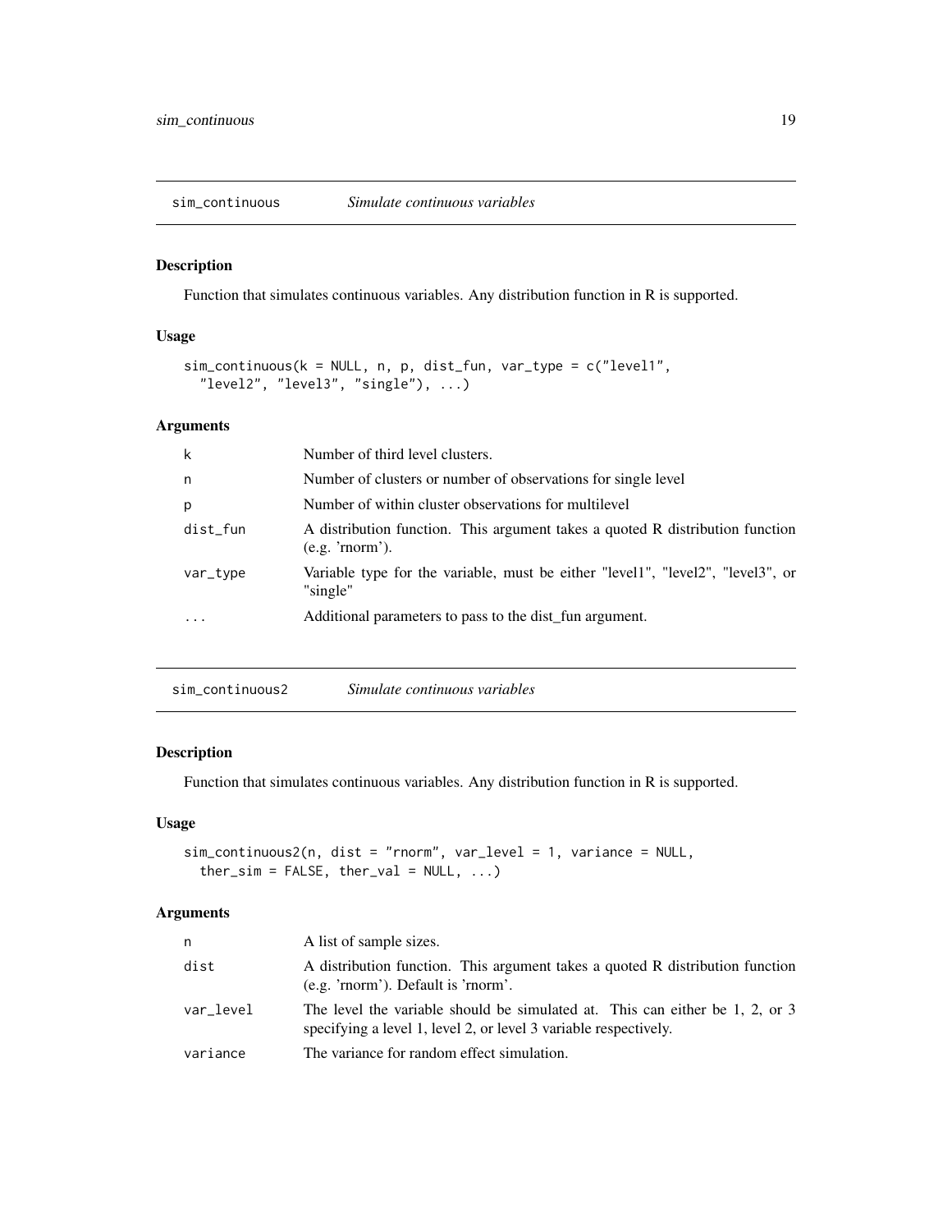## sim_continuous — *Simulate continuous variables*

### Description

Function that simulates continuous variables. Any distribution function in R is supported.

### Usage

```
sim_continuous(k = NULL, n, p, dist_fun, var_type = c("level1",
  "level2", "level3", "single"), ...)
```

### Arguments

| | |
|---|---|
| k | Number of third level clusters. |
| n | Number of clusters or number of observations for single level |
| p | Number of within cluster observations for multilevel |
| dist_fun | A distribution function. This argument takes a quoted R distribution function (e.g. 'rnorm'). |
| var_type | Variable type for the variable, must be either "level1", "level2", "level3", or "single" |
| ... | Additional parameters to pass to the dist_fun argument. |

## sim_continuous2 — *Simulate continuous variables*

### Description

Function that simulates continuous variables. Any distribution function in R is supported.

### Usage

```
sim_continuous2(n, dist = "rnorm", var_level = 1, variance = NULL,
  ther_sim = FALSE, ther_val = NULL, ...)
```

### Arguments

| | |
|---|---|
| n | A list of sample sizes. |
| dist | A distribution function. This argument takes a quoted R distribution function (e.g. 'rnorm'). Default is 'rnorm'. |
| var_level | The level the variable should be simulated at. This can either be 1, 2, or 3 specifying a level 1, level 2, or level 3 variable respectively. |
| variance | The variance for random effect simulation. |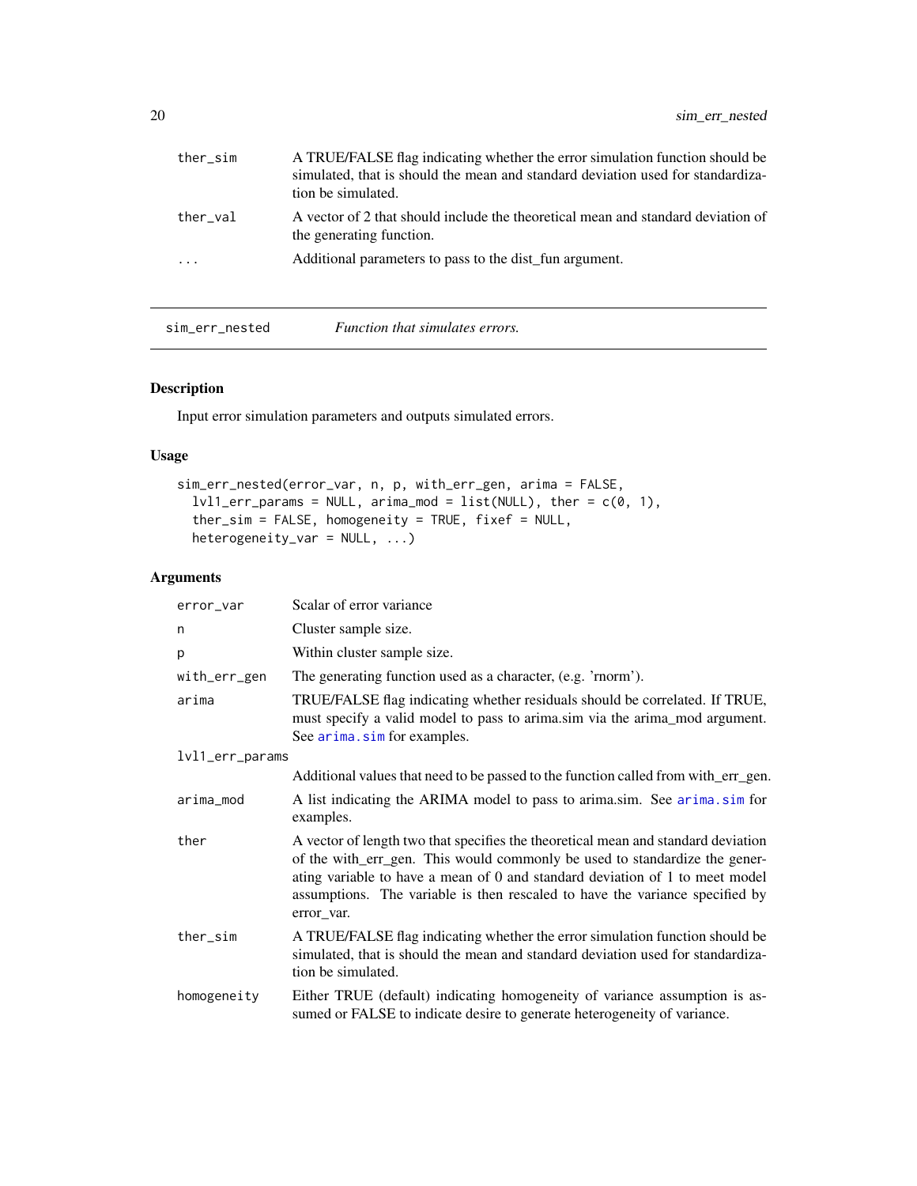| | |
|---|---|
| ther_sim | A TRUE/FALSE flag indicating whether the error simulation function should be simulated, that is should the mean and standard deviation used for standardization be simulated. |
| ther_val | A vector of 2 that should include the theoretical mean and standard deviation of the generating function. |
| ... | Additional parameters to pass to the dist_fun argument. |

---

## sim_err_nested — *Function that simulates errors.*

### Description

Input error simulation parameters and outputs simulated errors.

### Usage

```
sim_err_nested(error_var, n, p, with_err_gen, arima = FALSE,
  lvl1_err_params = NULL, arima_mod = list(NULL), ther = c(0, 1),
  ther_sim = FALSE, homogeneity = TRUE, fixef = NULL,
  heterogeneity_var = NULL, ...)
```

### Arguments

| | |
|---|---|
| error_var | Scalar of error variance |
| n | Cluster sample size. |
| p | Within cluster sample size. |
| with_err_gen | The generating function used as a character, (e.g. 'rnorm'). |
| arima | TRUE/FALSE flag indicating whether residuals should be correlated. If TRUE, must specify a valid model to pass to arima.sim via the arima_mod argument. See arima.sim for examples. |
| lvl1_err_params | Additional values that need to be passed to the function called from with_err_gen. |
| arima_mod | A list indicating the ARIMA model to pass to arima.sim. See arima.sim for examples. |
| ther | A vector of length two that specifies the theoretical mean and standard deviation of the with_err_gen. This would commonly be used to standardize the generating variable to have a mean of 0 and standard deviation of 1 to meet model assumptions. The variable is then rescaled to have the variance specified by error_var. |
| ther_sim | A TRUE/FALSE flag indicating whether the error simulation function should be simulated, that is should the mean and standard deviation used for standardization be simulated. |
| homogeneity | Either TRUE (default) indicating homogeneity of variance assumption is assumed or FALSE to indicate desire to generate heterogeneity of variance. |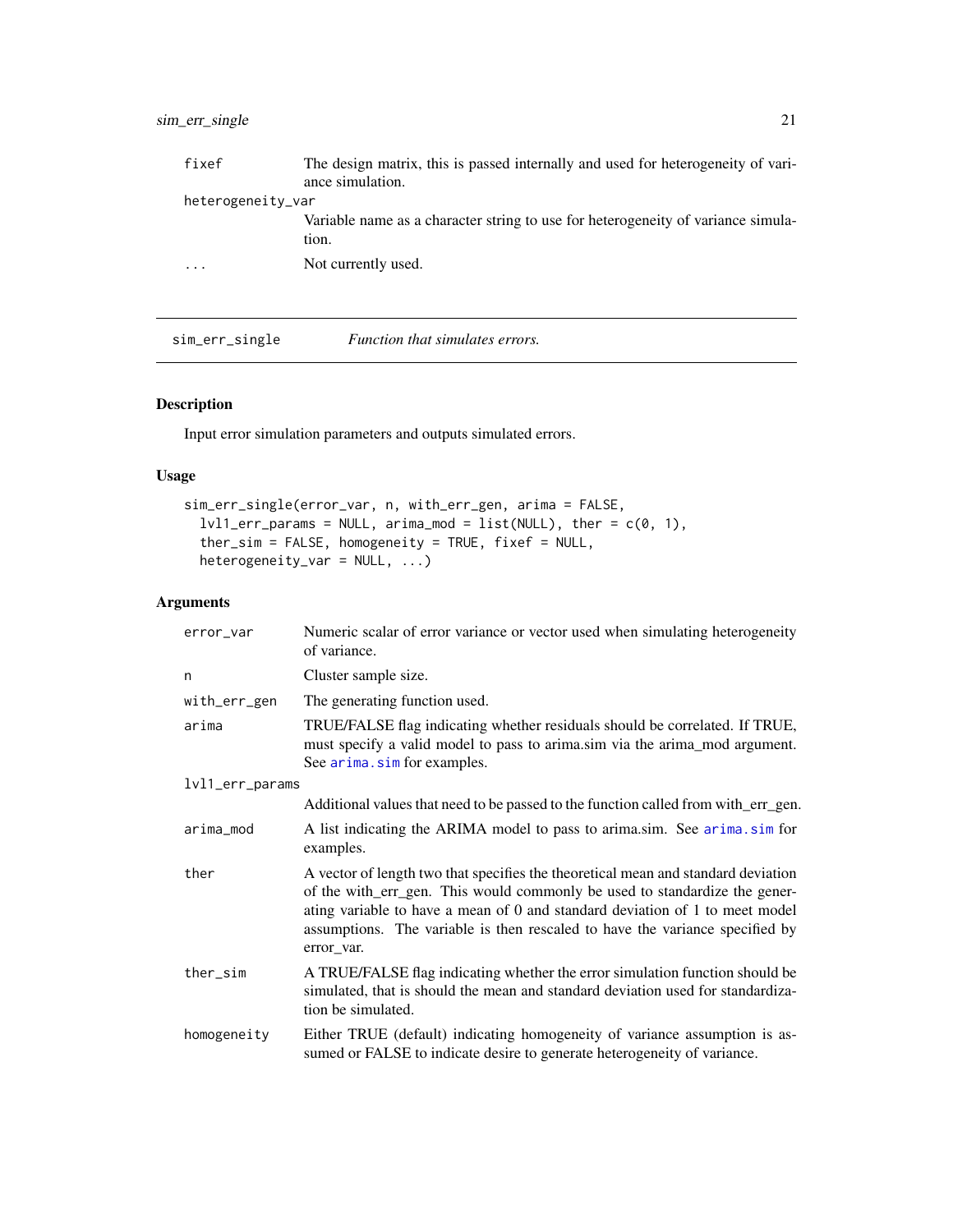| | |
|---|---|
| fixef | The design matrix, this is passed internally and used for heterogeneity of variance simulation. |
| heterogeneity_var | Variable name as a character string to use for heterogeneity of variance simulation. |
| ... | Not currently used. |

---

## sim_err_single — *Function that simulates errors.*

### Description

Input error simulation parameters and outputs simulated errors.

### Usage

```
sim_err_single(error_var, n, with_err_gen, arima = FALSE,
  lvl1_err_params = NULL, arima_mod = list(NULL), ther = c(0, 1),
  ther_sim = FALSE, homogeneity = TRUE, fixef = NULL,
  heterogeneity_var = NULL, ...)
```

### Arguments

| | |
|---|---|
| error_var | Numeric scalar of error variance or vector used when simulating heterogeneity of variance. |
| n | Cluster sample size. |
| with_err_gen | The generating function used. |
| arima | TRUE/FALSE flag indicating whether residuals should be correlated. If TRUE, must specify a valid model to pass to arima.sim via the arima_mod argument. See arima.sim for examples. |
| lvl1_err_params | Additional values that need to be passed to the function called from with_err_gen. |
| arima_mod | A list indicating the ARIMA model to pass to arima.sim. See arima.sim for examples. |
| ther | A vector of length two that specifies the theoretical mean and standard deviation of the with_err_gen. This would commonly be used to standardize the generating variable to have a mean of 0 and standard deviation of 1 to meet model assumptions. The variable is then rescaled to have the variance specified by error_var. |
| ther_sim | A TRUE/FALSE flag indicating whether the error simulation function should be simulated, that is should the mean and standard deviation used for standardization be simulated. |
| homogeneity | Either TRUE (default) indicating homogeneity of variance assumption is assumed or FALSE to indicate desire to generate heterogeneity of variance. |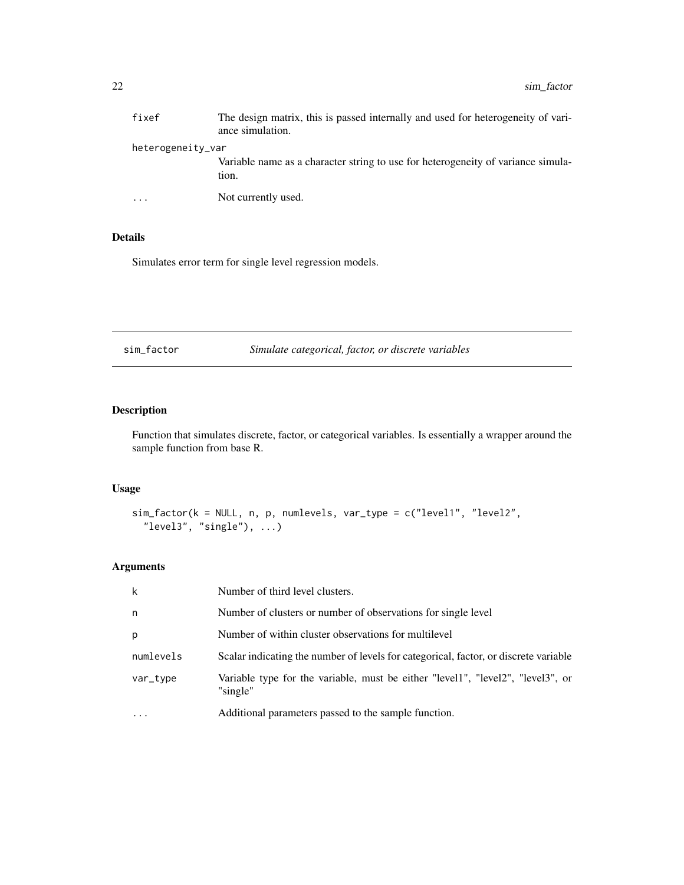| | |
|---|---|
| fixef | The design matrix, this is passed internally and used for heterogeneity of variance simulation. |
| heterogeneity_var | Variable name as a character string to use for heterogeneity of variance simulation. |
| ... | Not currently used. |

## Details

Simulates error term for single level regression models.

---

# sim_factor — *Simulate categorical, factor, or discrete variables*

---

## Description

Function that simulates discrete, factor, or categorical variables. Is essentially a wrapper around the sample function from base R.

## Usage

```
sim_factor(k = NULL, n, p, numlevels, var_type = c("level1", "level2",
  "level3", "single"), ...)
```

## Arguments

| | |
|---|---|
| k | Number of third level clusters. |
| n | Number of clusters or number of observations for single level |
| p | Number of within cluster observations for multilevel |
| numlevels | Scalar indicating the number of levels for categorical, factor, or discrete variable |
| var_type | Variable type for the variable, must be either "level1", "level2", "level3", or "single" |
| ... | Additional parameters passed to the sample function. |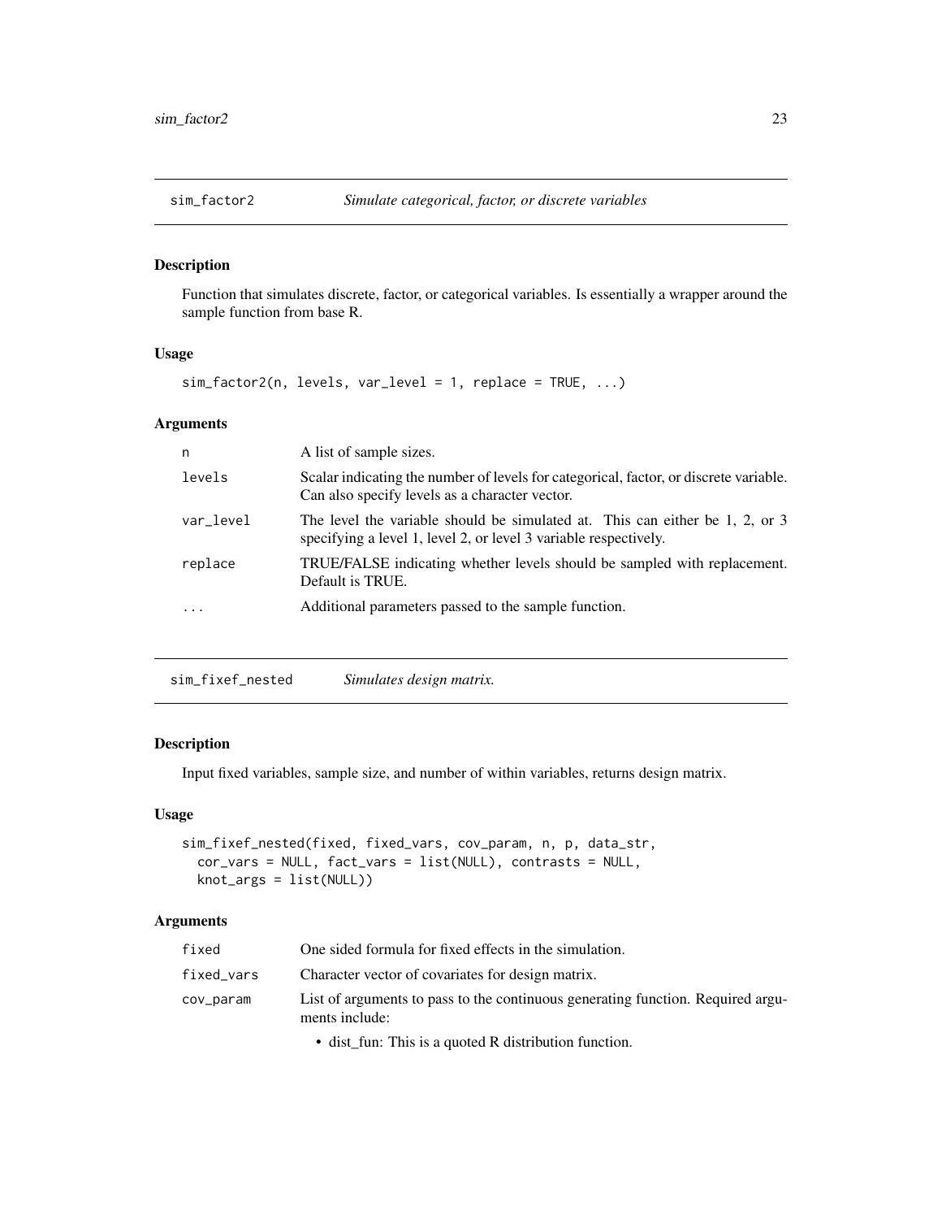## sim_factor2 — *Simulate categorical, factor, or discrete variables*

### Description

Function that simulates discrete, factor, or categorical variables. Is essentially a wrapper around the sample function from base R.

### Usage

```
sim_factor2(n, levels, var_level = 1, replace = TRUE, ...)
```

### Arguments

| | |
|---|---|
| `n` | A list of sample sizes. |
| `levels` | Scalar indicating the number of levels for categorical, factor, or discrete variable. Can also specify levels as a character vector. |
| `var_level` | The level the variable should be simulated at. This can either be 1, 2, or 3 specifying a level 1, level 2, or level 3 variable respectively. |
| `replace` | TRUE/FALSE indicating whether levels should be sampled with replacement. Default is TRUE. |
| `...` | Additional parameters passed to the sample function. |

## sim_fixef_nested — *Simulates design matrix.*

### Description

Input fixed variables, sample size, and number of within variables, returns design matrix.

### Usage

```
sim_fixef_nested(fixed, fixed_vars, cov_param, n, p, data_str,
  cor_vars = NULL, fact_vars = list(NULL), contrasts = NULL,
  knot_args = list(NULL))
```

### Arguments

| | |
|---|---|
| `fixed` | One sided formula for fixed effects in the simulation. |
| `fixed_vars` | Character vector of covariates for design matrix. |
| `cov_param` | List of arguments to pass to the continuous generating function. Required arguments include:<br>• dist_fun: This is a quoted R distribution function. |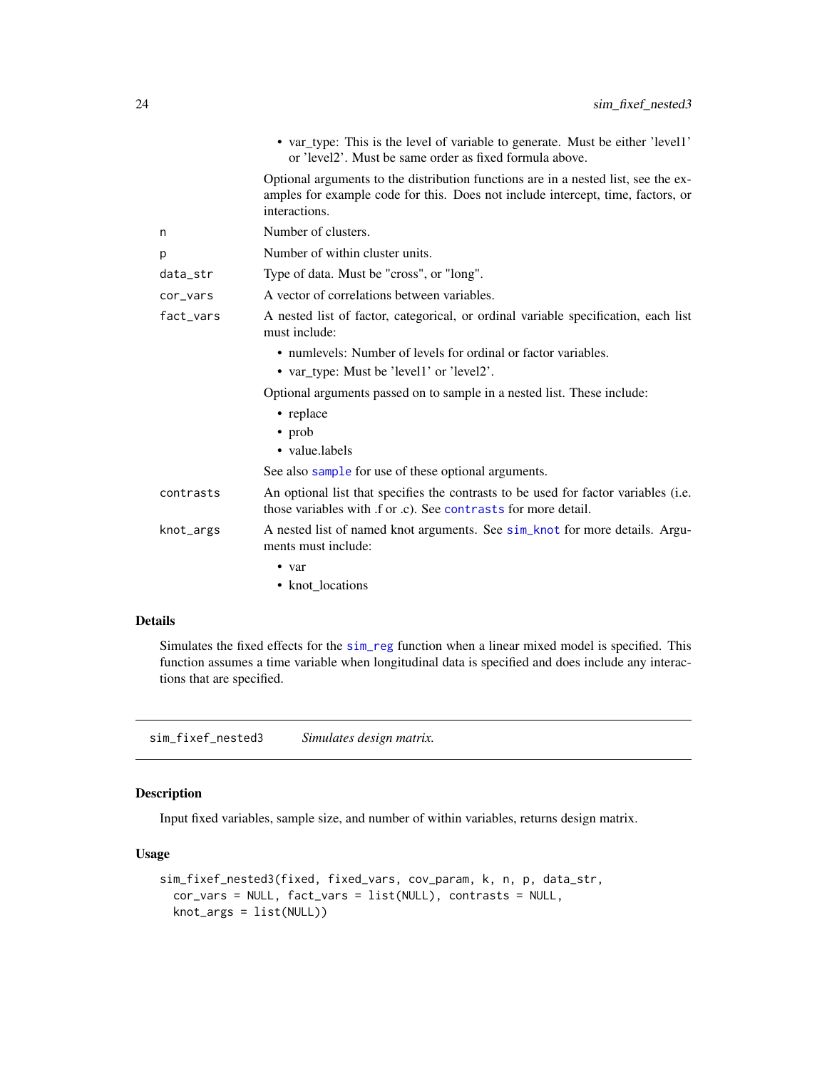- var_type: This is the level of variable to generate. Must be either 'level1' or 'level2'. Must be same order as fixed formula above.

  Optional arguments to the distribution functions are in a nested list, see the examples for example code for this. Does not include intercept, time, factors, or interactions.

| | |
|---|---|
| n | Number of clusters. |
| p | Number of within cluster units. |
| data_str | Type of data. Must be "cross", or "long". |
| cor_vars | A vector of correlations between variables. |

fact_vars
: A nested list of factor, categorical, or ordinal variable specification, each list must include:
  - numlevels: Number of levels for ordinal or factor variables.
  - var_type: Must be 'level1' or 'level2'.

  Optional arguments passed on to sample in a nested list. These include:
  - replace
  - prob
  - value.labels

  See also sample for use of these optional arguments.

contrasts
: An optional list that specifies the contrasts to be used for factor variables (i.e. those variables with .f or .c). See contrasts for more detail.

knot_args
: A nested list of named knot arguments. See sim_knot for more details. Arguments must include:
  - var
  - knot_locations

### Details

Simulates the fixed effects for the sim_reg function when a linear mixed model is specified. This function assumes a time variable when longitudinal data is specified and does include any interactions that are specified.

---

## sim_fixef_nested3 *Simulates design matrix.*

### Description

Input fixed variables, sample size, and number of within variables, returns design matrix.

### Usage

```
sim_fixef_nested3(fixed, fixed_vars, cov_param, k, n, p, data_str,
  cor_vars = NULL, fact_vars = list(NULL), contrasts = NULL,
  knot_args = list(NULL))
```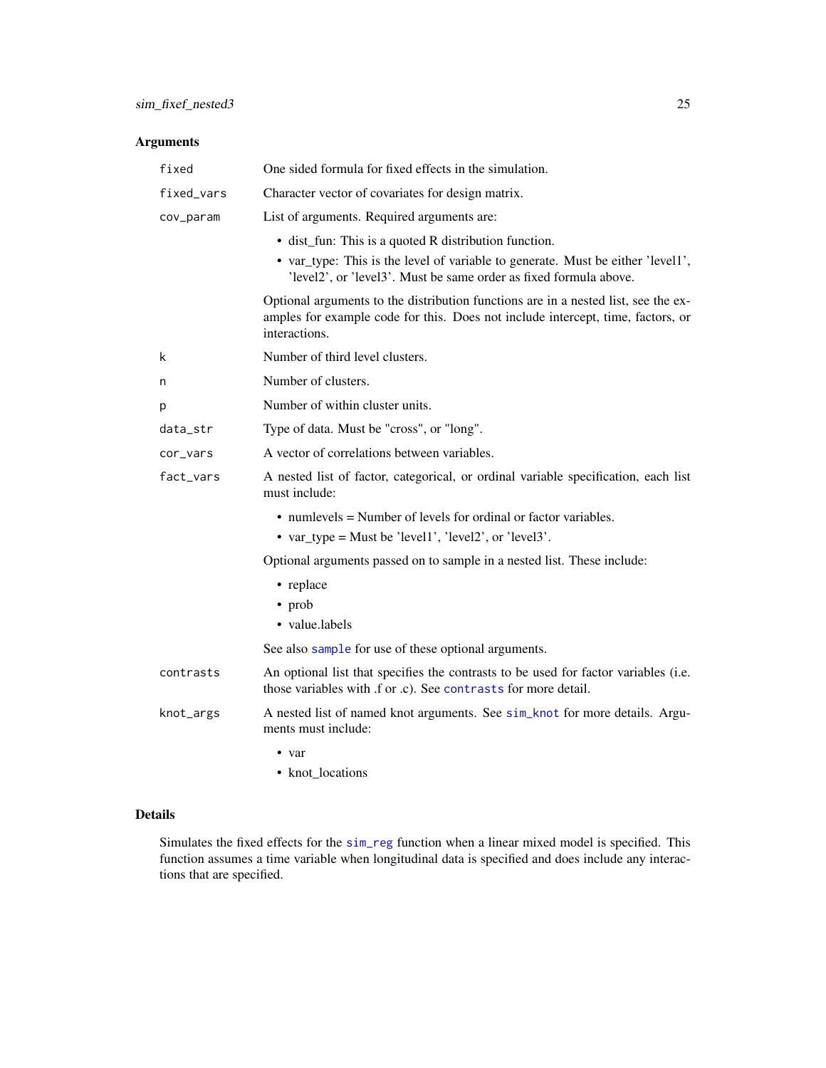### Arguments

- `fixed` — One sided formula for fixed effects in the simulation.
- `fixed_vars` — Character vector of covariates for design matrix.
- `cov_param` — List of arguments. Required arguments are:
  - dist_fun: This is a quoted R distribution function.
  - var_type: This is the level of variable to generate. Must be either 'level1', 'level2', or 'level3'. Must be same order as fixed formula above.

  Optional arguments to the distribution functions are in a nested list, see the examples for example code for this. Does not include intercept, time, factors, or interactions.
- `k` — Number of third level clusters.
- `n` — Number of clusters.
- `p` — Number of within cluster units.
- `data_str` — Type of data. Must be "cross", or "long".
- `cor_vars` — A vector of correlations between variables.
- `fact_vars` — A nested list of factor, categorical, or ordinal variable specification, each list must include:
  - numlevels = Number of levels for ordinal or factor variables.
  - var_type = Must be 'level1', 'level2', or 'level3'.

  Optional arguments passed on to sample in a nested list. These include:
  - replace
  - prob
  - value.labels

  See also `sample` for use of these optional arguments.
- `contrasts` — An optional list that specifies the contrasts to be used for factor variables (i.e. those variables with .f or .c). See `contrasts` for more detail.
- `knot_args` — A nested list of named knot arguments. See `sim_knot` for more details. Arguments must include:
  - var
  - knot_locations

### Details

Simulates the fixed effects for the `sim_reg` function when a linear mixed model is specified. This function assumes a time variable when longitudinal data is specified and does include any interactions that are specified.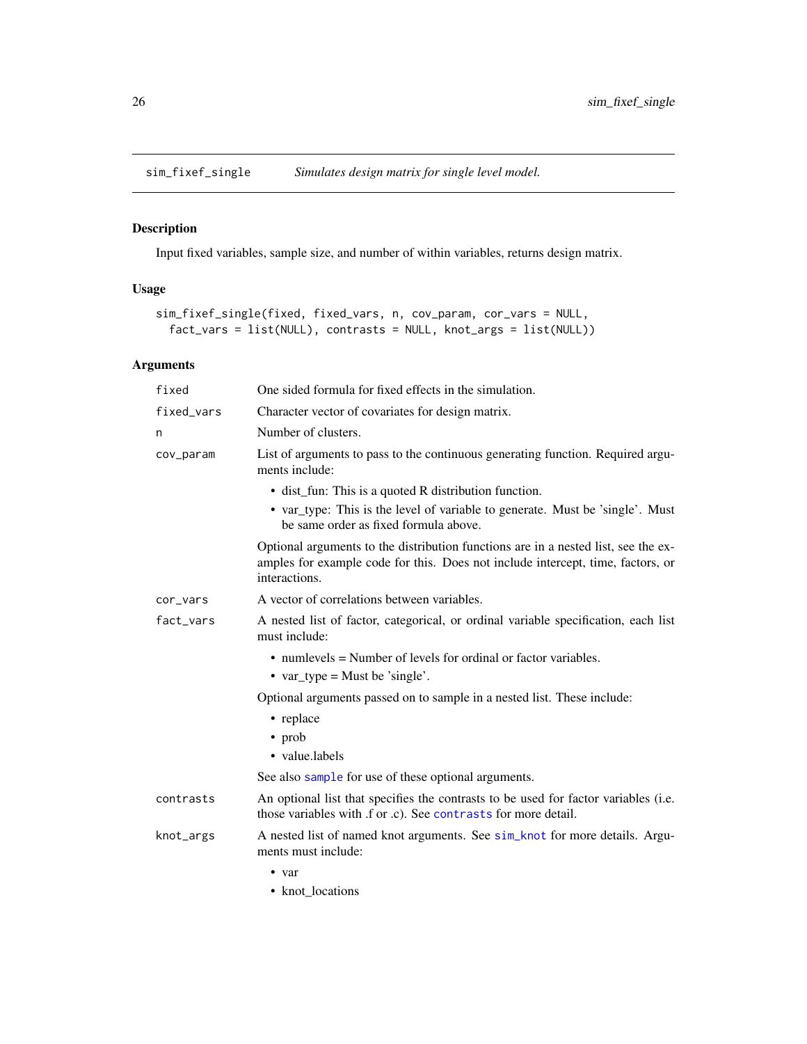## sim_fixef_single — *Simulates design matrix for single level model.*

### Description

Input fixed variables, sample size, and number of within variables, returns design matrix.

### Usage

```
sim_fixef_single(fixed, fixed_vars, n, cov_param, cor_vars = NULL,
  fact_vars = list(NULL), contrasts = NULL, knot_args = list(NULL))
```

### Arguments

| | |
|---|---|
| `fixed` | One sided formula for fixed effects in the simulation. |
| `fixed_vars` | Character vector of covariates for design matrix. |
| `n` | Number of clusters. |
| `cov_param` | List of arguments to pass to the continuous generating function. Required arguments include: <ul><li>dist_fun: This is a quoted R distribution function.</li><li>var_type: This is the level of variable to generate. Must be 'single'. Must be same order as fixed formula above.</li></ul> Optional arguments to the distribution functions are in a nested list, see the examples for example code for this. Does not include intercept, time, factors, or interactions. |
| `cor_vars` | A vector of correlations between variables. |
| `fact_vars` | A nested list of factor, categorical, or ordinal variable specification, each list must include: <ul><li>numlevels = Number of levels for ordinal or factor variables.</li><li>var_type = Must be 'single'.</li></ul> Optional arguments passed on to sample in a nested list. These include: <ul><li>replace</li><li>prob</li><li>value.labels</li></ul> See also `sample` for use of these optional arguments. |
| `contrasts` | An optional list that specifies the contrasts to be used for factor variables (i.e. those variables with .f or .c). See `contrasts` for more detail. |
| `knot_args` | A nested list of named knot arguments. See `sim_knot` for more details. Arguments must include: <ul><li>var</li><li>knot_locations</li></ul> |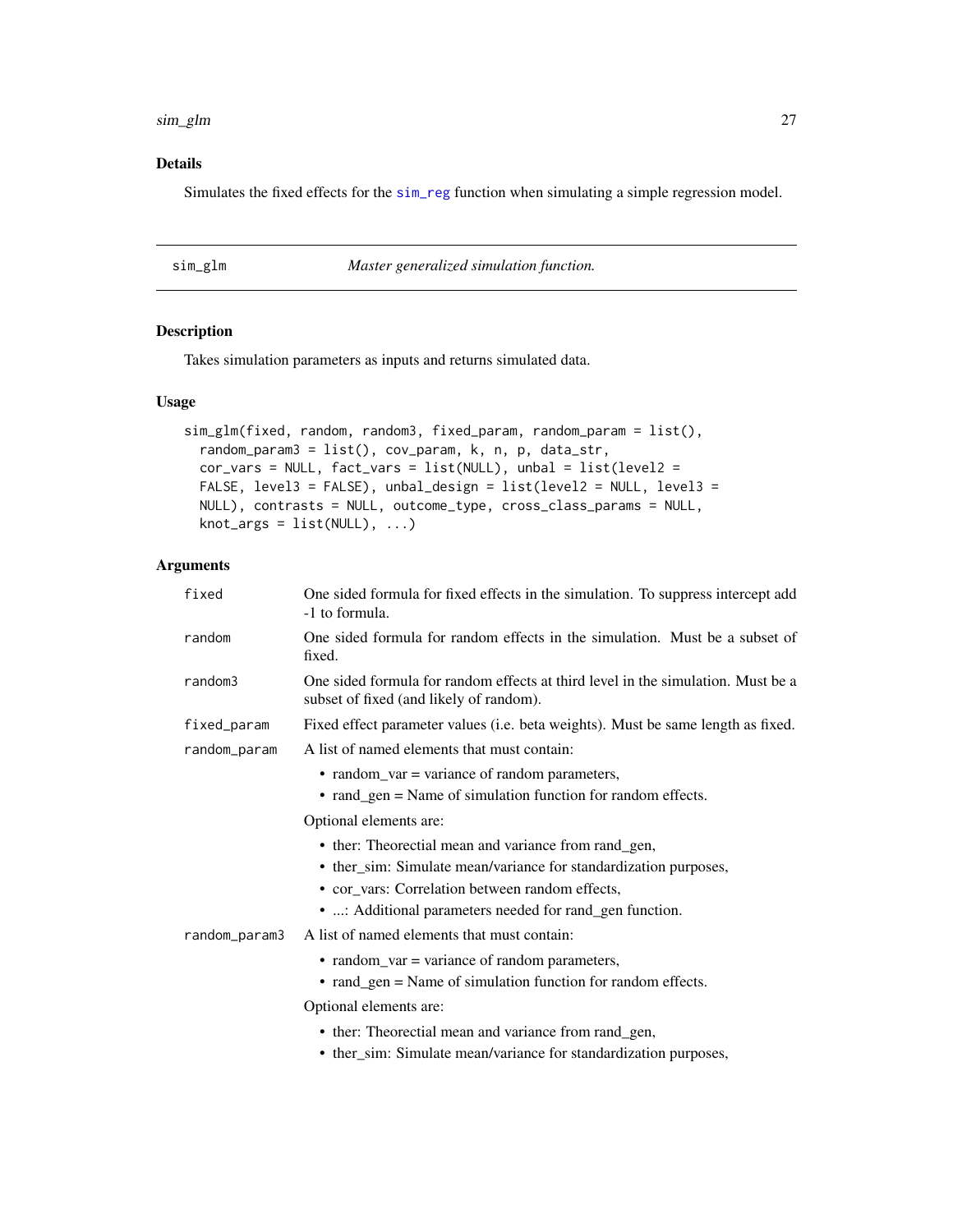## Details

Simulates the fixed effects for the sim_reg function when simulating a simple regression model.

---

# sim_glm *Master generalized simulation function.*

## Description

Takes simulation parameters as inputs and returns simulated data.

## Usage

```
sim_glm(fixed, random, random3, fixed_param, random_param = list(),
  random_param3 = list(), cov_param, k, n, p, data_str,
  cor_vars = NULL, fact_vars = list(NULL), unbal = list(level2 =
  FALSE, level3 = FALSE), unbal_design = list(level2 = NULL, level3 =
  NULL), contrasts = NULL, outcome_type, cross_class_params = NULL,
  knot_args = list(NULL), ...)
```

## Arguments

| | |
|---|---|
| fixed | One sided formula for fixed effects in the simulation. To suppress intercept add -1 to formula. |
| random | One sided formula for random effects in the simulation. Must be a subset of fixed. |
| random3 | One sided formula for random effects at third level in the simulation. Must be a subset of fixed (and likely of random). |
| fixed_param | Fixed effect parameter values (i.e. beta weights). Must be same length as fixed. |
| random_param | A list of named elements that must contain: <ul><li>random_var = variance of random parameters,</li><li>rand_gen = Name of simulation function for random effects.</li></ul> Optional elements are: <ul><li>ther: Theorectial mean and variance from rand_gen,</li><li>ther_sim: Simulate mean/variance for standardization purposes,</li><li>cor_vars: Correlation between random effects,</li><li>...: Additional parameters needed for rand_gen function.</li></ul> |
| random_param3 | A list of named elements that must contain: <ul><li>random_var = variance of random parameters,</li><li>rand_gen = Name of simulation function for random effects.</li></ul> Optional elements are: <ul><li>ther: Theorectial mean and variance from rand_gen,</li><li>ther_sim: Simulate mean/variance for standardization purposes,</li></ul> |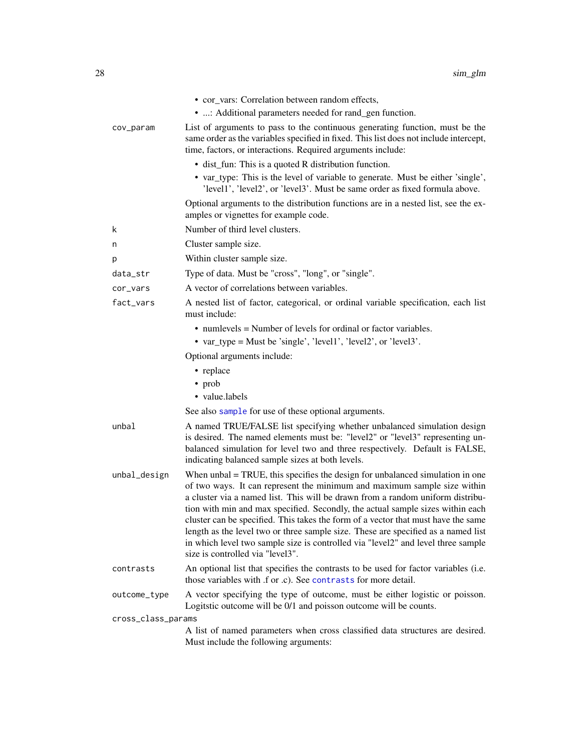- cor_vars: Correlation between random effects,
- ...: Additional parameters needed for rand_gen function.

`cov_param` List of arguments to pass to the continuous generating function, must be the same order as the variables specified in fixed. This list does not include intercept, time, factors, or interactions. Required arguments include:

- dist_fun: This is a quoted R distribution function.
- var_type: This is the level of variable to generate. Must be either 'single', 'level1', 'level2', or 'level3'. Must be same order as fixed formula above.

Optional arguments to the distribution functions are in a nested list, see the examples or vignettes for example code.

`k` Number of third level clusters.

`n` Cluster sample size.

`p` Within cluster sample size.

`data_str` Type of data. Must be "cross", "long", or "single".

`cor_vars` A vector of correlations between variables.

`fact_vars` A nested list of factor, categorical, or ordinal variable specification, each list must include:

- numlevels = Number of levels for ordinal or factor variables.
- var_type = Must be 'single', 'level1', 'level2', or 'level3'.

Optional arguments include:

- replace
- prob
- value.labels

See also `sample` for use of these optional arguments.

`unbal` A named TRUE/FALSE list specifying whether unbalanced simulation design is desired. The named elements must be: "level2" or "level3" representing unbalanced simulation for level two and three respectively. Default is FALSE, indicating balanced sample sizes at both levels.

`unbal_design` When unbal = TRUE, this specifies the design for unbalanced simulation in one of two ways. It can represent the minimum and maximum sample size within a cluster via a named list. This will be drawn from a random uniform distribution with min and max specified. Secondly, the actual sample sizes within each cluster can be specified. This takes the form of a vector that must have the same length as the level two or three sample size. These are specified as a named list in which level two sample size is controlled via "level2" and level three sample size is controlled via "level3".

`contrasts` An optional list that specifies the contrasts to be used for factor variables (i.e. those variables with .f or .c). See `contrasts` for more detail.

`outcome_type` A vector specifying the type of outcome, must be either logistic or poisson. Logitstic outcome will be 0/1 and poisson outcome will be counts.

`cross_class_params` A list of named parameters when cross classified data structures are desired. Must include the following arguments: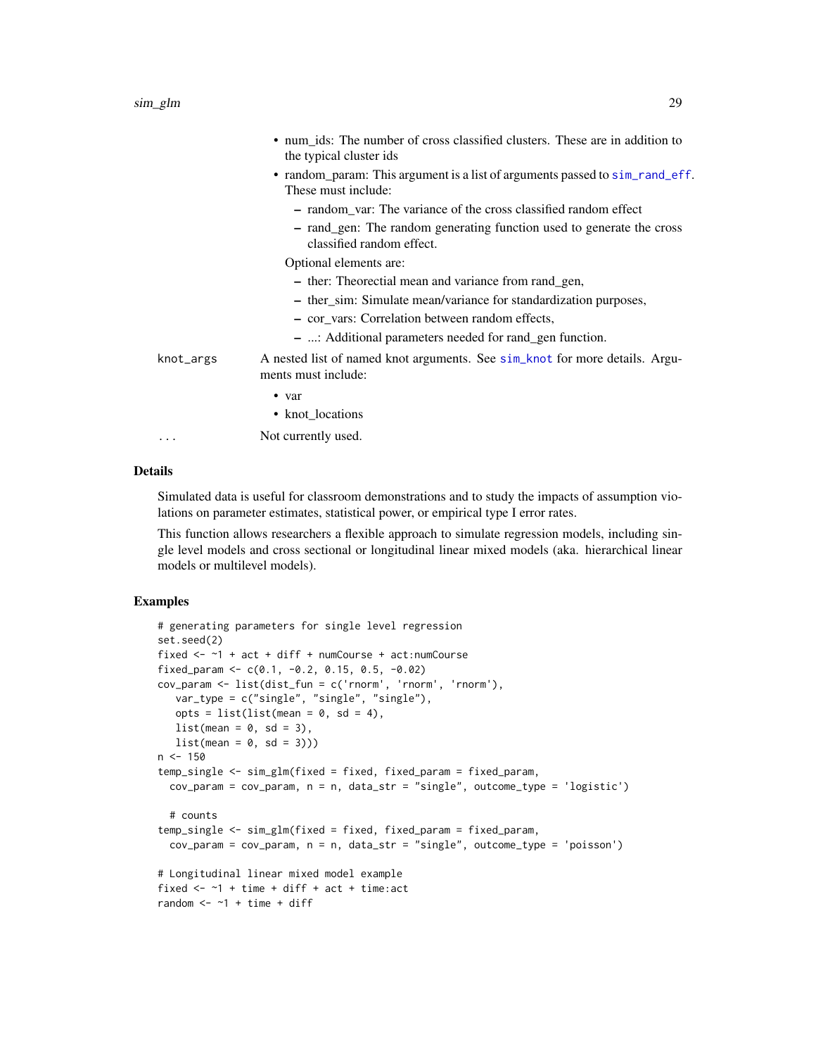- num_ids: The number of cross classified clusters. These are in addition to the typical cluster ids
- random_param: This argument is a list of arguments passed to sim_rand_eff. These must include:
  - random_var: The variance of the cross classified random effect
  - rand_gen: The random generating function used to generate the cross classified random effect.

  Optional elements are:
  - ther: Theorectial mean and variance from rand_gen,
  - ther_sim: Simulate mean/variance for standardization purposes,
  - cor_vars: Correlation between random effects,
  - ...: Additional parameters needed for rand_gen function.

**knot_args** A nested list of named knot arguments. See sim_knot for more details. Arguments must include:

- var
- knot_locations

**...** Not currently used.

## Details

Simulated data is useful for classroom demonstrations and to study the impacts of assumption violations on parameter estimates, statistical power, or empirical type I error rates.

This function allows researchers a flexible approach to simulate regression models, including single level models and cross sectional or longitudinal linear mixed models (aka. hierarchical linear models or multilevel models).

## Examples

```
# generating parameters for single level regression
set.seed(2)
fixed <- ~1 + act + diff + numCourse + act:numCourse
fixed_param <- c(0.1, -0.2, 0.15, 0.5, -0.02)
cov_param <- list(dist_fun = c('rnorm', 'rnorm', 'rnorm'),
   var_type = c("single", "single", "single"),
   opts = list(list(mean = 0, sd = 4),
   list(mean = 0, sd = 3),
   list(mean = 0, sd = 3)))
n <- 150
temp_single <- sim_glm(fixed = fixed, fixed_param = fixed_param,
  cov_param = cov_param, n = n, data_str = "single", outcome_type = 'logistic')

  # counts
temp_single <- sim_glm(fixed = fixed, fixed_param = fixed_param,
  cov_param = cov_param, n = n, data_str = "single", outcome_type = 'poisson')

# Longitudinal linear mixed model example
fixed <- ~1 + time + diff + act + time:act
random <- ~1 + time + diff
```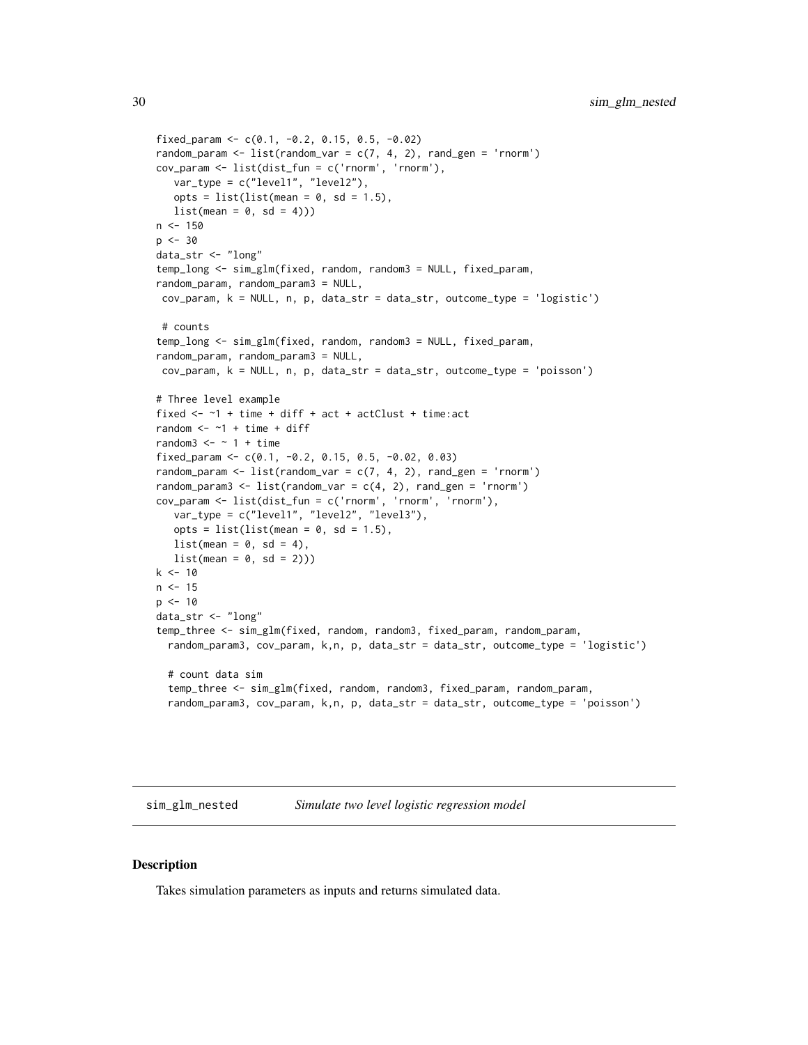```
fixed_param <- c(0.1, -0.2, 0.15, 0.5, -0.02)
random_param <- list(random_var = c(7, 4, 2), rand_gen = 'rnorm')
cov_param <- list(dist_fun = c('rnorm', 'rnorm'),
   var_type = c("level1", "level2"),
   opts = list(list(mean = 0, sd = 1.5),
   list(mean = 0, sd = 4)))
n <- 150
p <- 30
data_str <- "long"
temp_long <- sim_glm(fixed, random, random3 = NULL, fixed_param,
random_param, random_param3 = NULL,
 cov_param, k = NULL, n, p, data_str = data_str, outcome_type = 'logistic')

 # counts
temp_long <- sim_glm(fixed, random, random3 = NULL, fixed_param,
random_param, random_param3 = NULL,
 cov_param, k = NULL, n, p, data_str = data_str, outcome_type = 'poisson')

# Three level example
fixed <- ~1 + time + diff + act + actClust + time:act
random <- ~1 + time + diff
random3 <- ~ 1 + time
fixed_param <- c(0.1, -0.2, 0.15, 0.5, -0.02, 0.03)
random_param <- list(random_var = c(7, 4, 2), rand_gen = 'rnorm')
random_param3 <- list(random_var = c(4, 2), rand_gen = 'rnorm')
cov_param <- list(dist_fun = c('rnorm', 'rnorm', 'rnorm'),
   var_type = c("level1", "level2", "level3"),
   opts = list(list(mean = 0, sd = 1.5),
   list(mean = 0, sd = 4),
   list(mean = 0, sd = 2)))
k <- 10
n <- 15
p <- 10
data_str <- "long"
temp_three <- sim_glm(fixed, random, random3, fixed_param, random_param,
  random_param3, cov_param, k,n, p, data_str = data_str, outcome_type = 'logistic')

  # count data sim
  temp_three <- sim_glm(fixed, random, random3, fixed_param, random_param,
  random_param3, cov_param, k,n, p, data_str = data_str, outcome_type = 'poisson')
```

## sim_glm_nested — *Simulate two level logistic regression model*

### Description

Takes simulation parameters as inputs and returns simulated data.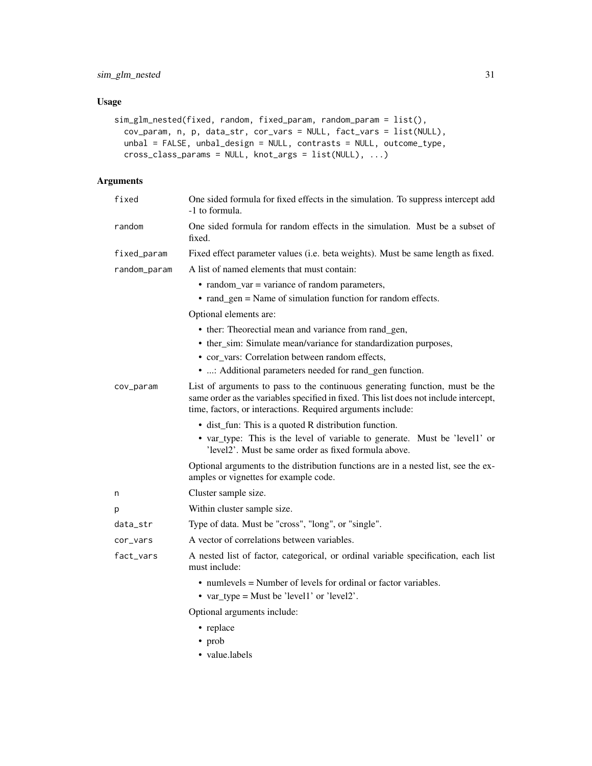## Usage

```
sim_glm_nested(fixed, random, fixed_param, random_param = list(),
  cov_param, n, p, data_str, cor_vars = NULL, fact_vars = list(NULL),
  unbal = FALSE, unbal_design = NULL, contrasts = NULL, outcome_type,
  cross_class_params = NULL, knot_args = list(NULL), ...)
```

## Arguments

`fixed` One sided formula for fixed effects in the simulation. To suppress intercept add -1 to formula.

`random` One sided formula for random effects in the simulation. Must be a subset of fixed.

`fixed_param` Fixed effect parameter values (i.e. beta weights). Must be same length as fixed.

`random_param` A list of named elements that must contain:

- random_var = variance of random parameters,
- rand_gen = Name of simulation function for random effects.

Optional elements are:

- ther: Theorectial mean and variance from rand_gen,
- ther_sim: Simulate mean/variance for standardization purposes,
- cor_vars: Correlation between random effects,
- ...: Additional parameters needed for rand_gen function.

`cov_param` List of arguments to pass to the continuous generating function, must be the same order as the variables specified in fixed. This list does not include intercept, time, factors, or interactions. Required arguments include:

- dist_fun: This is a quoted R distribution function.
- var_type: This is the level of variable to generate. Must be 'level1' or 'level2'. Must be same order as fixed formula above.

Optional arguments to the distribution functions are in a nested list, see the examples or vignettes for example code.

`n` Cluster sample size.

`p` Within cluster sample size.

`data_str` Type of data. Must be "cross", "long", or "single".

`cor_vars` A vector of correlations between variables.

`fact_vars` A nested list of factor, categorical, or ordinal variable specification, each list must include:

- numlevels = Number of levels for ordinal or factor variables.
- var_type = Must be 'level1' or 'level2'.

Optional arguments include:

- replace
- prob
- value.labels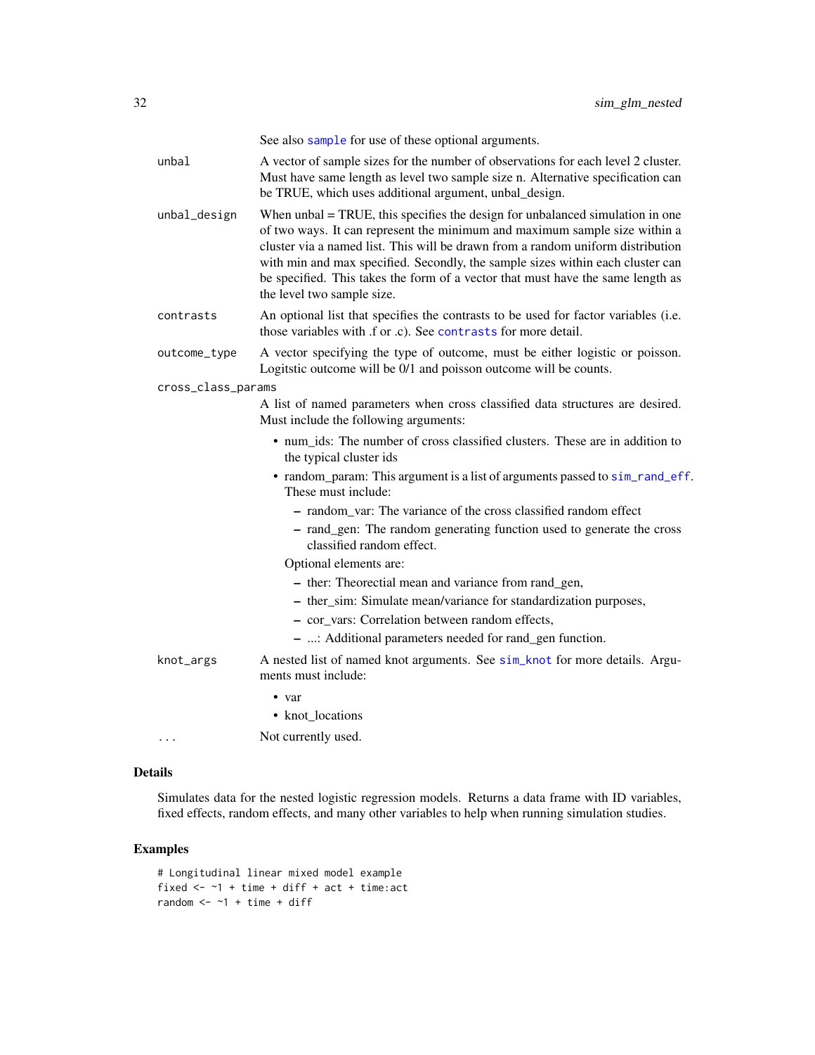See also `sample` for use of these optional arguments.

`unbal` 
A vector of sample sizes for the number of observations for each level 2 cluster. Must have same length as level two sample size n. Alternative specification can be TRUE, which uses additional argument, unbal_design.

`unbal_design` 
When unbal = TRUE, this specifies the design for unbalanced simulation in one of two ways. It can represent the minimum and maximum sample size within a cluster via a named list. This will be drawn from a random uniform distribution with min and max specified. Secondly, the sample sizes within each cluster can be specified. This takes the form of a vector that must have the same length as the level two sample size.

`contrasts` 
An optional list that specifies the contrasts to be used for factor variables (i.e. those variables with .f or .c). See `contrasts` for more detail.

`outcome_type` 
A vector specifying the type of outcome, must be either logistic or poisson. Logitstic outcome will be 0/1 and poisson outcome will be counts.

`cross_class_params` 
A list of named parameters when cross classified data structures are desired. Must include the following arguments:

- num_ids: The number of cross classified clusters. These are in addition to the typical cluster ids
- random_param: This argument is a list of arguments passed to `sim_rand_eff`. These must include:
  - random_var: The variance of the cross classified random effect
  - rand_gen: The random generating function used to generate the cross classified random effect.

  Optional elements are:
  - ther: Theorectial mean and variance from rand_gen,
  - ther_sim: Simulate mean/variance for standardization purposes,
  - cor_vars: Correlation between random effects,
  - ...: Additional parameters needed for rand_gen function.

`knot_args` 
A nested list of named knot arguments. See `sim_knot` for more details. Arguments must include:

- var
- knot_locations

`...` 
Not currently used.

## Details

Simulates data for the nested logistic regression models. Returns a data frame with ID variables, fixed effects, random effects, and many other variables to help when running simulation studies.

## Examples

```
# Longitudinal linear mixed model example
fixed <- ~1 + time + diff + act + time:act
random <- ~1 + time + diff
```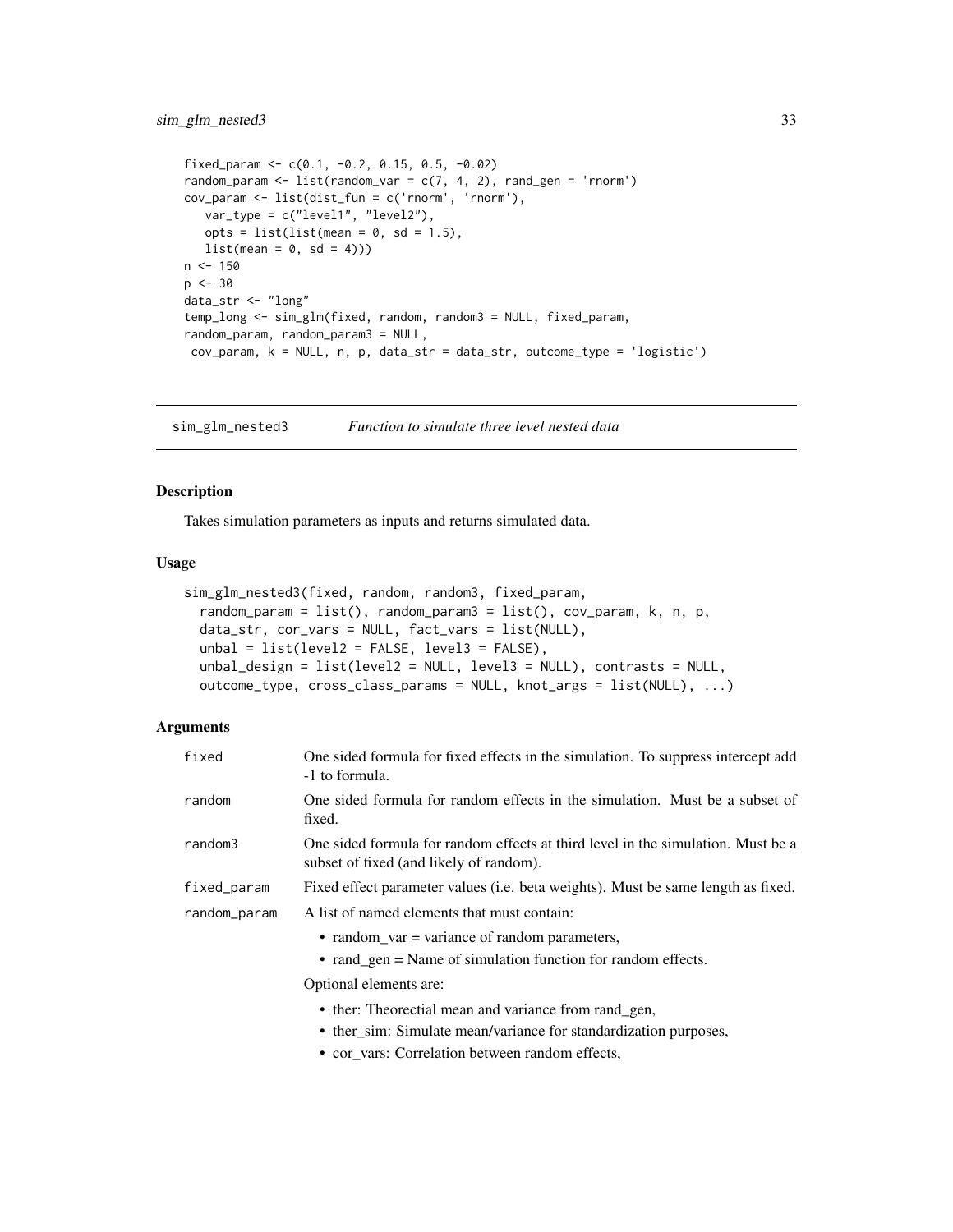```
fixed_param <- c(0.1, -0.2, 0.15, 0.5, -0.02)
random_param <- list(random_var = c(7, 4, 2), rand_gen = 'rnorm')
cov_param <- list(dist_fun = c('rnorm', 'rnorm'),
   var_type = c("level1", "level2"),
   opts = list(list(mean = 0, sd = 1.5),
   list(mean = 0, sd = 4)))
n <- 150
p <- 30
data_str <- "long"
temp_long <- sim_glm(fixed, random, random3 = NULL, fixed_param,
random_param, random_param3 = NULL,
 cov_param, k = NULL, n, p, data_str = data_str, outcome_type = 'logistic')
```

---

## sim_glm_nested3 — *Function to simulate three level nested data*

### Description

Takes simulation parameters as inputs and returns simulated data.

### Usage

```
sim_glm_nested3(fixed, random, random3, fixed_param,
  random_param = list(), random_param3 = list(), cov_param, k, n, p,
  data_str, cor_vars = NULL, fact_vars = list(NULL),
  unbal = list(level2 = FALSE, level3 = FALSE),
  unbal_design = list(level2 = NULL, level3 = NULL), contrasts = NULL,
  outcome_type, cross_class_params = NULL, knot_args = list(NULL), ...)
```

### Arguments

| | |
|---|---|
| `fixed` | One sided formula for fixed effects in the simulation. To suppress intercept add -1 to formula. |
| `random` | One sided formula for random effects in the simulation. Must be a subset of fixed. |
| `random3` | One sided formula for random effects at third level in the simulation. Must be a subset of fixed (and likely of random). |
| `fixed_param` | Fixed effect parameter values (i.e. beta weights). Must be same length as fixed. |
| `random_param` | A list of named elements that must contain: <ul><li>random_var = variance of random parameters,</li><li>rand_gen = Name of simulation function for random effects.</li></ul> Optional elements are: <ul><li>ther: Theorectial mean and variance from rand_gen,</li><li>ther_sim: Simulate mean/variance for standardization purposes,</li><li>cor_vars: Correlation between random effects,</li></ul> |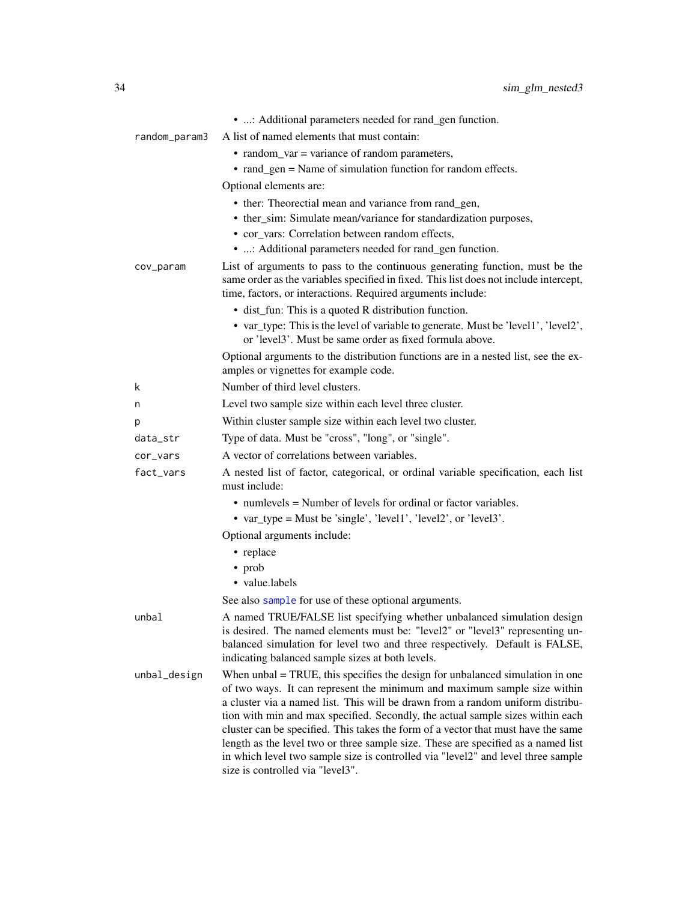- ...: Additional parameters needed for rand_gen function.

`random_param3`
A list of named elements that must contain:

- random_var = variance of random parameters,
- rand_gen = Name of simulation function for random effects.

Optional elements are:

- ther: Theorectial mean and variance from rand_gen,
- ther_sim: Simulate mean/variance for standardization purposes,
- cor_vars: Correlation between random effects,
- ...: Additional parameters needed for rand_gen function.

`cov_param`
List of arguments to pass to the continuous generating function, must be the same order as the variables specified in fixed. This list does not include intercept, time, factors, or interactions. Required arguments include:

- dist_fun: This is a quoted R distribution function.
- var_type: This is the level of variable to generate. Must be 'level1', 'level2', or 'level3'. Must be same order as fixed formula above.

Optional arguments to the distribution functions are in a nested list, see the examples or vignettes for example code.

`k`
Number of third level clusters.

`n`
Level two sample size within each level three cluster.

`p`
Within cluster sample size within each level two cluster.

`data_str`
Type of data. Must be "cross", "long", or "single".

`cor_vars`
A vector of correlations between variables.

`fact_vars`
A nested list of factor, categorical, or ordinal variable specification, each list must include:

- numlevels = Number of levels for ordinal or factor variables.
- var_type = Must be 'single', 'level1', 'level2', or 'level3'.

Optional arguments include:

- replace
- prob
- value.labels

See also sample for use of these optional arguments.

`unbal`
A named TRUE/FALSE list specifying whether unbalanced simulation design is desired. The named elements must be: "level2" or "level3" representing unbalanced simulation for level two and three respectively. Default is FALSE, indicating balanced sample sizes at both levels.

`unbal_design`
When unbal = TRUE, this specifies the design for unbalanced simulation in one of two ways. It can represent the minimum and maximum sample size within a cluster via a named list. This will be drawn from a random uniform distribution with min and max specified. Secondly, the actual sample sizes within each cluster can be specified. This takes the form of a vector that must have the same length as the level two or three sample size. These are specified as a named list in which level two sample size is controlled via "level2" and level three sample size is controlled via "level3".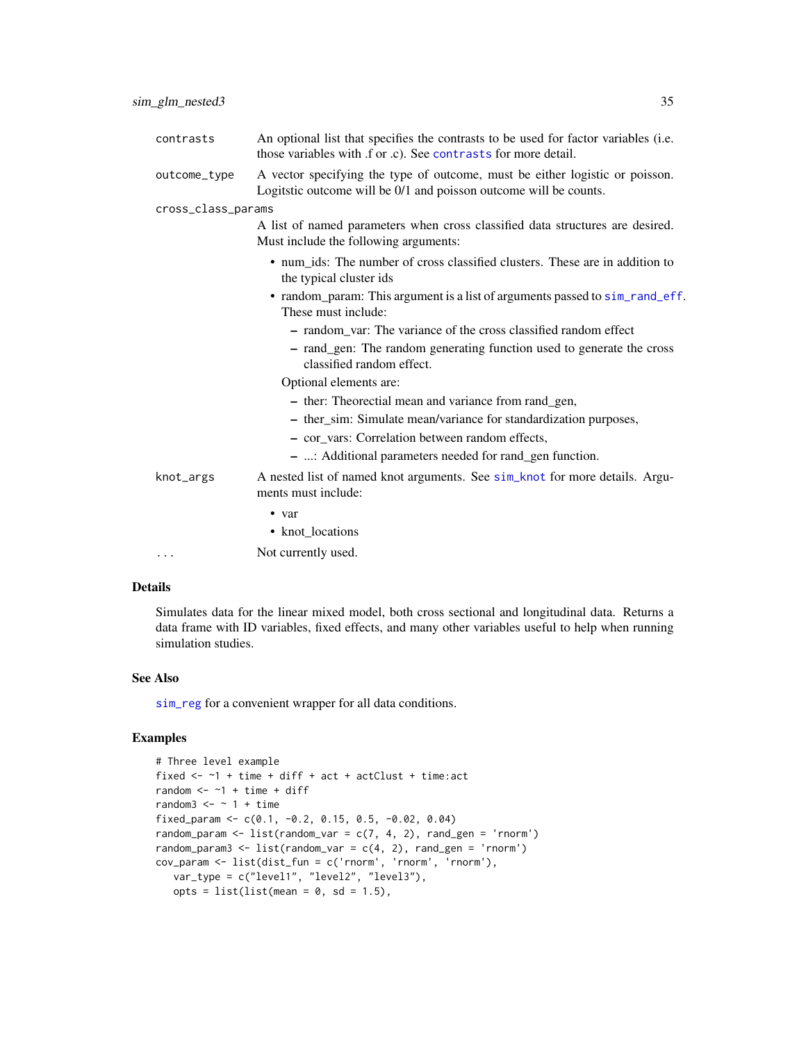contrasts
: An optional list that specifies the contrasts to be used for factor variables (i.e. those variables with .f or .c). See `contrasts` for more detail.

outcome_type
: A vector specifying the type of outcome, must be either logistic or poisson. Logitstic outcome will be 0/1 and poisson outcome will be counts.

cross_class_params
: A list of named parameters when cross classified data structures are desired. Must include the following arguments:

  - num_ids: The number of cross classified clusters. These are in addition to the typical cluster ids
  - random_param: This argument is a list of arguments passed to `sim_rand_eff`. These must include:
    - random_var: The variance of the cross classified random effect
    - rand_gen: The random generating function used to generate the cross classified random effect.

    Optional elements are:

    - ther: Theorectial mean and variance from rand_gen,
    - ther_sim: Simulate mean/variance for standardization purposes,
    - cor_vars: Correlation between random effects,
    - ...: Additional parameters needed for rand_gen function.

knot_args
: A nested list of named knot arguments. See `sim_knot` for more details. Arguments must include:

  - var
  - knot_locations

...
: Not currently used.

## Details

Simulates data for the linear mixed model, both cross sectional and longitudinal data. Returns a data frame with ID variables, fixed effects, and many other variables useful to help when running simulation studies.

## See Also

`sim_reg` for a convenient wrapper for all data conditions.

## Examples

```
# Three level example
fixed <- ~1 + time + diff + act + actClust + time:act
random <- ~1 + time + diff
random3 <- ~ 1 + time
fixed_param <- c(0.1, -0.2, 0.15, 0.5, -0.02, 0.04)
random_param <- list(random_var = c(7, 4, 2), rand_gen = 'rnorm')
random_param3 <- list(random_var = c(4, 2), rand_gen = 'rnorm')
cov_param <- list(dist_fun = c('rnorm', 'rnorm', 'rnorm'),
   var_type = c("level1", "level2", "level3"),
   opts = list(list(mean = 0, sd = 1.5),
```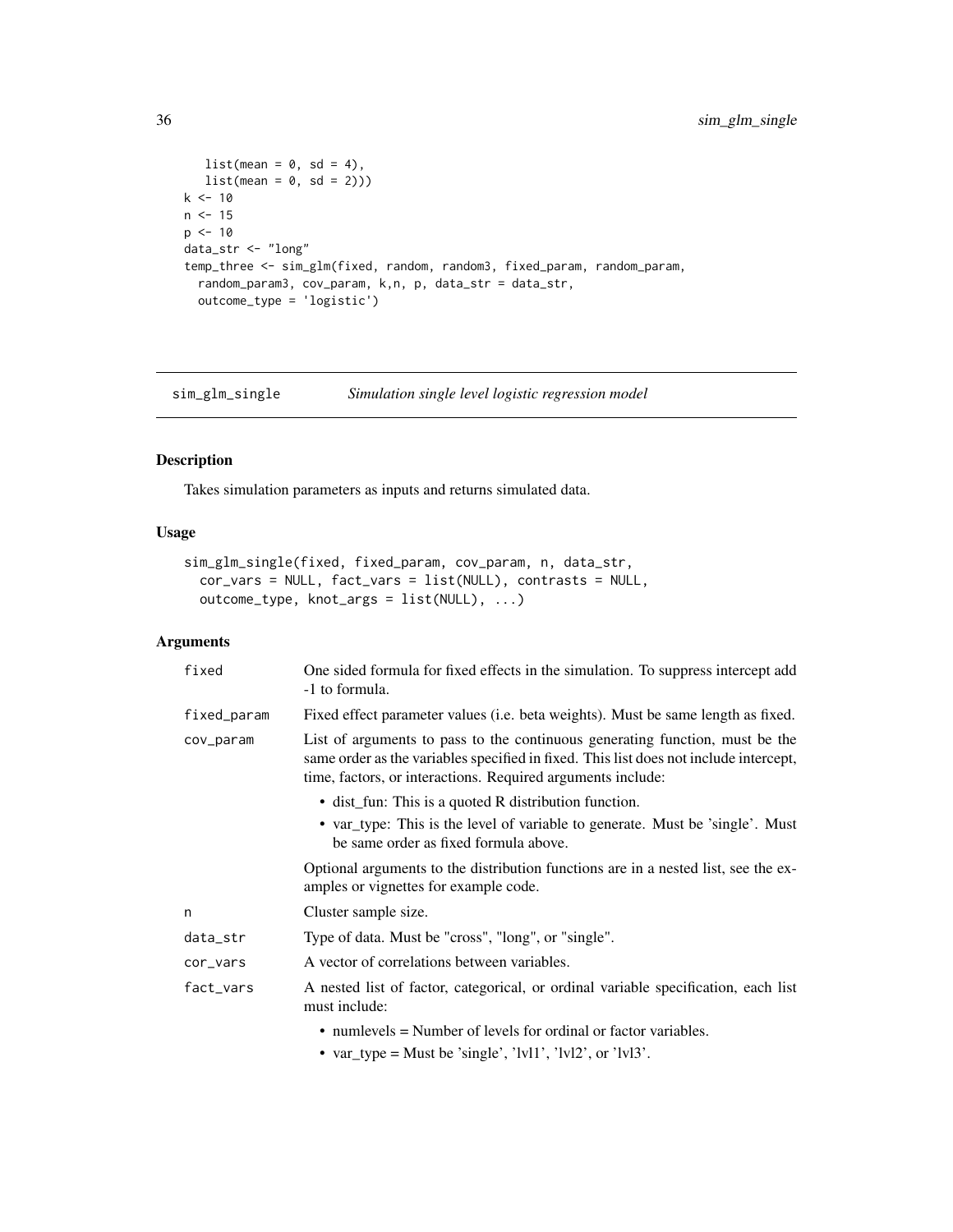```
    list(mean = 0, sd = 4),
    list(mean = 0, sd = 2)))
k <- 10
n <- 15
p <- 10
data_str <- "long"
temp_three <- sim_glm(fixed, random, random3, fixed_param, random_param,
  random_param3, cov_param, k,n, p, data_str = data_str,
  outcome_type = 'logistic')
```

---

## sim_glm_single *Simulation single level logistic regression model*

### Description

Takes simulation parameters as inputs and returns simulated data.

### Usage

```
sim_glm_single(fixed, fixed_param, cov_param, n, data_str,
  cor_vars = NULL, fact_vars = list(NULL), contrasts = NULL,
  outcome_type, knot_args = list(NULL), ...)
```

### Arguments

| | |
|---|---|
| fixed | One sided formula for fixed effects in the simulation. To suppress intercept add -1 to formula. |
| fixed_param | Fixed effect parameter values (i.e. beta weights). Must be same length as fixed. |
| cov_param | List of arguments to pass to the continuous generating function, must be the same order as the variables specified in fixed. This list does not include intercept, time, factors, or interactions. Required arguments include: <br>• dist_fun: This is a quoted R distribution function. <br>• var_type: This is the level of variable to generate. Must be 'single'. Must be same order as fixed formula above. <br><br>Optional arguments to the distribution functions are in a nested list, see the examples or vignettes for example code. |
| n | Cluster sample size. |
| data_str | Type of data. Must be "cross", "long", or "single". |
| cor_vars | A vector of correlations between variables. |
| fact_vars | A nested list of factor, categorical, or ordinal variable specification, each list must include: <br>• numlevels = Number of levels for ordinal or factor variables. <br>• var_type = Must be 'single', 'lvl1', 'lvl2', or 'lvl3'. |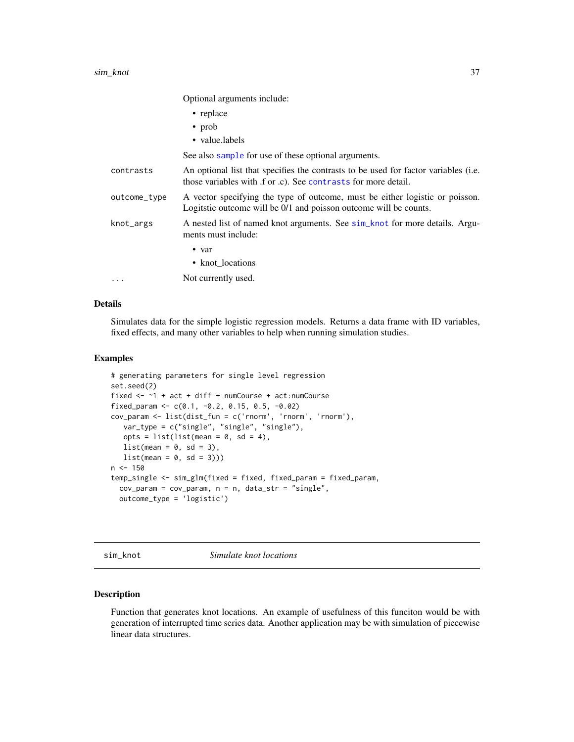Optional arguments include:

- replace
- prob
- value.labels

See also `sample` for use of these optional arguments.

| | |
|---|---|
| `contrasts` | An optional list that specifies the contrasts to be used for factor variables (i.e. those variables with .f or .c). See `contrasts` for more detail. |
| `outcome_type` | A vector specifying the type of outcome, must be either logistic or poisson. Logitstic outcome will be 0/1 and poisson outcome will be counts. |
| `knot_args` | A nested list of named knot arguments. See `sim_knot` for more details. Arguments must include: <br>• var <br>• knot_locations |
| `...` | Not currently used. |

### Details

Simulates data for the simple logistic regression models. Returns a data frame with ID variables, fixed effects, and many other variables to help when running simulation studies.

### Examples

```
# generating parameters for single level regression
set.seed(2)
fixed <- ~1 + act + diff + numCourse + act:numCourse
fixed_param <- c(0.1, -0.2, 0.15, 0.5, -0.02)
cov_param <- list(dist_fun = c('rnorm', 'rnorm', 'rnorm'),
   var_type = c("single", "single", "single"),
   opts = list(list(mean = 0, sd = 4),
   list(mean = 0, sd = 3),
   list(mean = 0, sd = 3)))
n <- 150
temp_single <- sim_glm(fixed = fixed, fixed_param = fixed_param,
  cov_param = cov_param, n = n, data_str = "single",
  outcome_type = 'logistic')
```

---

## `sim_knot` *Simulate knot locations*

### Description

Function that generates knot locations. An example of usefulness of this funciton would be with generation of interrupted time series data. Another application may be with simulation of piecewise linear data structures.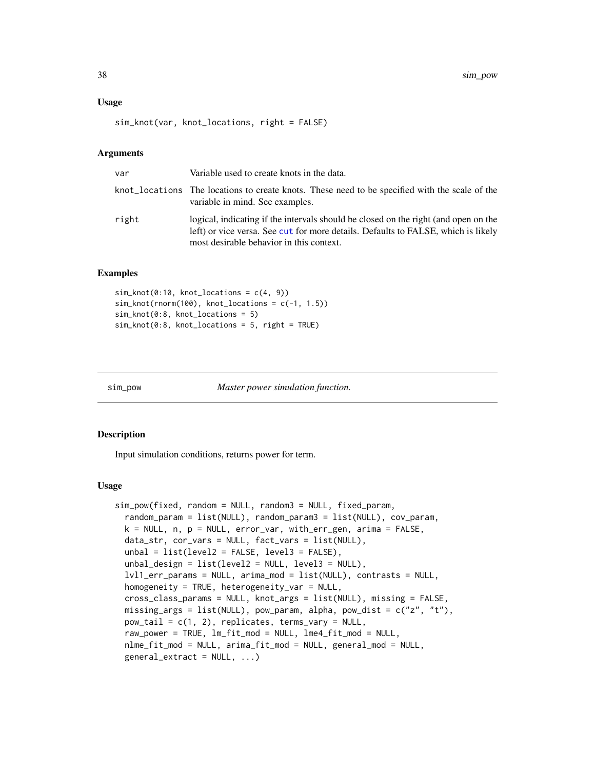### Usage

```
sim_knot(var, knot_locations, right = FALSE)
```

### Arguments

| | |
|---|---|
| var | Variable used to create knots in the data. |
| knot_locations | The locations to create knots. These need to be specified with the scale of the variable in mind. See examples. |
| right | logical, indicating if the intervals should be closed on the right (and open on the left) or vice versa. See cut for more details. Defaults to FALSE, which is likely most desirable behavior in this context. |

### Examples

```
sim_knot(0:10, knot_locations = c(4, 9))
sim_knot(rnorm(100), knot_locations = c(-1, 1.5))
sim_knot(0:8, knot_locations = 5)
sim_knot(0:8, knot_locations = 5, right = TRUE)
```

---

## sim_pow — *Master power simulation function.*

### Description

Input simulation conditions, returns power for term.

### Usage

```
sim_pow(fixed, random = NULL, random3 = NULL, fixed_param,
  random_param = list(NULL), random_param3 = list(NULL), cov_param,
  k = NULL, n, p = NULL, error_var, with_err_gen, arima = FALSE,
  data_str, cor_vars = NULL, fact_vars = list(NULL),
  unbal = list(level2 = FALSE, level3 = FALSE),
  unbal_design = list(level2 = NULL, level3 = NULL),
  lvl1_err_params = NULL, arima_mod = list(NULL), contrasts = NULL,
  homogeneity = TRUE, heterogeneity_var = NULL,
  cross_class_params = NULL, knot_args = list(NULL), missing = FALSE,
  missing_args = list(NULL), pow_param, alpha, pow_dist = c("z", "t"),
  pow_tail = c(1, 2), replicates, terms_vary = NULL,
  raw_power = TRUE, lm_fit_mod = NULL, lme4_fit_mod = NULL,
  nlme_fit_mod = NULL, arima_fit_mod = NULL, general_mod = NULL,
  general_extract = NULL, ...)
```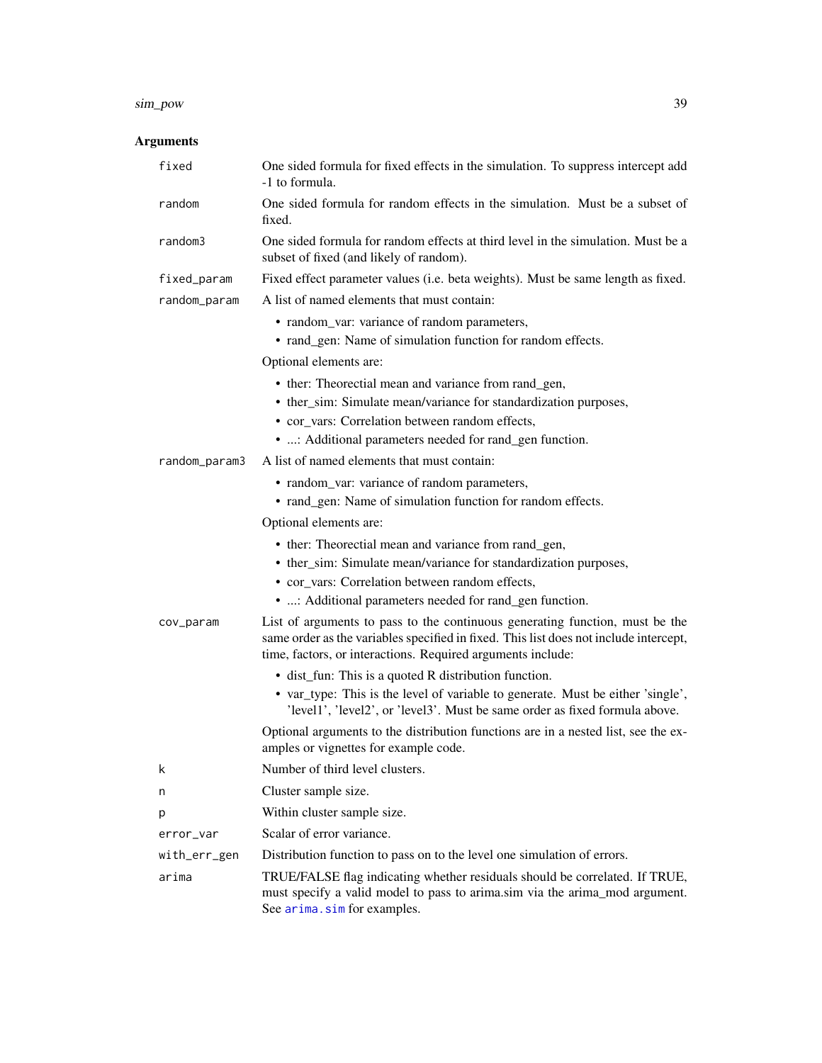## Arguments

`fixed`
: One sided formula for fixed effects in the simulation. To suppress intercept add -1 to formula.

`random`
: One sided formula for random effects in the simulation. Must be a subset of fixed.

`random3`
: One sided formula for random effects at third level in the simulation. Must be a subset of fixed (and likely of random).

`fixed_param`
: Fixed effect parameter values (i.e. beta weights). Must be same length as fixed.

`random_param`
: A list of named elements that must contain:
  - random_var: variance of random parameters,
  - rand_gen: Name of simulation function for random effects.

  Optional elements are:
  - ther: Theorectial mean and variance from rand_gen,
  - ther_sim: Simulate mean/variance for standardization purposes,
  - cor_vars: Correlation between random effects,
  - ...: Additional parameters needed for rand_gen function.

`random_param3`
: A list of named elements that must contain:
  - random_var: variance of random parameters,
  - rand_gen: Name of simulation function for random effects.

  Optional elements are:
  - ther: Theorectial mean and variance from rand_gen,
  - ther_sim: Simulate mean/variance for standardization purposes,
  - cor_vars: Correlation between random effects,
  - ...: Additional parameters needed for rand_gen function.

`cov_param`
: List of arguments to pass to the continuous generating function, must be the same order as the variables specified in fixed. This list does not include intercept, time, factors, or interactions. Required arguments include:
  - dist_fun: This is a quoted R distribution function.
  - var_type: This is the level of variable to generate. Must be either 'single', 'level1', 'level2', or 'level3'. Must be same order as fixed formula above.

  Optional arguments to the distribution functions are in a nested list, see the examples or vignettes for example code.

`k`
: Number of third level clusters.

`n`
: Cluster sample size.

`p`
: Within cluster sample size.

`error_var`
: Scalar of error variance.

`with_err_gen`
: Distribution function to pass on to the level one simulation of errors.

`arima`
: TRUE/FALSE flag indicating whether residuals should be correlated. If TRUE, must specify a valid model to pass to arima.sim via the arima_mod argument. See `arima.sim` for examples.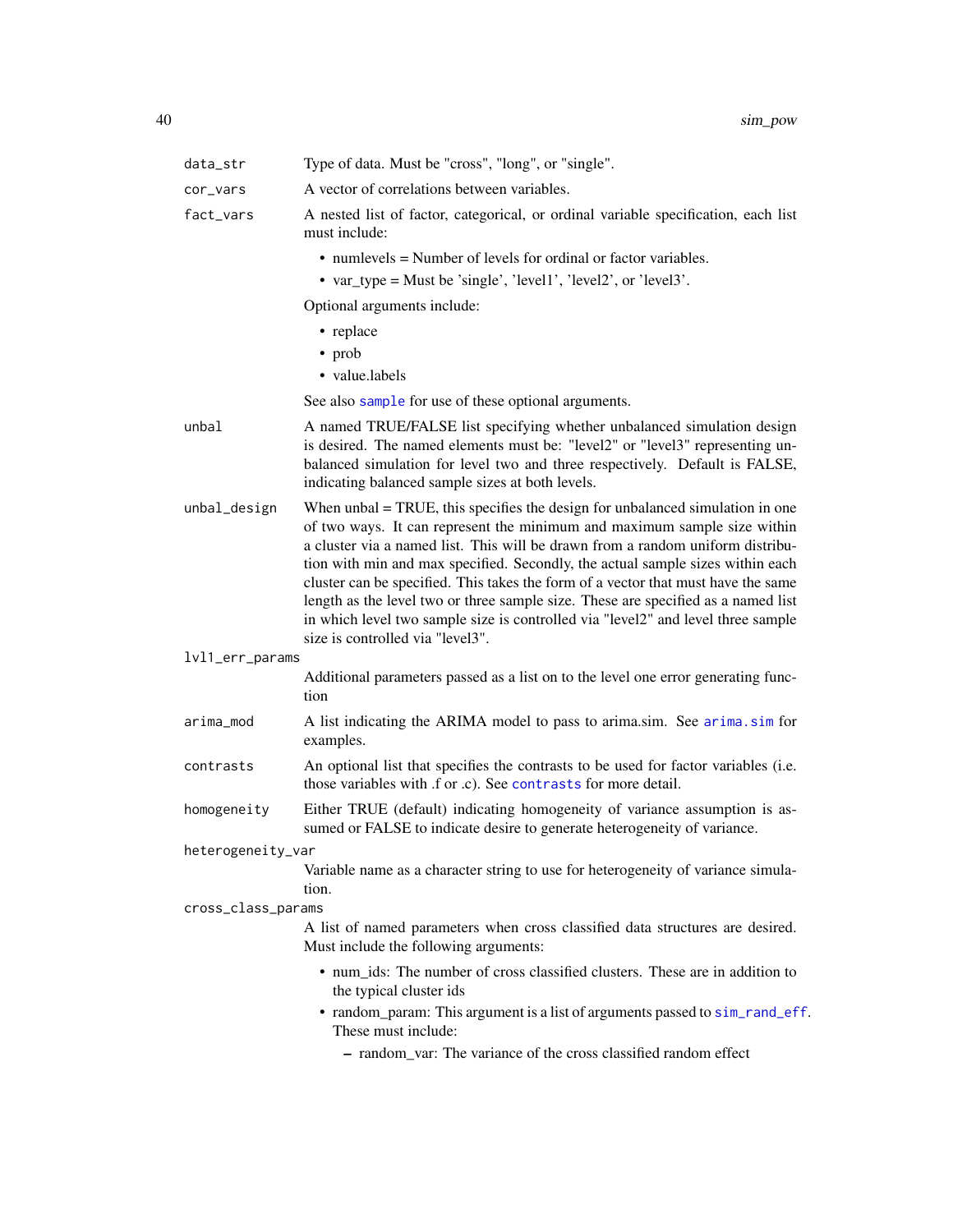`data_str`
: Type of data. Must be "cross", "long", or "single".

`cor_vars`
: A vector of correlations between variables.

`fact_vars`
: A nested list of factor, categorical, or ordinal variable specification, each list must include:

  - numlevels = Number of levels for ordinal or factor variables.
  - var_type = Must be 'single', 'level1', 'level2', or 'level3'.

  Optional arguments include:

  - replace
  - prob
  - value.labels

  See also `sample` for use of these optional arguments.

`unbal`
: A named TRUE/FALSE list specifying whether unbalanced simulation design is desired. The named elements must be: "level2" or "level3" representing unbalanced simulation for level two and three respectively. Default is FALSE, indicating balanced sample sizes at both levels.

`unbal_design`
: When unbal = TRUE, this specifies the design for unbalanced simulation in one of two ways. It can represent the minimum and maximum sample size within a cluster via a named list. This will be drawn from a random uniform distribution with min and max specified. Secondly, the actual sample sizes within each cluster can be specified. This takes the form of a vector that must have the same length as the level two or three sample size. These are specified as a named list in which level two sample size is controlled via "level2" and level three sample size is controlled via "level3".

`lvl1_err_params`
: Additional parameters passed as a list on to the level one error generating function

`arima_mod`
: A list indicating the ARIMA model to pass to arima.sim. See `arima.sim` for examples.

`contrasts`
: An optional list that specifies the contrasts to be used for factor variables (i.e. those variables with .f or .c). See `contrasts` for more detail.

`homogeneity`
: Either TRUE (default) indicating homogeneity of variance assumption is assumed or FALSE to indicate desire to generate heterogeneity of variance.

`heterogeneity_var`
: Variable name as a character string to use for heterogeneity of variance simulation.

`cross_class_params`
: A list of named parameters when cross classified data structures are desired. Must include the following arguments:

  - num_ids: The number of cross classified clusters. These are in addition to the typical cluster ids
  - random_param: This argument is a list of arguments passed to `sim_rand_eff`. These must include:
    - random_var: The variance of the cross classified random effect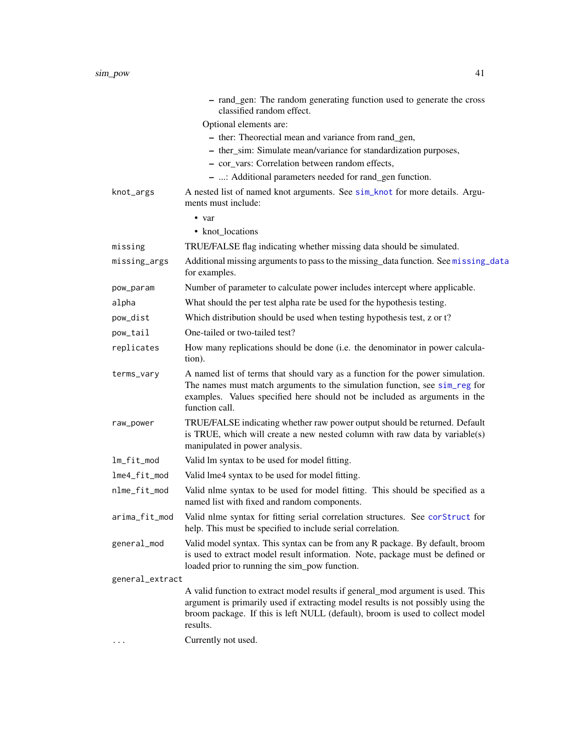- rand_gen: The random generating function used to generate the cross classified random effect.

  Optional elements are:

  - ther: Theorectial mean and variance from rand_gen,
  - ther_sim: Simulate mean/variance for standardization purposes,
  - cor_vars: Correlation between random effects,
  - ...: Additional parameters needed for rand_gen function.

`knot_args` A nested list of named knot arguments. See `sim_knot` for more details. Arguments must include:

- var
- knot_locations

`missing` TRUE/FALSE flag indicating whether missing data should be simulated.

`missing_args` Additional missing arguments to pass to the missing_data function. See `missing_data` for examples.

`pow_param` Number of parameter to calculate power includes intercept where applicable.

`alpha` What should the per test alpha rate be used for the hypothesis testing.

`pow_dist` Which distribution should be used when testing hypothesis test, z or t?

`pow_tail` One-tailed or two-tailed test?

`replicates` How many replications should be done (i.e. the denominator in power calculation).

`terms_vary` A named list of terms that should vary as a function for the power simulation. The names must match arguments to the simulation function, see `sim_reg` for examples. Values specified here should not be included as arguments in the function call.

`raw_power` TRUE/FALSE indicating whether raw power output should be returned. Default is TRUE, which will create a new nested column with raw data by variable(s) manipulated in power analysis.

`lm_fit_mod` Valid lm syntax to be used for model fitting.

`lme4_fit_mod` Valid lme4 syntax to be used for model fitting.

`nlme_fit_mod` Valid nlme syntax to be used for model fitting. This should be specified as a named list with fixed and random components.

`arima_fit_mod` Valid nlme syntax for fitting serial correlation structures. See `corStruct` for help. This must be specified to include serial correlation.

`general_mod` Valid model syntax. This syntax can be from any R package. By default, broom is used to extract model result information. Note, package must be defined or loaded prior to running the sim_pow function.

`general_extract` A valid function to extract model results if general_mod argument is used. This argument is primarily used if extracting model results is not possibly using the broom package. If this is left NULL (default), broom is used to collect model results.

`...` Currently not used.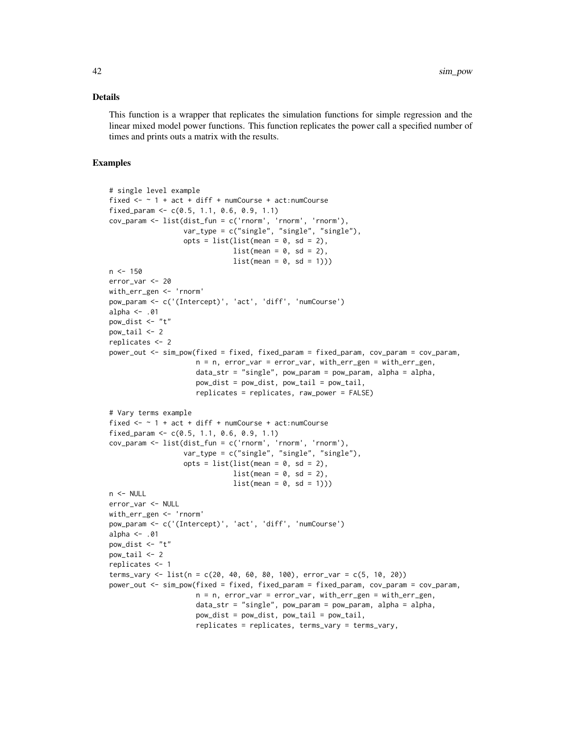### Details

This function is a wrapper that replicates the simulation functions for simple regression and the linear mixed model power functions. This function replicates the power call a specified number of times and prints outs a matrix with the results.

### Examples

```
# single level example
fixed <- ~ 1 + act + diff + numCourse + act:numCourse
fixed_param <- c(0.5, 1.1, 0.6, 0.9, 1.1)
cov_param <- list(dist_fun = c('rnorm', 'rnorm', 'rnorm'),
                  var_type = c("single", "single", "single"),
                  opts = list(list(mean = 0, sd = 2),
                              list(mean = 0, sd = 2),
                              list(mean = 0, sd = 1)))
n <- 150
error_var <- 20
with_err_gen <- 'rnorm'
pow_param <- c('(Intercept)', 'act', 'diff', 'numCourse')
alpha <- .01
pow_dist <- "t"
pow_tail <- 2
replicates <- 2
power_out <- sim_pow(fixed = fixed, fixed_param = fixed_param, cov_param = cov_param,
                     n = n, error_var = error_var, with_err_gen = with_err_gen,
                     data_str = "single", pow_param = pow_param, alpha = alpha,
                     pow_dist = pow_dist, pow_tail = pow_tail,
                     replicates = replicates, raw_power = FALSE)

# Vary terms example
fixed <- ~ 1 + act + diff + numCourse + act:numCourse
fixed_param <- c(0.5, 1.1, 0.6, 0.9, 1.1)
cov_param <- list(dist_fun = c('rnorm', 'rnorm', 'rnorm'),
                  var_type = c("single", "single", "single"),
                  opts = list(list(mean = 0, sd = 2),
                              list(mean = 0, sd = 2),
                              list(mean = 0, sd = 1)))
n <- NULL
error_var <- NULL
with_err_gen <- 'rnorm'
pow_param <- c('(Intercept)', 'act', 'diff', 'numCourse')
alpha <- .01
pow_dist <- "t"
pow_tail <- 2
replicates <- 1
terms_vary <- list(n = c(20, 40, 60, 80, 100), error_var = c(5, 10, 20))
power_out <- sim_pow(fixed = fixed, fixed_param = fixed_param, cov_param = cov_param,
                     n = n, error_var = error_var, with_err_gen = with_err_gen,
                     data_str = "single", pow_param = pow_param, alpha = alpha,
                     pow_dist = pow_dist, pow_tail = pow_tail,
                     replicates = replicates, terms_vary = terms_vary,
```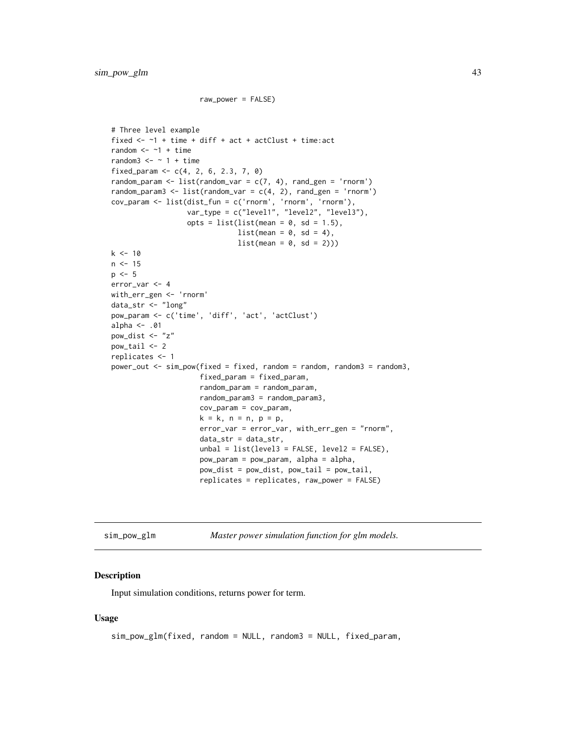```
                     raw_power = FALSE)

# Three level example
fixed <- ~1 + time + diff + act + actClust + time:act
random <- ~1 + time
random3 <- ~ 1 + time
fixed_param <- c(4, 2, 6, 2.3, 7, 0)
random_param <- list(random_var = c(7, 4), rand_gen = 'rnorm')
random_param3 <- list(random_var = c(4, 2), rand_gen = 'rnorm')
cov_param <- list(dist_fun = c('rnorm', 'rnorm', 'rnorm'),
                  var_type = c("level1", "level2", "level3"),
                  opts = list(list(mean = 0, sd = 1.5),
                              list(mean = 0, sd = 4),
                              list(mean = 0, sd = 2)))
k <- 10
n <- 15
p <- 5
error_var <- 4
with_err_gen <- 'rnorm'
data_str <- "long"
pow_param <- c('time', 'diff', 'act', 'actClust')
alpha <- .01
pow_dist <- "z"
pow_tail <- 2
replicates <- 1
power_out <- sim_pow(fixed = fixed, random = random, random3 = random3,
                     fixed_param = fixed_param,
                     random_param = random_param,
                     random_param3 = random_param3,
                     cov_param = cov_param,
                     k = k, n = n, p = p,
                     error_var = error_var, with_err_gen = "rnorm",
                     data_str = data_str,
                     unbal = list(level3 = FALSE, level2 = FALSE),
                     pow_param = pow_param, alpha = alpha,
                     pow_dist = pow_dist, pow_tail = pow_tail,
                     replicates = replicates, raw_power = FALSE)
```

---

## sim_pow_glm *Master power simulation function for glm models.*

### Description

Input simulation conditions, returns power for term.

### Usage

```
sim_pow_glm(fixed, random = NULL, random3 = NULL, fixed_param,
```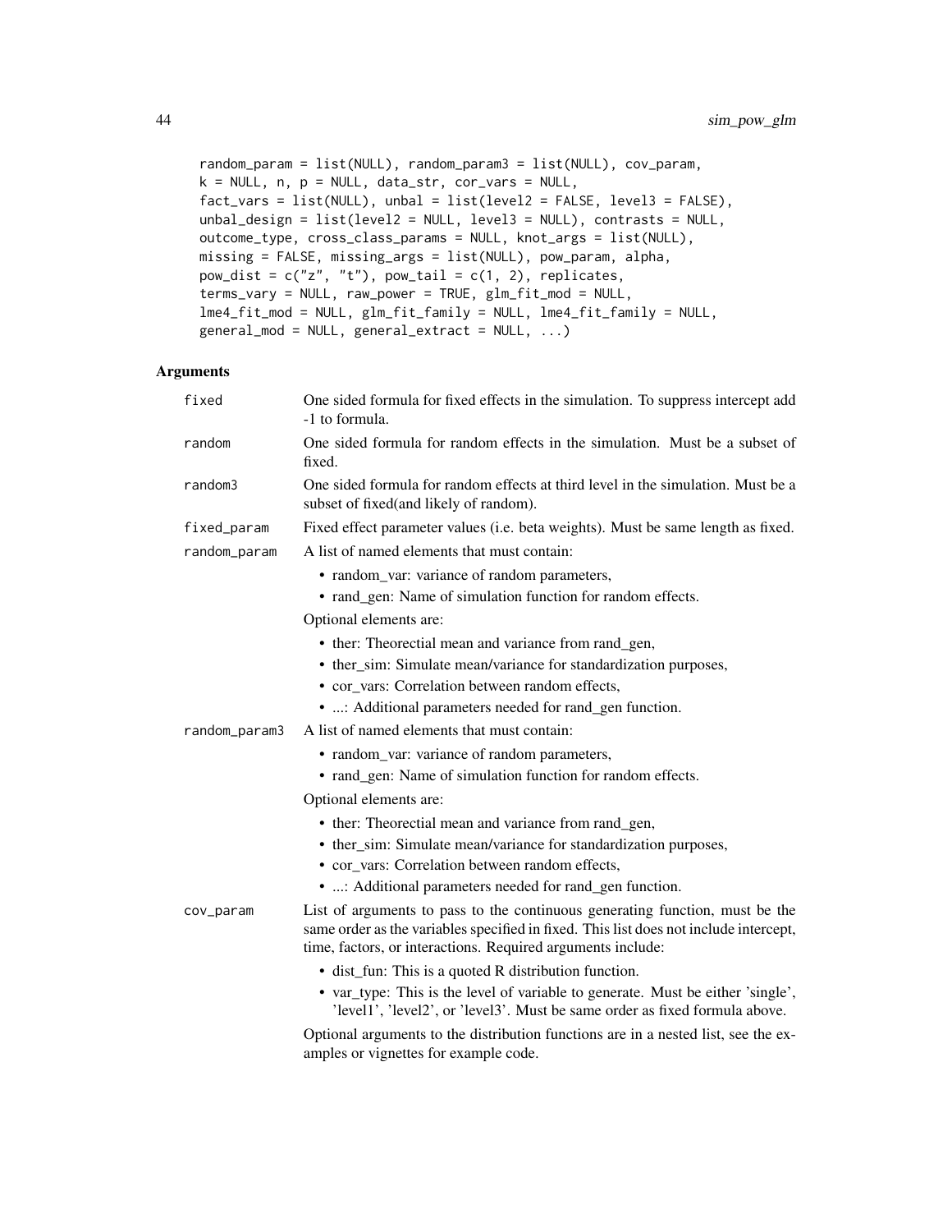```
random_param = list(NULL), random_param3 = list(NULL), cov_param,
k = NULL, n, p = NULL, data_str, cor_vars = NULL,
fact_vars = list(NULL), unbal = list(level2 = FALSE, level3 = FALSE),
unbal_design = list(level2 = NULL, level3 = NULL), contrasts = NULL,
outcome_type, cross_class_params = NULL, knot_args = list(NULL),
missing = FALSE, missing_args = list(NULL), pow_param, alpha,
pow_dist = c("z", "t"), pow_tail = c(1, 2), replicates,
terms_vary = NULL, raw_power = TRUE, glm_fit_mod = NULL,
lme4_fit_mod = NULL, glm_fit_family = NULL, lme4_fit_family = NULL,
general_mod = NULL, general_extract = NULL, ...)
```

## Arguments

**fixed**
One sided formula for fixed effects in the simulation. To suppress intercept add -1 to formula.

**random**
One sided formula for random effects in the simulation. Must be a subset of fixed.

**random3**
One sided formula for random effects at third level in the simulation. Must be a subset of fixed(and likely of random).

**fixed_param**
Fixed effect parameter values (i.e. beta weights). Must be same length as fixed.

**random_param**
A list of named elements that must contain:

- random_var: variance of random parameters,
- rand_gen: Name of simulation function for random effects.

Optional elements are:

- ther: Theorectial mean and variance from rand_gen,
- ther_sim: Simulate mean/variance for standardization purposes,
- cor_vars: Correlation between random effects,
- ...: Additional parameters needed for rand_gen function.

**random_param3**
A list of named elements that must contain:

- random_var: variance of random parameters,
- rand_gen: Name of simulation function for random effects.

Optional elements are:

- ther: Theorectial mean and variance from rand_gen,
- ther_sim: Simulate mean/variance for standardization purposes,
- cor_vars: Correlation between random effects,
- ...: Additional parameters needed for rand_gen function.

**cov_param**
List of arguments to pass to the continuous generating function, must be the same order as the variables specified in fixed. This list does not include intercept, time, factors, or interactions. Required arguments include:

- dist_fun: This is a quoted R distribution function.
- var_type: This is the level of variable to generate. Must be either 'single', 'level1', 'level2', or 'level3'. Must be same order as fixed formula above.

Optional arguments to the distribution functions are in a nested list, see the examples or vignettes for example code.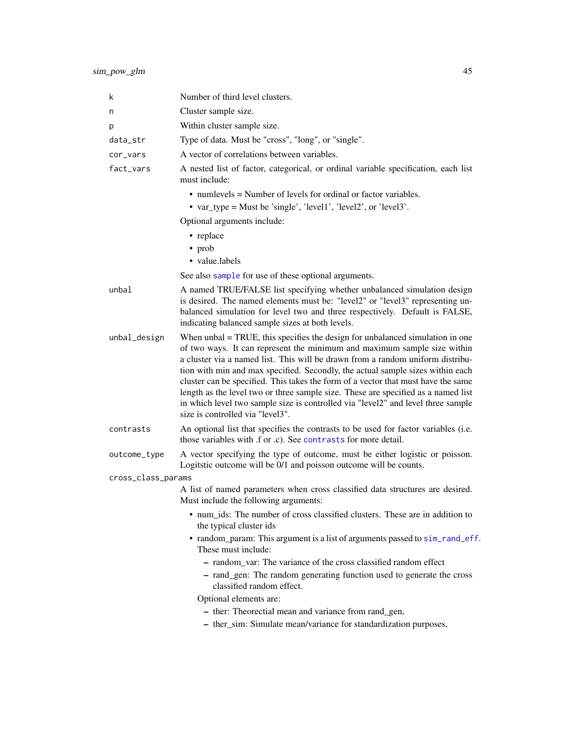| | |
|---|---|
| `k` | Number of third level clusters. |
| `n` | Cluster sample size. |
| `p` | Within cluster sample size. |
| `data_str` | Type of data. Must be "cross", "long", or "single". |
| `cor_vars` | A vector of correlations between variables. |
| `fact_vars` | A nested list of factor, categorical, or ordinal variable specification, each list must include:<br>• numlevels = Number of levels for ordinal or factor variables.<br>• var_type = Must be 'single', 'level1', 'level2', or 'level3'.<br>Optional arguments include:<br>• replace<br>• prob<br>• value.labels<br>See also sample for use of these optional arguments. |
| `unbal` | A named TRUE/FALSE list specifying whether unbalanced simulation design is desired. The named elements must be: "level2" or "level3" representing unbalanced simulation for level two and three respectively. Default is FALSE, indicating balanced sample sizes at both levels. |
| `unbal_design` | When unbal = TRUE, this specifies the design for unbalanced simulation in one of two ways. It can represent the minimum and maximum sample size within a cluster via a named list. This will be drawn from a random uniform distribution with min and max specified. Secondly, the actual sample sizes within each cluster can be specified. This takes the form of a vector that must have the same length as the level two or three sample size. These are specified as a named list in which level two sample size is controlled via "level2" and level three sample size is controlled via "level3". |
| `contrasts` | An optional list that specifies the contrasts to be used for factor variables (i.e. those variables with .f or .c). See contrasts for more detail. |
| `outcome_type` | A vector specifying the type of outcome, must be either logistic or poisson. Logitstic outcome will be 0/1 and poisson outcome will be counts. |
| `cross_class_params` | A list of named parameters when cross classified data structures are desired. Must include the following arguments:<br>• num_ids: The number of cross classified clusters. These are in addition to the typical cluster ids<br>• random_param: This argument is a list of arguments passed to sim_rand_eff. These must include:<br>&nbsp;&nbsp;– random_var: The variance of the cross classified random effect<br>&nbsp;&nbsp;– rand_gen: The random generating function used to generate the cross classified random effect.<br>Optional elements are:<br>&nbsp;&nbsp;– ther: Theorectial mean and variance from rand_gen,<br>&nbsp;&nbsp;– ther_sim: Simulate mean/variance for standardization purposes, |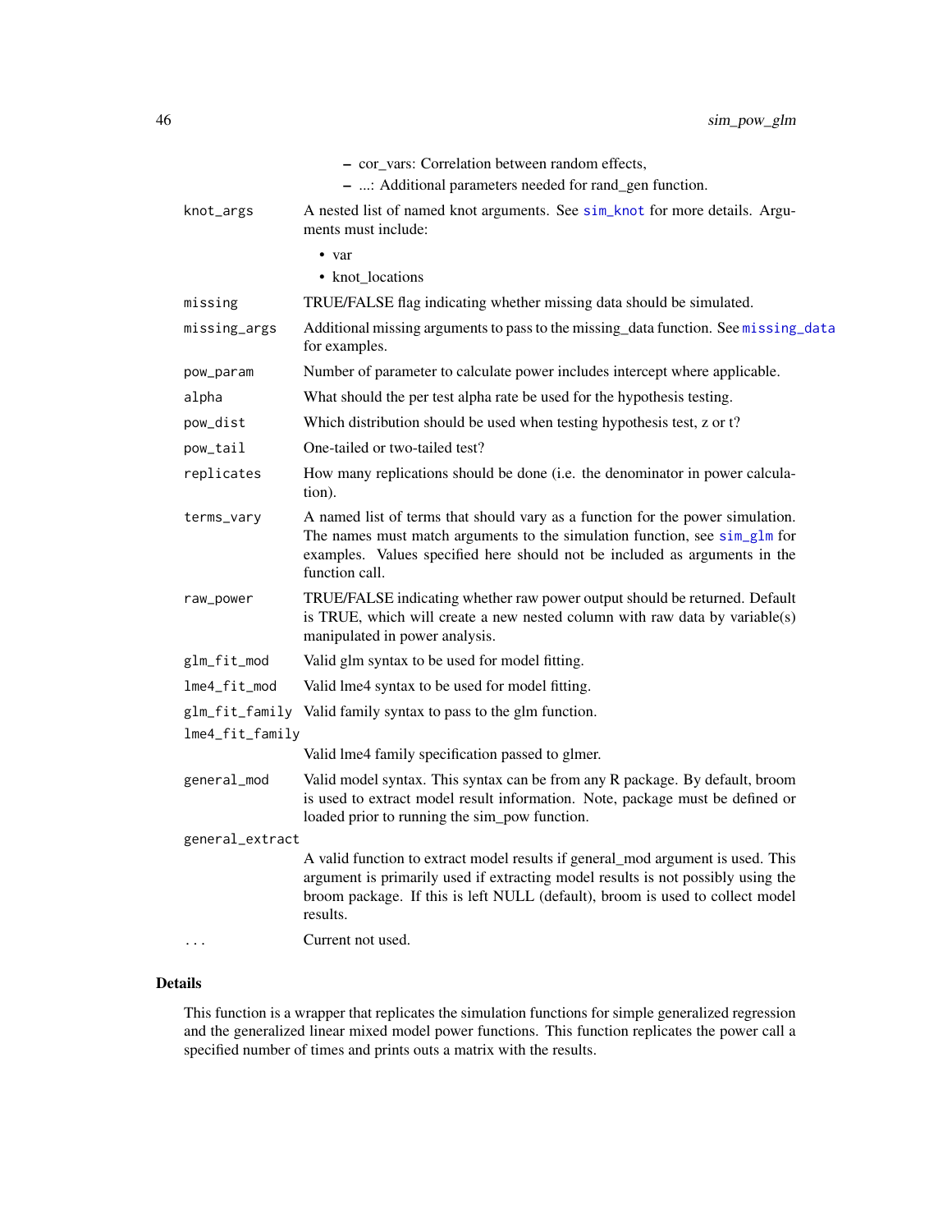- cor_vars: Correlation between random effects,
- ...: Additional parameters needed for rand_gen function.

| | |
|---|---|
| `knot_args` | A nested list of named knot arguments. See sim_knot for more details. Arguments must include: <br>• var <br>• knot_locations |
| `missing` | TRUE/FALSE flag indicating whether missing data should be simulated. |
| `missing_args` | Additional missing arguments to pass to the missing_data function. See missing_data for examples. |
| `pow_param` | Number of parameter to calculate power includes intercept where applicable. |
| `alpha` | What should the per test alpha rate be used for the hypothesis testing. |
| `pow_dist` | Which distribution should be used when testing hypothesis test, z or t? |
| `pow_tail` | One-tailed or two-tailed test? |
| `replicates` | How many replications should be done (i.e. the denominator in power calculation). |
| `terms_vary` | A named list of terms that should vary as a function for the power simulation. The names must match arguments to the simulation function, see sim_glm for examples. Values specified here should not be included as arguments in the function call. |
| `raw_power` | TRUE/FALSE indicating whether raw power output should be returned. Default is TRUE, which will create a new nested column with raw data by variable(s) manipulated in power analysis. |
| `glm_fit_mod` | Valid glm syntax to be used for model fitting. |
| `lme4_fit_mod` | Valid lme4 syntax to be used for model fitting. |
| `glm_fit_family` | Valid family syntax to pass to the glm function. |
| `lme4_fit_family` | Valid lme4 family specification passed to glmer. |
| `general_mod` | Valid model syntax. This syntax can be from any R package. By default, broom is used to extract model result information. Note, package must be defined or loaded prior to running the sim_pow function. |
| `general_extract` | A valid function to extract model results if general_mod argument is used. This argument is primarily used if extracting model results is not possibly using the broom package. If this is left NULL (default), broom is used to collect model results. |
| `...` | Current not used. |

## Details

This function is a wrapper that replicates the simulation functions for simple generalized regression and the generalized linear mixed model power functions. This function replicates the power call a specified number of times and prints outs a matrix with the results.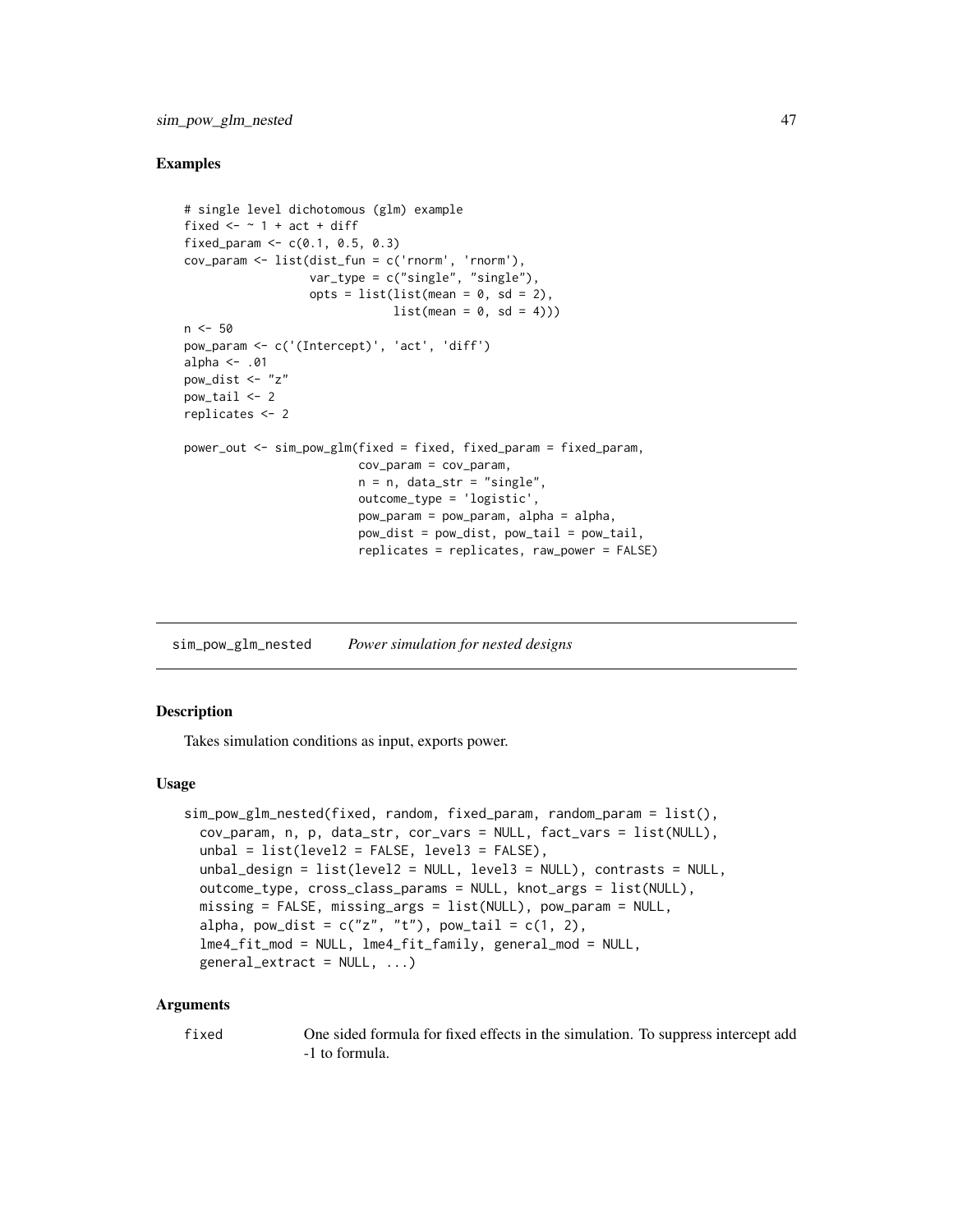## Examples

```
# single level dichotomous (glm) example
fixed <- ~ 1 + act + diff
fixed_param <- c(0.1, 0.5, 0.3)
cov_param <- list(dist_fun = c('rnorm', 'rnorm'),
                  var_type = c("single", "single"),
                  opts = list(list(mean = 0, sd = 2),
                              list(mean = 0, sd = 4)))
n <- 50
pow_param <- c('(Intercept)', 'act', 'diff')
alpha <- .01
pow_dist <- "z"
pow_tail <- 2
replicates <- 2

power_out <- sim_pow_glm(fixed = fixed, fixed_param = fixed_param,
                         cov_param = cov_param,
                         n = n, data_str = "single",
                         outcome_type = 'logistic',
                         pow_param = pow_param, alpha = alpha,
                         pow_dist = pow_dist, pow_tail = pow_tail,
                         replicates = replicates, raw_power = FALSE)
```

---

# sim_pow_glm_nested *Power simulation for nested designs*

---

## Description

Takes simulation conditions as input, exports power.

## Usage

```
sim_pow_glm_nested(fixed, random, fixed_param, random_param = list(),
  cov_param, n, p, data_str, cor_vars = NULL, fact_vars = list(NULL),
  unbal = list(level2 = FALSE, level3 = FALSE),
  unbal_design = list(level2 = NULL, level3 = NULL), contrasts = NULL,
  outcome_type, cross_class_params = NULL, knot_args = list(NULL),
  missing = FALSE, missing_args = list(NULL), pow_param = NULL,
  alpha, pow_dist = c("z", "t"), pow_tail = c(1, 2),
  lme4_fit_mod = NULL, lme4_fit_family, general_mod = NULL,
  general_extract = NULL, ...)
```

## Arguments

| | |
|---|---|
| fixed | One sided formula for fixed effects in the simulation. To suppress intercept add -1 to formula. |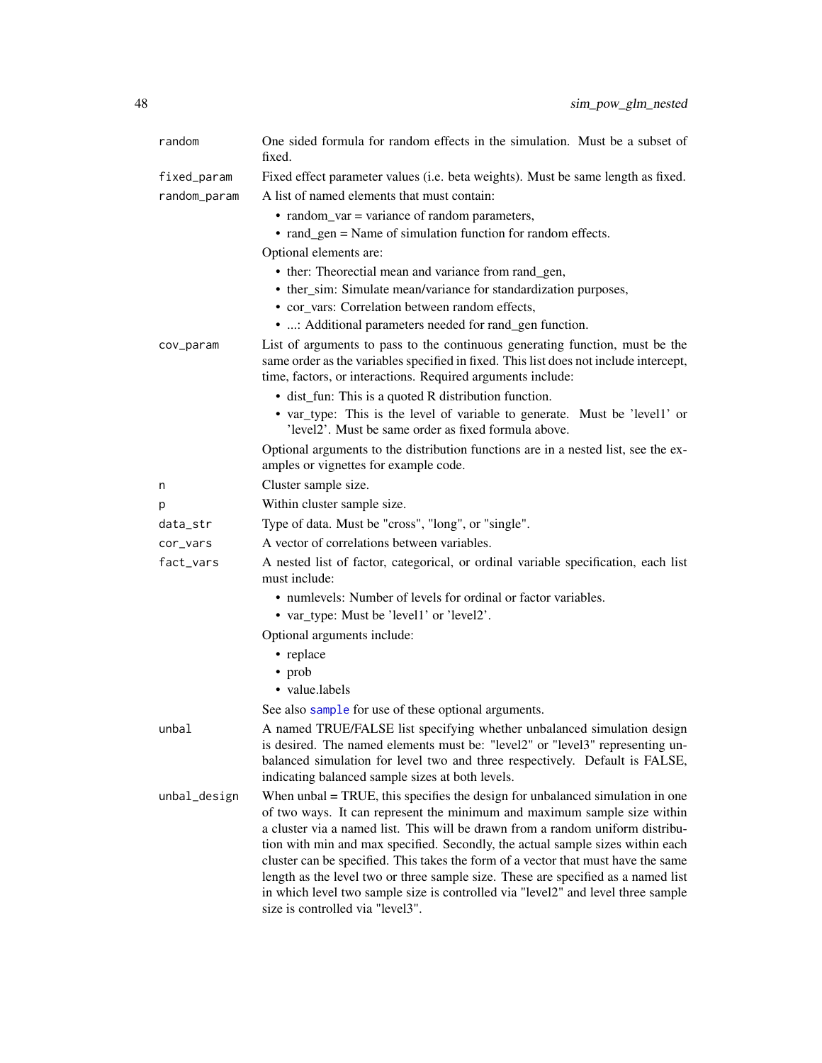| | |
|---|---|
| `random` | One sided formula for random effects in the simulation. Must be a subset of fixed. |
| `fixed_param` | Fixed effect parameter values (i.e. beta weights). Must be same length as fixed. |
| `random_param` | A list of named elements that must contain:<br>• random_var = variance of random parameters,<br>• rand_gen = Name of simulation function for random effects.<br>Optional elements are:<br>• ther: Theorectial mean and variance from rand_gen,<br>• ther_sim: Simulate mean/variance for standardization purposes,<br>• cor_vars: Correlation between random effects,<br>• ...: Additional parameters needed for rand_gen function. |
| `cov_param` | List of arguments to pass to the continuous generating function, must be the same order as the variables specified in fixed. This list does not include intercept, time, factors, or interactions. Required arguments include:<br>• dist_fun: This is a quoted R distribution function.<br>• var_type: This is the level of variable to generate. Must be 'level1' or 'level2'. Must be same order as fixed formula above.<br>Optional arguments to the distribution functions are in a nested list, see the examples or vignettes for example code. |
| `n` | Cluster sample size. |
| `p` | Within cluster sample size. |
| `data_str` | Type of data. Must be "cross", "long", or "single". |
| `cor_vars` | A vector of correlations between variables. |
| `fact_vars` | A nested list of factor, categorical, or ordinal variable specification, each list must include:<br>• numlevels: Number of levels for ordinal or factor variables.<br>• var_type: Must be 'level1' or 'level2'.<br>Optional arguments include:<br>• replace<br>• prob<br>• value.labels<br>See also sample for use of these optional arguments. |
| `unbal` | A named TRUE/FALSE list specifying whether unbalanced simulation design is desired. The named elements must be: "level2" or "level3" representing unbalanced simulation for level two and three respectively. Default is FALSE, indicating balanced sample sizes at both levels. |
| `unbal_design` | When unbal = TRUE, this specifies the design for unbalanced simulation in one of two ways. It can represent the minimum and maximum sample size within a cluster via a named list. This will be drawn from a random uniform distribution with min and max specified. Secondly, the actual sample sizes within each cluster can be specified. This takes the form of a vector that must have the same length as the level two or three sample size. These are specified as a named list in which level two sample size is controlled via "level2" and level three sample size is controlled via "level3". |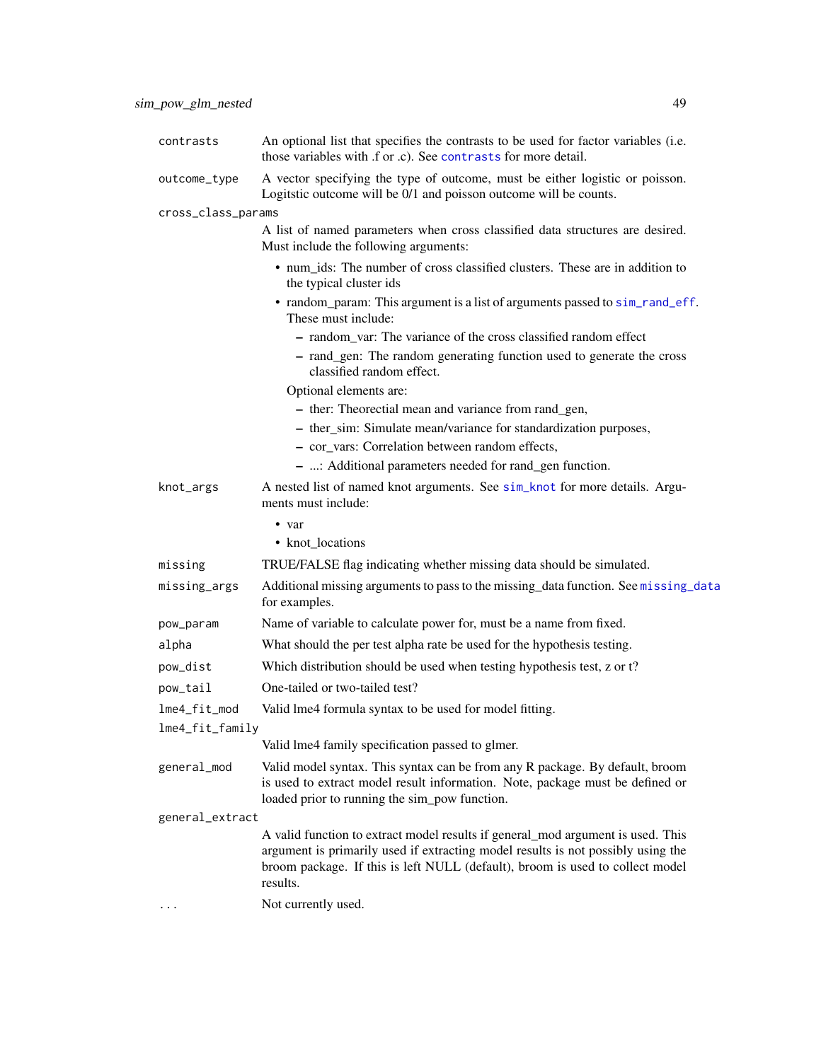`contrasts`
: An optional list that specifies the contrasts to be used for factor variables (i.e. those variables with .f or .c). See `contrasts` for more detail.

`outcome_type`
: A vector specifying the type of outcome, must be either logistic or poisson. Logitstic outcome will be 0/1 and poisson outcome will be counts.

`cross_class_params`
: A list of named parameters when cross classified data structures are desired. Must include the following arguments:

  - num_ids: The number of cross classified clusters. These are in addition to the typical cluster ids
  - random_param: This argument is a list of arguments passed to `sim_rand_eff`. These must include:
    - random_var: The variance of the cross classified random effect
    - rand_gen: The random generating function used to generate the cross classified random effect.

    Optional elements are:
    - ther: Theorectial mean and variance from rand_gen,
    - ther_sim: Simulate mean/variance for standardization purposes,
    - cor_vars: Correlation between random effects,
    - ...: Additional parameters needed for rand_gen function.

`knot_args`
: A nested list of named knot arguments. See `sim_knot` for more details. Arguments must include:

  - var
  - knot_locations

`missing`
: TRUE/FALSE flag indicating whether missing data should be simulated.

`missing_args`
: Additional missing arguments to pass to the missing_data function. See `missing_data` for examples.

`pow_param`
: Name of variable to calculate power for, must be a name from fixed.

`alpha`
: What should the per test alpha rate be used for the hypothesis testing.

`pow_dist`
: Which distribution should be used when testing hypothesis test, z or t?

`pow_tail`
: One-tailed or two-tailed test?

`lme4_fit_mod`
: Valid lme4 formula syntax to be used for model fitting.

`lme4_fit_family`
: Valid lme4 family specification passed to glmer.

`general_mod`
: Valid model syntax. This syntax can be from any R package. By default, broom is used to extract model result information. Note, package must be defined or loaded prior to running the sim_pow function.

`general_extract`
: A valid function to extract model results if general_mod argument is used. This argument is primarily used if extracting model results is not possibly using the broom package. If this is left NULL (default), broom is used to collect model results.

`...`
: Not currently used.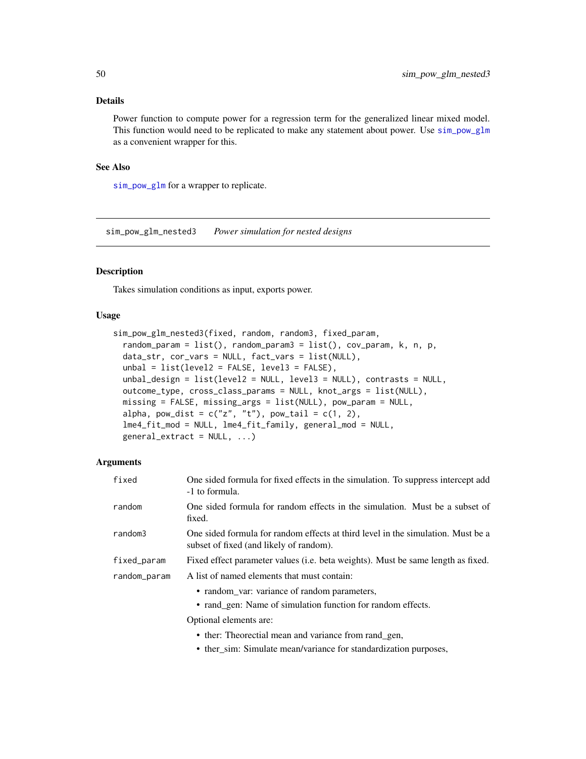### Details

Power function to compute power for a regression term for the generalized linear mixed model. This function would need to be replicated to make any statement about power. Use sim_pow_glm as a convenient wrapper for this.

### See Also

sim_pow_glm for a wrapper to replicate.

---

## sim_pow_glm_nested3 *Power simulation for nested designs*

### Description

Takes simulation conditions as input, exports power.

### Usage

```
sim_pow_glm_nested3(fixed, random, random3, fixed_param,
  random_param = list(), random_param3 = list(), cov_param, k, n, p,
  data_str, cor_vars = NULL, fact_vars = list(NULL),
  unbal = list(level2 = FALSE, level3 = FALSE),
  unbal_design = list(level2 = NULL, level3 = NULL), contrasts = NULL,
  outcome_type, cross_class_params = NULL, knot_args = list(NULL),
  missing = FALSE, missing_args = list(NULL), pow_param = NULL,
  alpha, pow_dist = c("z", "t"), pow_tail = c(1, 2),
  lme4_fit_mod = NULL, lme4_fit_family, general_mod = NULL,
  general_extract = NULL, ...)
```

### Arguments

| | |
|---|---|
| fixed | One sided formula for fixed effects in the simulation. To suppress intercept add -1 to formula. |
| random | One sided formula for random effects in the simulation. Must be a subset of fixed. |
| random3 | One sided formula for random effects at third level in the simulation. Must be a subset of fixed (and likely of random). |
| fixed_param | Fixed effect parameter values (i.e. beta weights). Must be same length as fixed. |
| random_param | A list of named elements that must contain:<br>• random_var: variance of random parameters,<br>• rand_gen: Name of simulation function for random effects.<br>Optional elements are:<br>• ther: Theorectial mean and variance from rand_gen,<br>• ther_sim: Simulate mean/variance for standardization purposes, |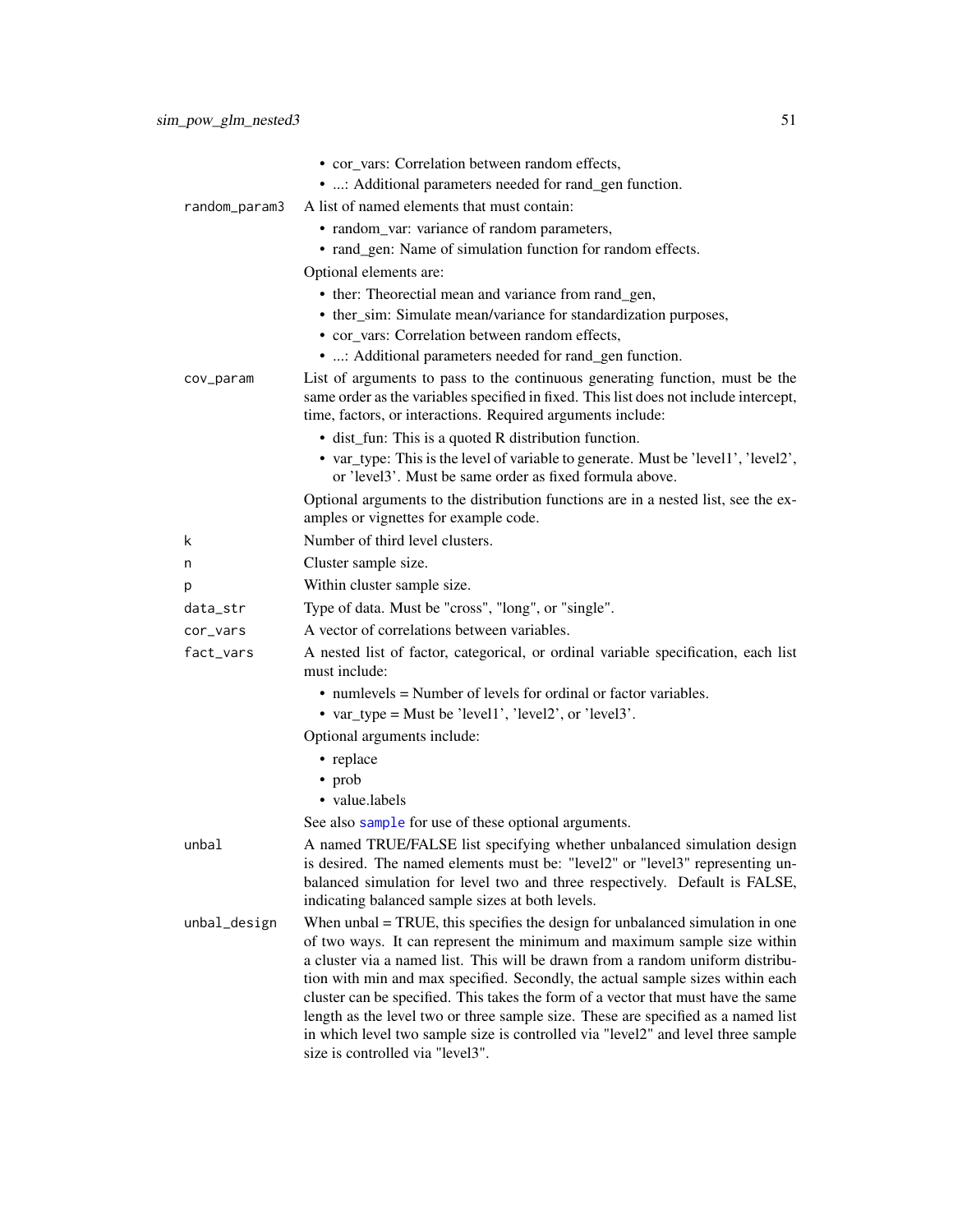- cor_vars: Correlation between random effects,
- ...: Additional parameters needed for rand_gen function.

`random_param3` A list of named elements that must contain:

- random_var: variance of random parameters,
- rand_gen: Name of simulation function for random effects.

Optional elements are:

- ther: Theorectial mean and variance from rand_gen,
- ther_sim: Simulate mean/variance for standardization purposes,
- cor_vars: Correlation between random effects,
- ...: Additional parameters needed for rand_gen function.

`cov_param` List of arguments to pass to the continuous generating function, must be the same order as the variables specified in fixed. This list does not include intercept, time, factors, or interactions. Required arguments include:

- dist_fun: This is a quoted R distribution function.
- var_type: This is the level of variable to generate. Must be 'level1', 'level2', or 'level3'. Must be same order as fixed formula above.

Optional arguments to the distribution functions are in a nested list, see the examples or vignettes for example code.

`k` Number of third level clusters.

`n` Cluster sample size.

`p` Within cluster sample size.

`data_str` Type of data. Must be "cross", "long", or "single".

`cor_vars` A vector of correlations between variables.

`fact_vars` A nested list of factor, categorical, or ordinal variable specification, each list must include:

- numlevels = Number of levels for ordinal or factor variables.
- var_type = Must be 'level1', 'level2', or 'level3'.

Optional arguments include:

- replace
- prob
- value.labels

See also `sample` for use of these optional arguments.

`unbal` A named TRUE/FALSE list specifying whether unbalanced simulation design is desired. The named elements must be: "level2" or "level3" representing unbalanced simulation for level two and three respectively. Default is FALSE, indicating balanced sample sizes at both levels.

`unbal_design` When unbal = TRUE, this specifies the design for unbalanced simulation in one of two ways. It can represent the minimum and maximum sample size within a cluster via a named list. This will be drawn from a random uniform distribution with min and max specified. Secondly, the actual sample sizes within each cluster can be specified. This takes the form of a vector that must have the same length as the level two or three sample size. These are specified as a named list in which level two sample size is controlled via "level2" and level three sample size is controlled via "level3".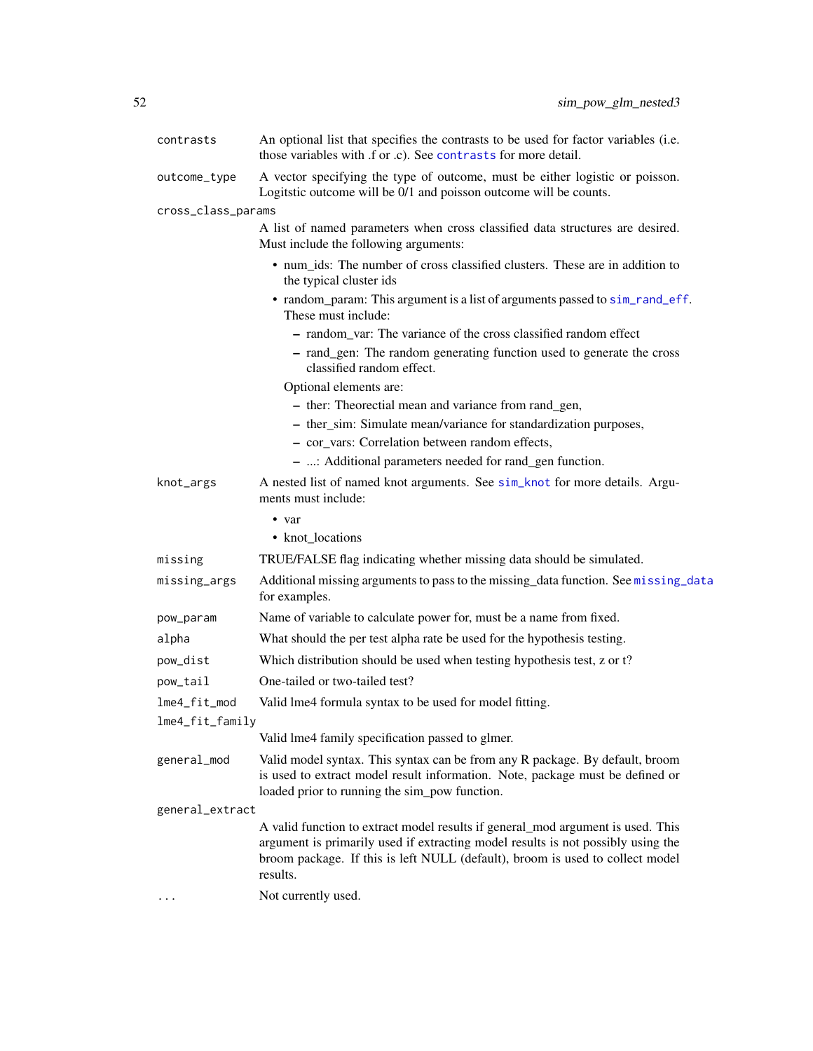`contrasts`
: An optional list that specifies the contrasts to be used for factor variables (i.e. those variables with .f or .c). See `contrasts` for more detail.

`outcome_type`
: A vector specifying the type of outcome, must be either logistic or poisson. Logitstic outcome will be 0/1 and poisson outcome will be counts.

`cross_class_params`
: A list of named parameters when cross classified data structures are desired. Must include the following arguments:

  - num_ids: The number of cross classified clusters. These are in addition to the typical cluster ids
  - random_param: This argument is a list of arguments passed to `sim_rand_eff`. These must include:
    - random_var: The variance of the cross classified random effect
    - rand_gen: The random generating function used to generate the cross classified random effect.

    Optional elements are:
    - ther: Theorectial mean and variance from rand_gen,
    - ther_sim: Simulate mean/variance for standardization purposes,
    - cor_vars: Correlation between random effects,
    - ...: Additional parameters needed for rand_gen function.

`knot_args`
: A nested list of named knot arguments. See `sim_knot` for more details. Arguments must include:

  - var
  - knot_locations

`missing`
: TRUE/FALSE flag indicating whether missing data should be simulated.

`missing_args`
: Additional missing arguments to pass to the missing_data function. See `missing_data` for examples.

`pow_param`
: Name of variable to calculate power for, must be a name from fixed.

`alpha`
: What should the per test alpha rate be used for the hypothesis testing.

`pow_dist`
: Which distribution should be used when testing hypothesis test, z or t?

`pow_tail`
: One-tailed or two-tailed test?

`lme4_fit_mod`
: Valid lme4 formula syntax to be used for model fitting.

`lme4_fit_family`
: Valid lme4 family specification passed to glmer.

`general_mod`
: Valid model syntax. This syntax can be from any R package. By default, broom is used to extract model result information. Note, package must be defined or loaded prior to running the sim_pow function.

`general_extract`
: A valid function to extract model results if general_mod argument is used. This argument is primarily used if extracting model results is not possibly using the broom package. If this is left NULL (default), broom is used to collect model results.

`...`
: Not currently used.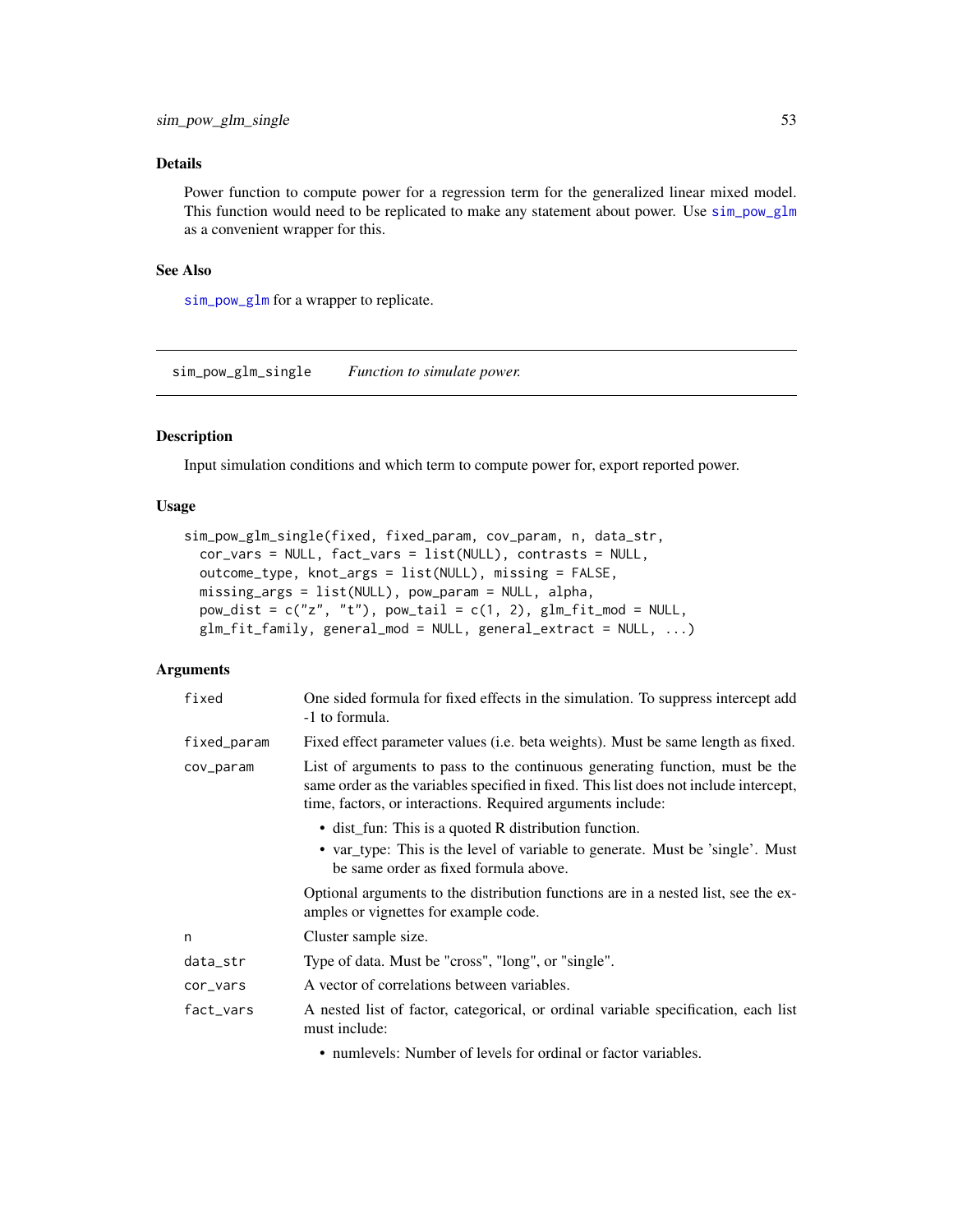### Details

Power function to compute power for a regression term for the generalized linear mixed model. This function would need to be replicated to make any statement about power. Use sim_pow_glm as a convenient wrapper for this.

### See Also

sim_pow_glm for a wrapper to replicate.

---

## sim_pow_glm_single    *Function to simulate power.*

---

### Description

Input simulation conditions and which term to compute power for, export reported power.

### Usage

```
sim_pow_glm_single(fixed, fixed_param, cov_param, n, data_str,
  cor_vars = NULL, fact_vars = list(NULL), contrasts = NULL,
  outcome_type, knot_args = list(NULL), missing = FALSE,
  missing_args = list(NULL), pow_param = NULL, alpha,
  pow_dist = c("z", "t"), pow_tail = c(1, 2), glm_fit_mod = NULL,
  glm_fit_family, general_mod = NULL, general_extract = NULL, ...)
```

### Arguments

| | |
|---|---|
| fixed | One sided formula for fixed effects in the simulation. To suppress intercept add -1 to formula. |
| fixed_param | Fixed effect parameter values (i.e. beta weights). Must be same length as fixed. |
| cov_param | List of arguments to pass to the continuous generating function, must be the same order as the variables specified in fixed. This list does not include intercept, time, factors, or interactions. Required arguments include: <br> • dist_fun: This is a quoted R distribution function. <br> • var_type: This is the level of variable to generate. Must be 'single'. Must be same order as fixed formula above. <br> Optional arguments to the distribution functions are in a nested list, see the examples or vignettes for example code. |
| n | Cluster sample size. |
| data_str | Type of data. Must be "cross", "long", or "single". |
| cor_vars | A vector of correlations between variables. |
| fact_vars | A nested list of factor, categorical, or ordinal variable specification, each list must include: <br> • numlevels: Number of levels for ordinal or factor variables. |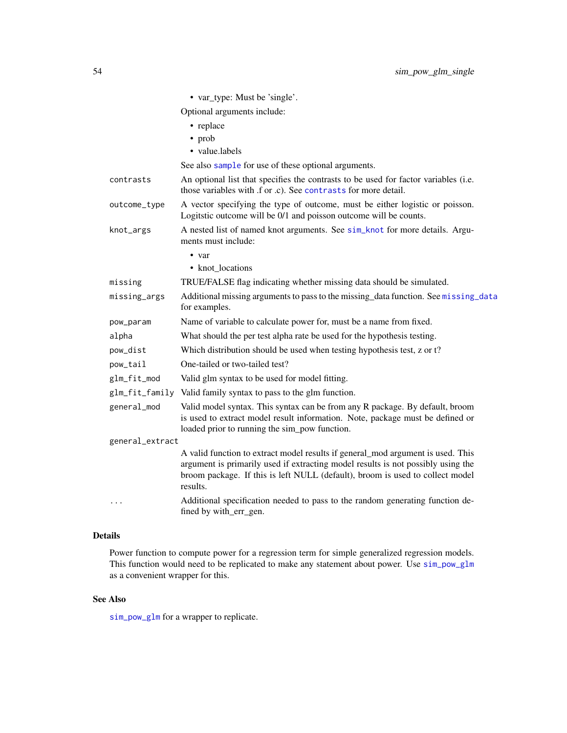- var_type: Must be 'single'.

Optional arguments include:

- replace
- prob
- value.labels

See also `sample` for use of these optional arguments.

`contrasts` An optional list that specifies the contrasts to be used for factor variables (i.e. those variables with .f or .c). See `contrasts` for more detail.

`outcome_type` A vector specifying the type of outcome, must be either logistic or poisson. Logitstic outcome will be 0/1 and poisson outcome will be counts.

`knot_args` A nested list of named knot arguments. See `sim_knot` for more details. Arguments must include:

- var
- knot_locations

`missing` TRUE/FALSE flag indicating whether missing data should be simulated.

`missing_args` Additional missing arguments to pass to the missing_data function. See `missing_data` for examples.

`pow_param` Name of variable to calculate power for, must be a name from fixed.

`alpha` What should the per test alpha rate be used for the hypothesis testing.

`pow_dist` Which distribution should be used when testing hypothesis test, z or t?

`pow_tail` One-tailed or two-tailed test?

`glm_fit_mod` Valid glm syntax to be used for model fitting.

`glm_fit_family` Valid family syntax to pass to the glm function.

`general_mod` Valid model syntax. This syntax can be from any R package. By default, broom is used to extract model result information. Note, package must be defined or loaded prior to running the sim_pow function.

`general_extract` A valid function to extract model results if general_mod argument is used. This argument is primarily used if extracting model results is not possibly using the broom package. If this is left NULL (default), broom is used to collect model results.

`...` Additional specification needed to pass to the random generating function defined by with_err_gen.

## Details

Power function to compute power for a regression term for simple generalized regression models. This function would need to be replicated to make any statement about power. Use `sim_pow_glm` as a convenient wrapper for this.

## See Also

`sim_pow_glm` for a wrapper to replicate.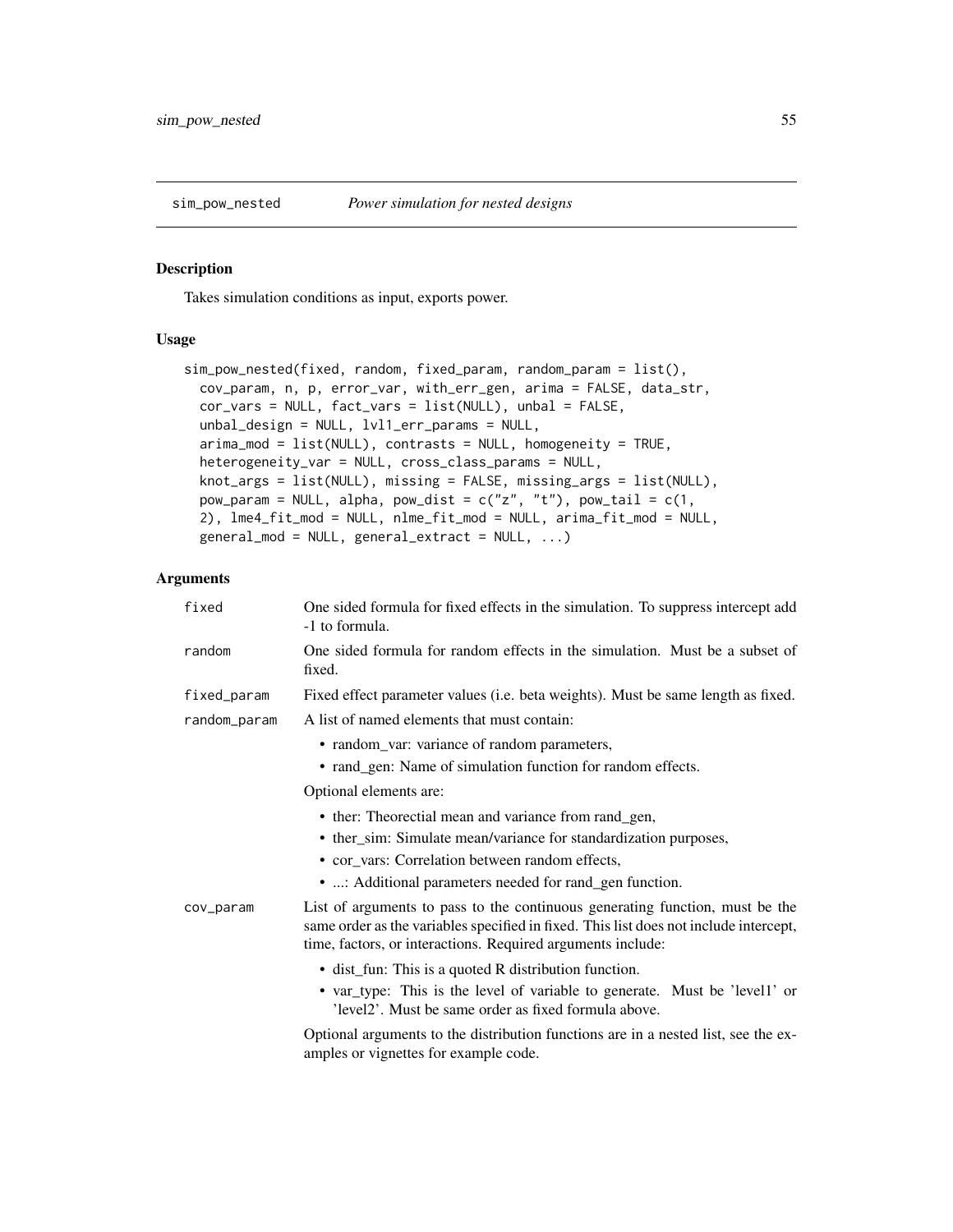## sim_pow_nested — *Power simulation for nested designs*

### Description

Takes simulation conditions as input, exports power.

### Usage

```
sim_pow_nested(fixed, random, fixed_param, random_param = list(),
  cov_param, n, p, error_var, with_err_gen, arima = FALSE, data_str,
  cor_vars = NULL, fact_vars = list(NULL), unbal = FALSE,
  unbal_design = NULL, lvl1_err_params = NULL,
  arima_mod = list(NULL), contrasts = NULL, homogeneity = TRUE,
  heterogeneity_var = NULL, cross_class_params = NULL,
  knot_args = list(NULL), missing = FALSE, missing_args = list(NULL),
  pow_param = NULL, alpha, pow_dist = c("z", "t"), pow_tail = c(1,
  2), lme4_fit_mod = NULL, nlme_fit_mod = NULL, arima_fit_mod = NULL,
  general_mod = NULL, general_extract = NULL, ...)
```

### Arguments

`fixed` — One sided formula for fixed effects in the simulation. To suppress intercept add -1 to formula.

`random` — One sided formula for random effects in the simulation. Must be a subset of fixed.

`fixed_param` — Fixed effect parameter values (i.e. beta weights). Must be same length as fixed.

`random_param` — A list of named elements that must contain:

- random_var: variance of random parameters,
- rand_gen: Name of simulation function for random effects.

Optional elements are:

- ther: Theorectial mean and variance from rand_gen,
- ther_sim: Simulate mean/variance for standardization purposes,
- cor_vars: Correlation between random effects,
- ...: Additional parameters needed for rand_gen function.

`cov_param` — List of arguments to pass to the continuous generating function, must be the same order as the variables specified in fixed. This list does not include intercept, time, factors, or interactions. Required arguments include:

- dist_fun: This is a quoted R distribution function.
- var_type: This is the level of variable to generate. Must be 'level1' or 'level2'. Must be same order as fixed formula above.

Optional arguments to the distribution functions are in a nested list, see the examples or vignettes for example code.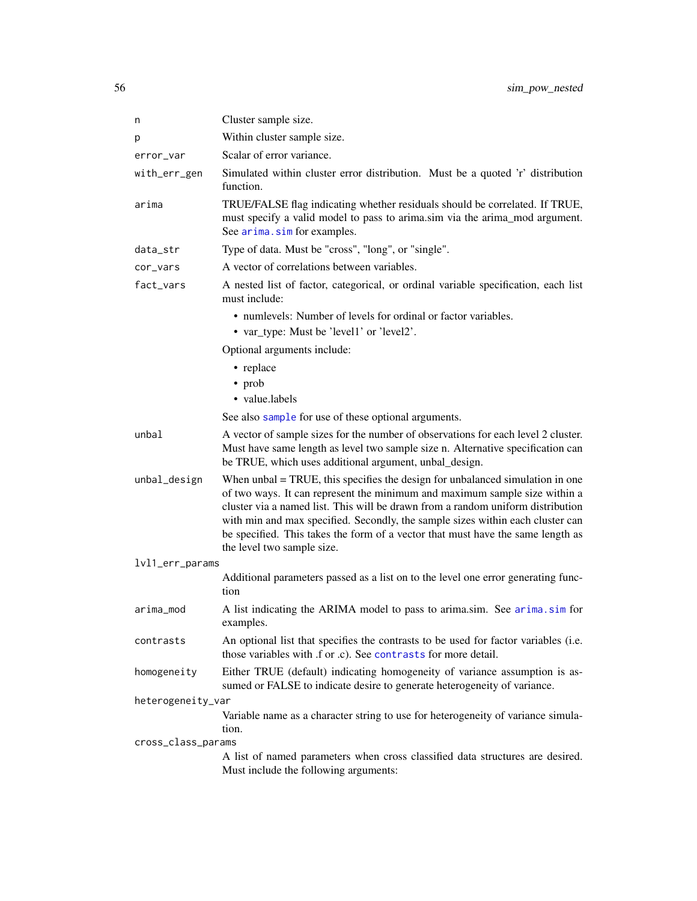| | |
|---|---|
| `n` | Cluster sample size. |
| `p` | Within cluster sample size. |
| `error_var` | Scalar of error variance. |
| `with_err_gen` | Simulated within cluster error distribution. Must be a quoted 'r' distribution function. |
| `arima` | TRUE/FALSE flag indicating whether residuals should be correlated. If TRUE, must specify a valid model to pass to arima.sim via the arima_mod argument. See `arima.sim` for examples. |
| `data_str` | Type of data. Must be "cross", "long", or "single". |
| `cor_vars` | A vector of correlations between variables. |
| `fact_vars` | A nested list of factor, categorical, or ordinal variable specification, each list must include:<br>• numlevels: Number of levels for ordinal or factor variables.<br>• var_type: Must be 'level1' or 'level2'.<br>Optional arguments include:<br>• replace<br>• prob<br>• value.labels<br>See also `sample` for use of these optional arguments. |
| `unbal` | A vector of sample sizes for the number of observations for each level 2 cluster. Must have same length as level two sample size n. Alternative specification can be TRUE, which uses additional argument, unbal_design. |
| `unbal_design` | When unbal = TRUE, this specifies the design for unbalanced simulation in one of two ways. It can represent the minimum and maximum sample size within a cluster via a named list. This will be drawn from a random uniform distribution with min and max specified. Secondly, the sample sizes within each cluster can be specified. This takes the form of a vector that must have the same length as the level two sample size. |
| `lvl1_err_params` | Additional parameters passed as a list on to the level one error generating function |
| `arima_mod` | A list indicating the ARIMA model to pass to arima.sim. See `arima.sim` for examples. |
| `contrasts` | An optional list that specifies the contrasts to be used for factor variables (i.e. those variables with .f or .c). See `contrasts` for more detail. |
| `homogeneity` | Either TRUE (default) indicating homogeneity of variance assumption is assumed or FALSE to indicate desire to generate heterogeneity of variance. |
| `heterogeneity_var` | Variable name as a character string to use for heterogeneity of variance simulation. |
| `cross_class_params` | A list of named parameters when cross classified data structures are desired. Must include the following arguments: |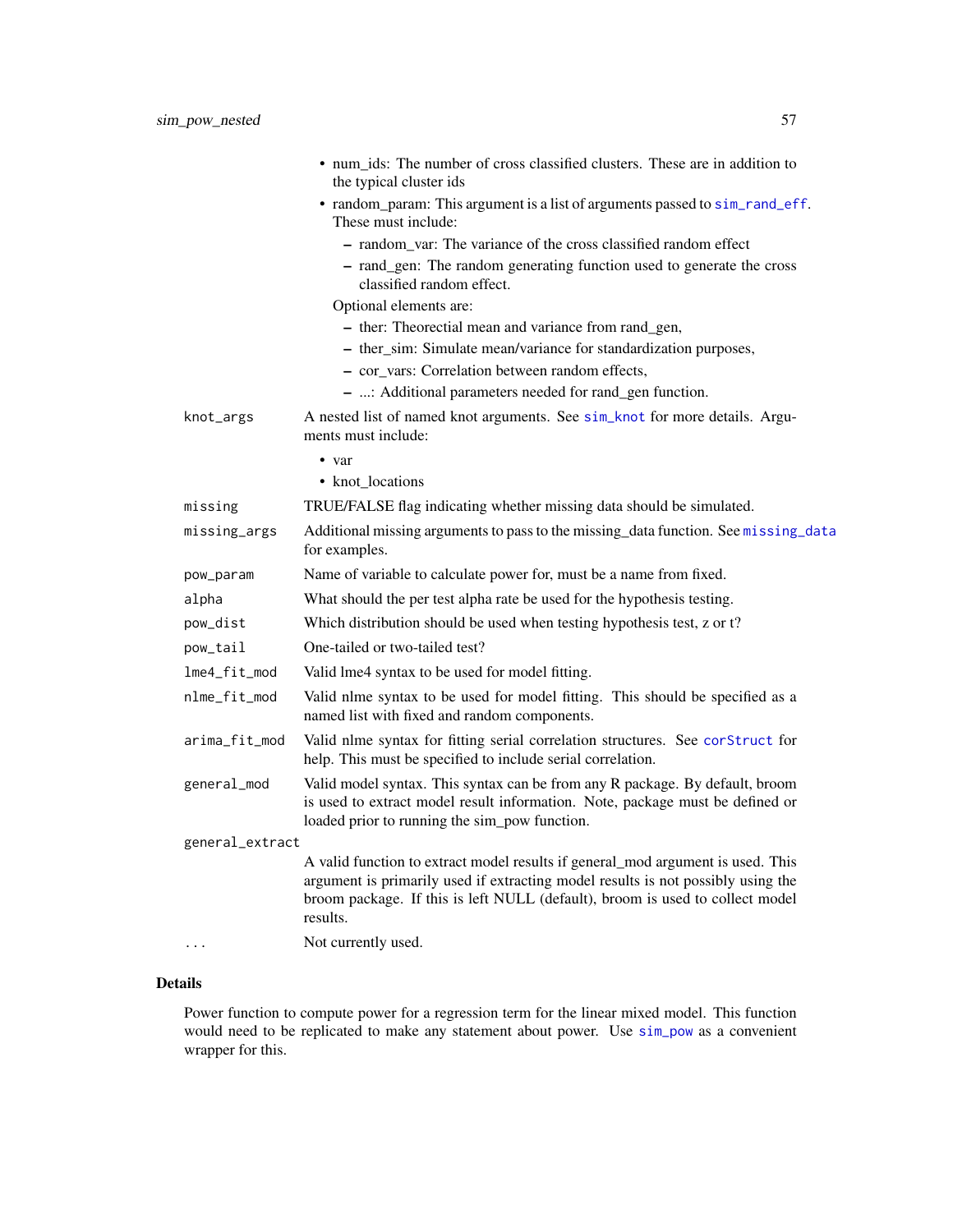- num_ids: The number of cross classified clusters. These are in addition to the typical cluster ids
- random_param: This argument is a list of arguments passed to sim_rand_eff. These must include:
  - random_var: The variance of the cross classified random effect
  - rand_gen: The random generating function used to generate the cross classified random effect.

  Optional elements are:
  - ther: Theorectial mean and variance from rand_gen,
  - ther_sim: Simulate mean/variance for standardization purposes,
  - cor_vars: Correlation between random effects,
  - ...: Additional parameters needed for rand_gen function.

`knot_args` A nested list of named knot arguments. See sim_knot for more details. Arguments must include:

- var
- knot_locations

`missing` TRUE/FALSE flag indicating whether missing data should be simulated.

`missing_args` Additional missing arguments to pass to the missing_data function. See missing_data for examples.

`pow_param` Name of variable to calculate power for, must be a name from fixed.

`alpha` What should the per test alpha rate be used for the hypothesis testing.

`pow_dist` Which distribution should be used when testing hypothesis test, z or t?

`pow_tail` One-tailed or two-tailed test?

`lme4_fit_mod` Valid lme4 syntax to be used for model fitting.

`nlme_fit_mod` Valid nlme syntax to be used for model fitting. This should be specified as a named list with fixed and random components.

`arima_fit_mod` Valid nlme syntax for fitting serial correlation structures. See corStruct for help. This must be specified to include serial correlation.

`general_mod` Valid model syntax. This syntax can be from any R package. By default, broom is used to extract model result information. Note, package must be defined or loaded prior to running the sim_pow function.

`general_extract` A valid function to extract model results if general_mod argument is used. This argument is primarily used if extracting model results is not possibly using the broom package. If this is left NULL (default), broom is used to collect model results.

`...` Not currently used.

### Details

Power function to compute power for a regression term for the linear mixed model. This function would need to be replicated to make any statement about power. Use sim_pow as a convenient wrapper for this.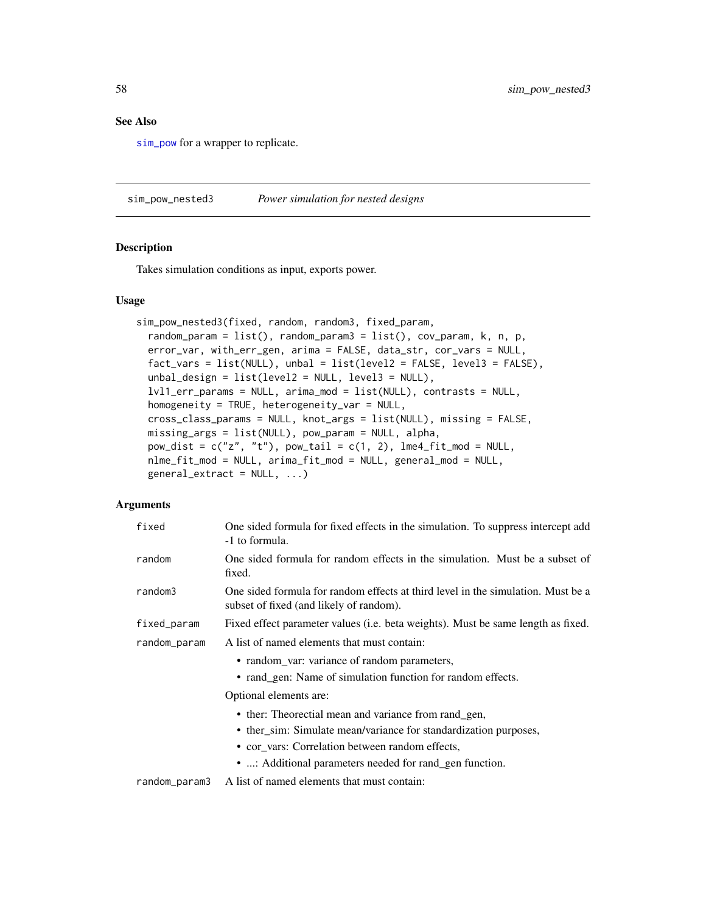## See Also

sim_pow for a wrapper to replicate.

---

## sim_pow_nested3 *Power simulation for nested designs*

### Description

Takes simulation conditions as input, exports power.

### Usage

```
sim_pow_nested3(fixed, random, random3, fixed_param,
  random_param = list(), random_param3 = list(), cov_param, k, n, p,
  error_var, with_err_gen, arima = FALSE, data_str, cor_vars = NULL,
  fact_vars = list(NULL), unbal = list(level2 = FALSE, level3 = FALSE),
  unbal_design = list(level2 = NULL, level3 = NULL),
  lvl1_err_params = NULL, arima_mod = list(NULL), contrasts = NULL,
  homogeneity = TRUE, heterogeneity_var = NULL,
  cross_class_params = NULL, knot_args = list(NULL), missing = FALSE,
  missing_args = list(NULL), pow_param = NULL, alpha,
  pow_dist = c("z", "t"), pow_tail = c(1, 2), lme4_fit_mod = NULL,
  nlme_fit_mod = NULL, arima_fit_mod = NULL, general_mod = NULL,
  general_extract = NULL, ...)
```

### Arguments

| | |
|---|---|
| fixed | One sided formula for fixed effects in the simulation. To suppress intercept add -1 to formula. |
| random | One sided formula for random effects in the simulation. Must be a subset of fixed. |
| random3 | One sided formula for random effects at third level in the simulation. Must be a subset of fixed (and likely of random). |
| fixed_param | Fixed effect parameter values (i.e. beta weights). Must be same length as fixed. |
| random_param | A list of named elements that must contain: <ul><li>random_var: variance of random parameters,</li><li>rand_gen: Name of simulation function for random effects.</li></ul> Optional elements are: <ul><li>ther: Theorectial mean and variance from rand_gen,</li><li>ther_sim: Simulate mean/variance for standardization purposes,</li><li>cor_vars: Correlation between random effects,</li><li>...: Additional parameters needed for rand_gen function.</li></ul> |
| random_param3 | A list of named elements that must contain: |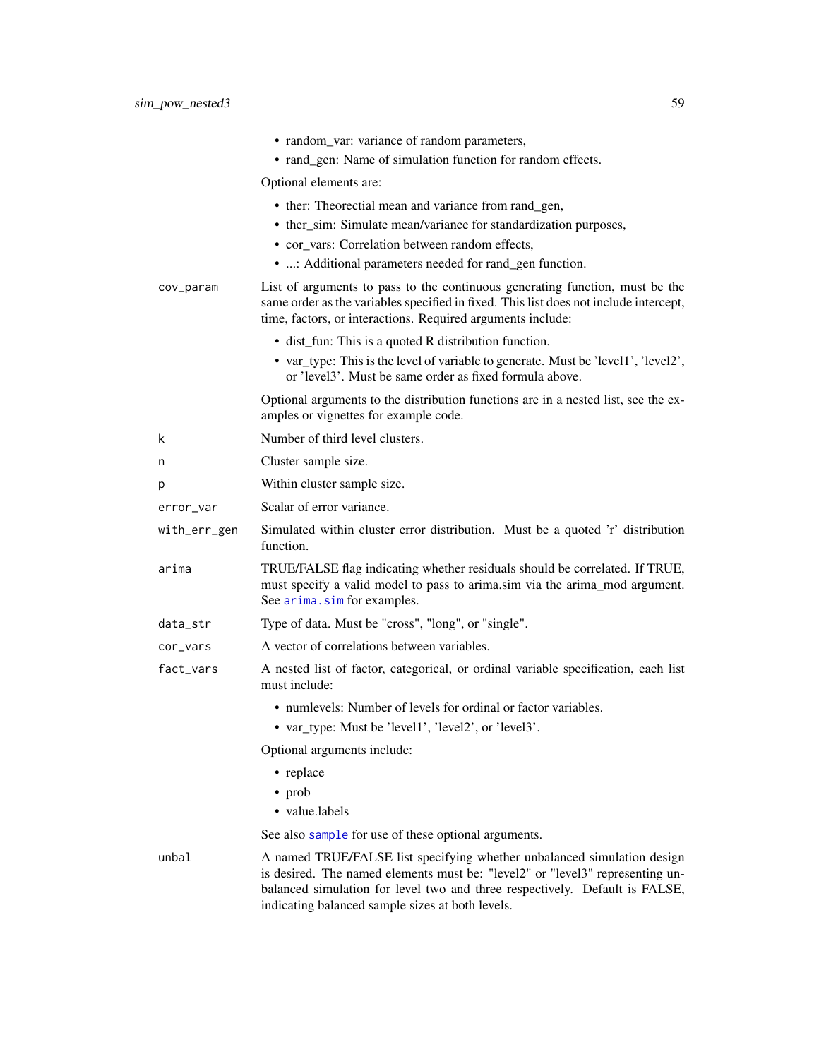- random_var: variance of random parameters,
- rand_gen: Name of simulation function for random effects.

Optional elements are:

- ther: Theorectial mean and variance from rand_gen,
- ther_sim: Simulate mean/variance for standardization purposes,
- cor_vars: Correlation between random effects,
- ...: Additional parameters needed for rand_gen function.

`cov_param` List of arguments to pass to the continuous generating function, must be the same order as the variables specified in fixed. This list does not include intercept, time, factors, or interactions. Required arguments include:

- dist_fun: This is a quoted R distribution function.
- var_type: This is the level of variable to generate. Must be 'level1', 'level2', or 'level3'. Must be same order as fixed formula above.

Optional arguments to the distribution functions are in a nested list, see the examples or vignettes for example code.

`k` Number of third level clusters.

`n` Cluster sample size.

`p` Within cluster sample size.

`error_var` Scalar of error variance.

`with_err_gen` Simulated within cluster error distribution. Must be a quoted 'r' distribution function.

`arima` TRUE/FALSE flag indicating whether residuals should be correlated. If TRUE, must specify a valid model to pass to arima.sim via the arima_mod argument. See `arima.sim` for examples.

`data_str` Type of data. Must be "cross", "long", or "single".

`cor_vars` A vector of correlations between variables.

`fact_vars` A nested list of factor, categorical, or ordinal variable specification, each list must include:

- numlevels: Number of levels for ordinal or factor variables.
- var_type: Must be 'level1', 'level2', or 'level3'.

Optional arguments include:

- replace
- prob
- value.labels

See also `sample` for use of these optional arguments.

`unbal` A named TRUE/FALSE list specifying whether unbalanced simulation design is desired. The named elements must be: "level2" or "level3" representing unbalanced simulation for level two and three respectively. Default is FALSE, indicating balanced sample sizes at both levels.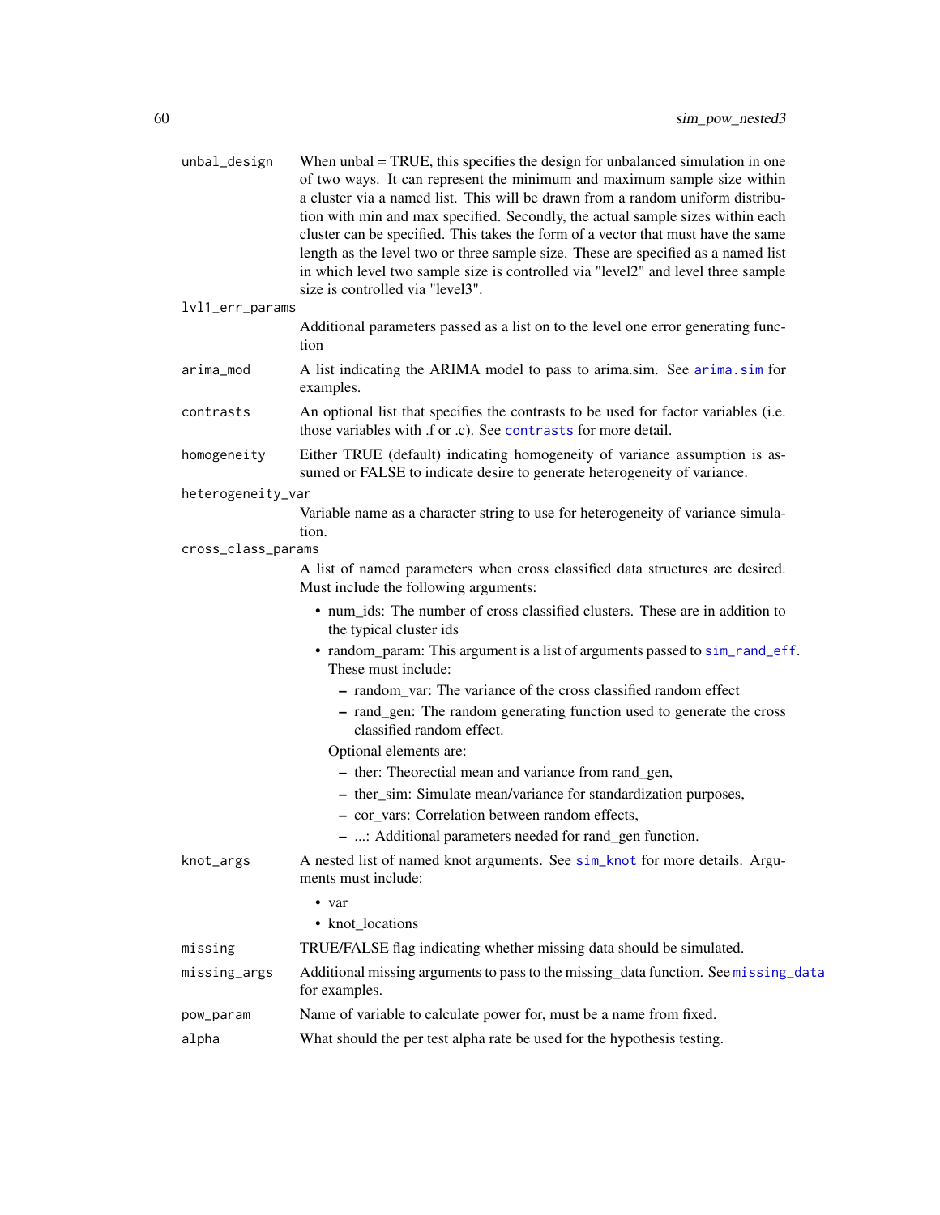unbal_design
: When unbal = TRUE, this specifies the design for unbalanced simulation in one of two ways. It can represent the minimum and maximum sample size within a cluster via a named list. This will be drawn from a random uniform distribution with min and max specified. Secondly, the actual sample sizes within each cluster can be specified. This takes the form of a vector that must have the same length as the level two or three sample size. These are specified as a named list in which level two sample size is controlled via "level2" and level three sample size is controlled via "level3".

lvl1_err_params
: Additional parameters passed as a list on to the level one error generating function

arima_mod
: A list indicating the ARIMA model to pass to arima.sim. See arima.sim for examples.

contrasts
: An optional list that specifies the contrasts to be used for factor variables (i.e. those variables with .f or .c). See contrasts for more detail.

homogeneity
: Either TRUE (default) indicating homogeneity of variance assumption is assumed or FALSE to indicate desire to generate heterogeneity of variance.

heterogeneity_var
: Variable name as a character string to use for heterogeneity of variance simulation.

cross_class_params
: A list of named parameters when cross classified data structures are desired. Must include the following arguments:

- num_ids: The number of cross classified clusters. These are in addition to the typical cluster ids
- random_param: This argument is a list of arguments passed to sim_rand_eff. These must include:
  - random_var: The variance of the cross classified random effect
  - rand_gen: The random generating function used to generate the cross classified random effect.

  Optional elements are:
  - ther: Theorectial mean and variance from rand_gen,
  - ther_sim: Simulate mean/variance for standardization purposes,
  - cor_vars: Correlation between random effects,
  - ...: Additional parameters needed for rand_gen function.

knot_args
: A nested list of named knot arguments. See sim_knot for more details. Arguments must include:

- var
- knot_locations

missing
: TRUE/FALSE flag indicating whether missing data should be simulated.

missing_args
: Additional missing arguments to pass to the missing_data function. See missing_data for examples.

pow_param
: Name of variable to calculate power for, must be a name from fixed.

alpha
: What should the per test alpha rate be used for the hypothesis testing.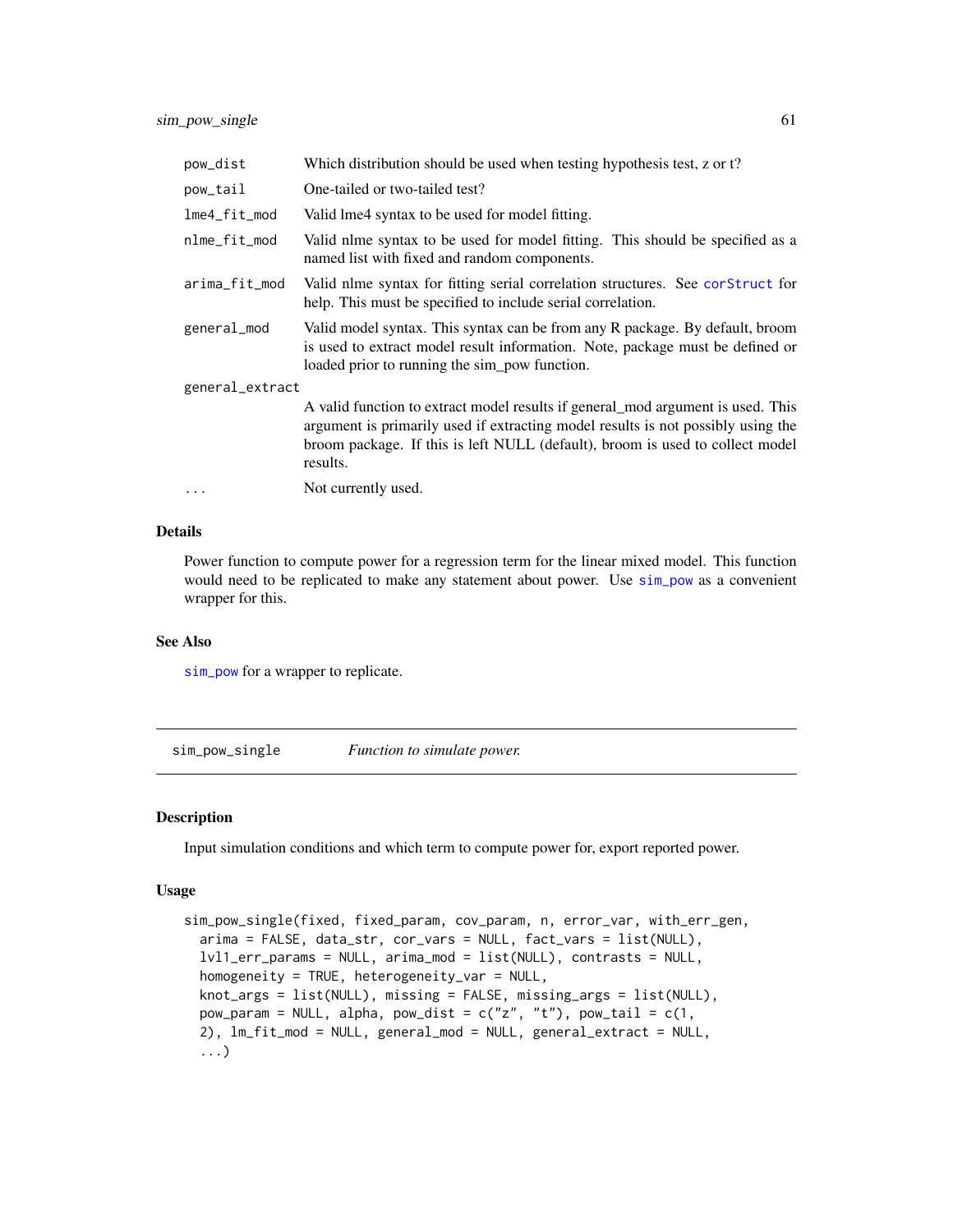| | |
|---|---|
| `pow_dist` | Which distribution should be used when testing hypothesis test, z or t? |
| `pow_tail` | One-tailed or two-tailed test? |
| `lme4_fit_mod` | Valid lme4 syntax to be used for model fitting. |
| `nlme_fit_mod` | Valid nlme syntax to be used for model fitting. This should be specified as a named list with fixed and random components. |
| `arima_fit_mod` | Valid nlme syntax for fitting serial correlation structures. See corStruct for help. This must be specified to include serial correlation. |
| `general_mod` | Valid model syntax. This syntax can be from any R package. By default, broom is used to extract model result information. Note, package must be defined or loaded prior to running the sim_pow function. |
| `general_extract` | A valid function to extract model results if general_mod argument is used. This argument is primarily used if extracting model results is not possibly using the broom package. If this is left NULL (default), broom is used to collect model results. |
| `...` | Not currently used. |

### Details

Power function to compute power for a regression term for the linear mixed model. This function would need to be replicated to make any statement about power. Use sim_pow as a convenient wrapper for this.

### See Also

sim_pow for a wrapper to replicate.

---

## sim_pow_single — *Function to simulate power.*

### Description

Input simulation conditions and which term to compute power for, export reported power.

### Usage

```
sim_pow_single(fixed, fixed_param, cov_param, n, error_var, with_err_gen,
  arima = FALSE, data_str, cor_vars = NULL, fact_vars = list(NULL),
  lvl1_err_params = NULL, arima_mod = list(NULL), contrasts = NULL,
  homogeneity = TRUE, heterogeneity_var = NULL,
  knot_args = list(NULL), missing = FALSE, missing_args = list(NULL),
  pow_param = NULL, alpha, pow_dist = c("z", "t"), pow_tail = c(1,
  2), lm_fit_mod = NULL, general_mod = NULL, general_extract = NULL,
  ...)
```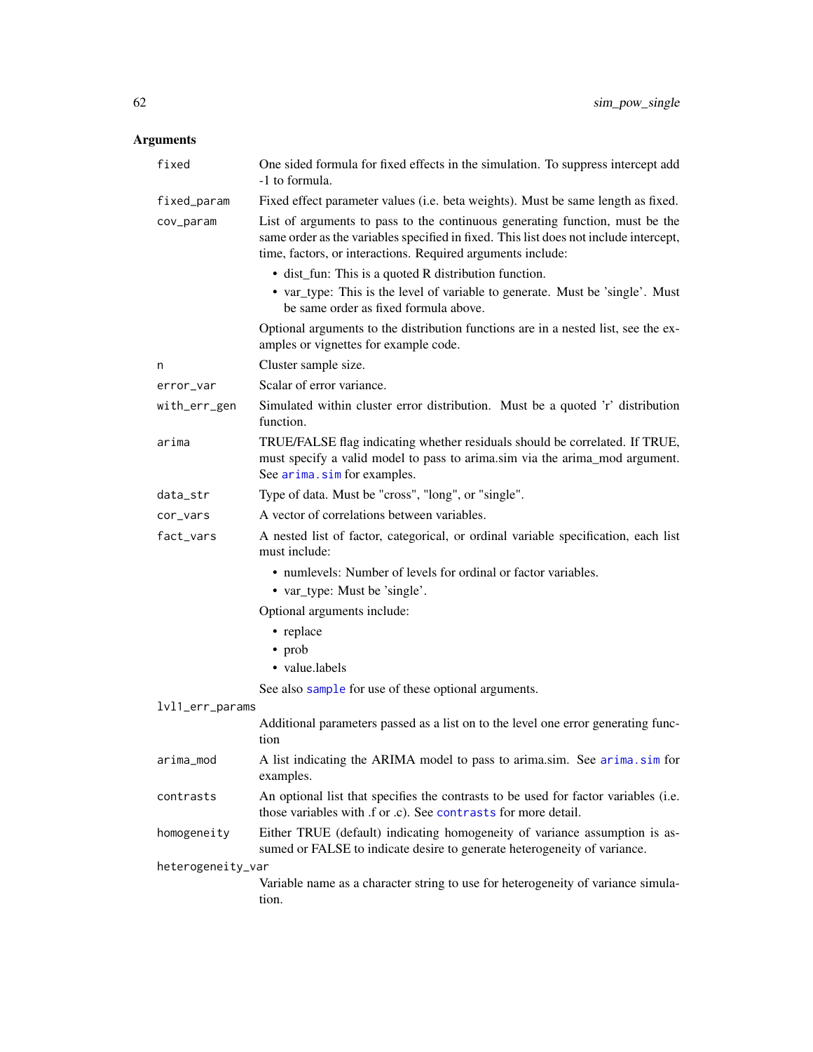## Arguments

| | |
|---|---|
| `fixed` | One sided formula for fixed effects in the simulation. To suppress intercept add -1 to formula. |
| `fixed_param` | Fixed effect parameter values (i.e. beta weights). Must be same length as fixed. |
| `cov_param` | List of arguments to pass to the continuous generating function, must be the same order as the variables specified in fixed. This list does not include intercept, time, factors, or interactions. Required arguments include: <br>• dist_fun: This is a quoted R distribution function. <br>• var_type: This is the level of variable to generate. Must be 'single'. Must be same order as fixed formula above. <br>Optional arguments to the distribution functions are in a nested list, see the examples or vignettes for example code. |
| `n` | Cluster sample size. |
| `error_var` | Scalar of error variance. |
| `with_err_gen` | Simulated within cluster error distribution. Must be a quoted 'r' distribution function. |
| `arima` | TRUE/FALSE flag indicating whether residuals should be correlated. If TRUE, must specify a valid model to pass to arima.sim via the arima_mod argument. See `arima.sim` for examples. |
| `data_str` | Type of data. Must be "cross", "long", or "single". |
| `cor_vars` | A vector of correlations between variables. |
| `fact_vars` | A nested list of factor, categorical, or ordinal variable specification, each list must include: <br>• numlevels: Number of levels for ordinal or factor variables. <br>• var_type: Must be 'single'. <br>Optional arguments include: <br>• replace <br>• prob <br>• value.labels <br>See also `sample` for use of these optional arguments. |
| `lvl1_err_params` | Additional parameters passed as a list on to the level one error generating function |
| `arima_mod` | A list indicating the ARIMA model to pass to arima.sim. See `arima.sim` for examples. |
| `contrasts` | An optional list that specifies the contrasts to be used for factor variables (i.e. those variables with .f or .c). See `contrasts` for more detail. |
| `homogeneity` | Either TRUE (default) indicating homogeneity of variance assumption is assumed or FALSE to indicate desire to generate heterogeneity of variance. |
| `heterogeneity_var` | Variable name as a character string to use for heterogeneity of variance simulation. |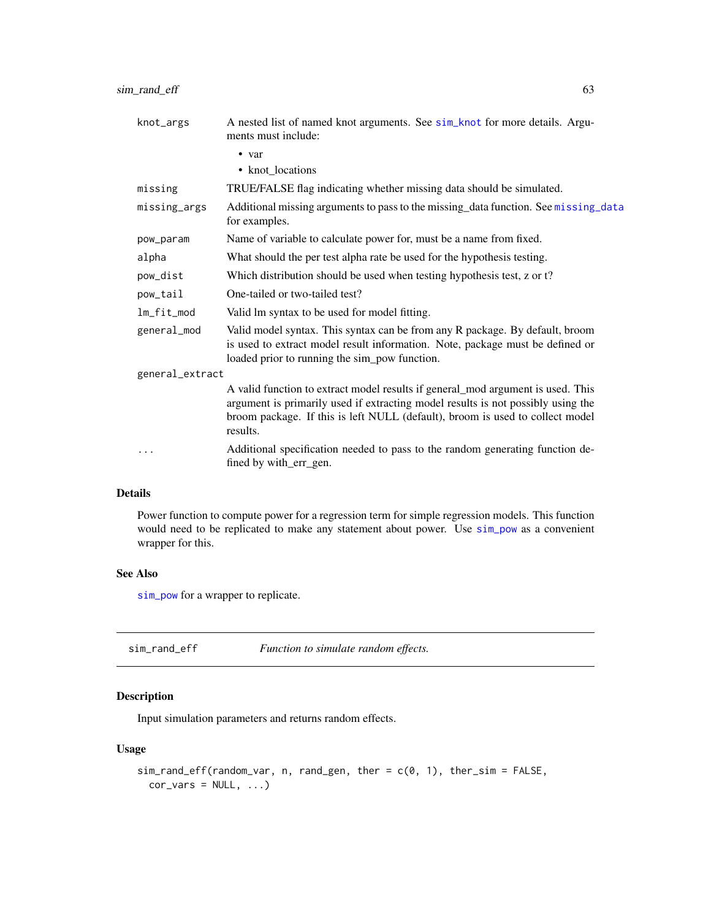| | |
|---|---|
| knot_args | A nested list of named knot arguments. See sim_knot for more details. Arguments must include: <br>• var <br>• knot_locations |
| missing | TRUE/FALSE flag indicating whether missing data should be simulated. |
| missing_args | Additional missing arguments to pass to the missing_data function. See missing_data for examples. |
| pow_param | Name of variable to calculate power for, must be a name from fixed. |
| alpha | What should the per test alpha rate be used for the hypothesis testing. |
| pow_dist | Which distribution should be used when testing hypothesis test, z or t? |
| pow_tail | One-tailed or two-tailed test? |
| lm_fit_mod | Valid lm syntax to be used for model fitting. |
| general_mod | Valid model syntax. This syntax can be from any R package. By default, broom is used to extract model result information. Note, package must be defined or loaded prior to running the sim_pow function. |
| general_extract | A valid function to extract model results if general_mod argument is used. This argument is primarily used if extracting model results is not possibly using the broom package. If this is left NULL (default), broom is used to collect model results. |
| ... | Additional specification needed to pass to the random generating function defined by with_err_gen. |

### Details

Power function to compute power for a regression term for simple regression models. This function would need to be replicated to make any statement about power. Use sim_pow as a convenient wrapper for this.

### See Also

sim_pow for a wrapper to replicate.

---

## sim_rand_eff — *Function to simulate random effects.*

---

### Description

Input simulation parameters and returns random effects.

### Usage

```
sim_rand_eff(random_var, n, rand_gen, ther = c(0, 1), ther_sim = FALSE,
  cor_vars = NULL, ...)
```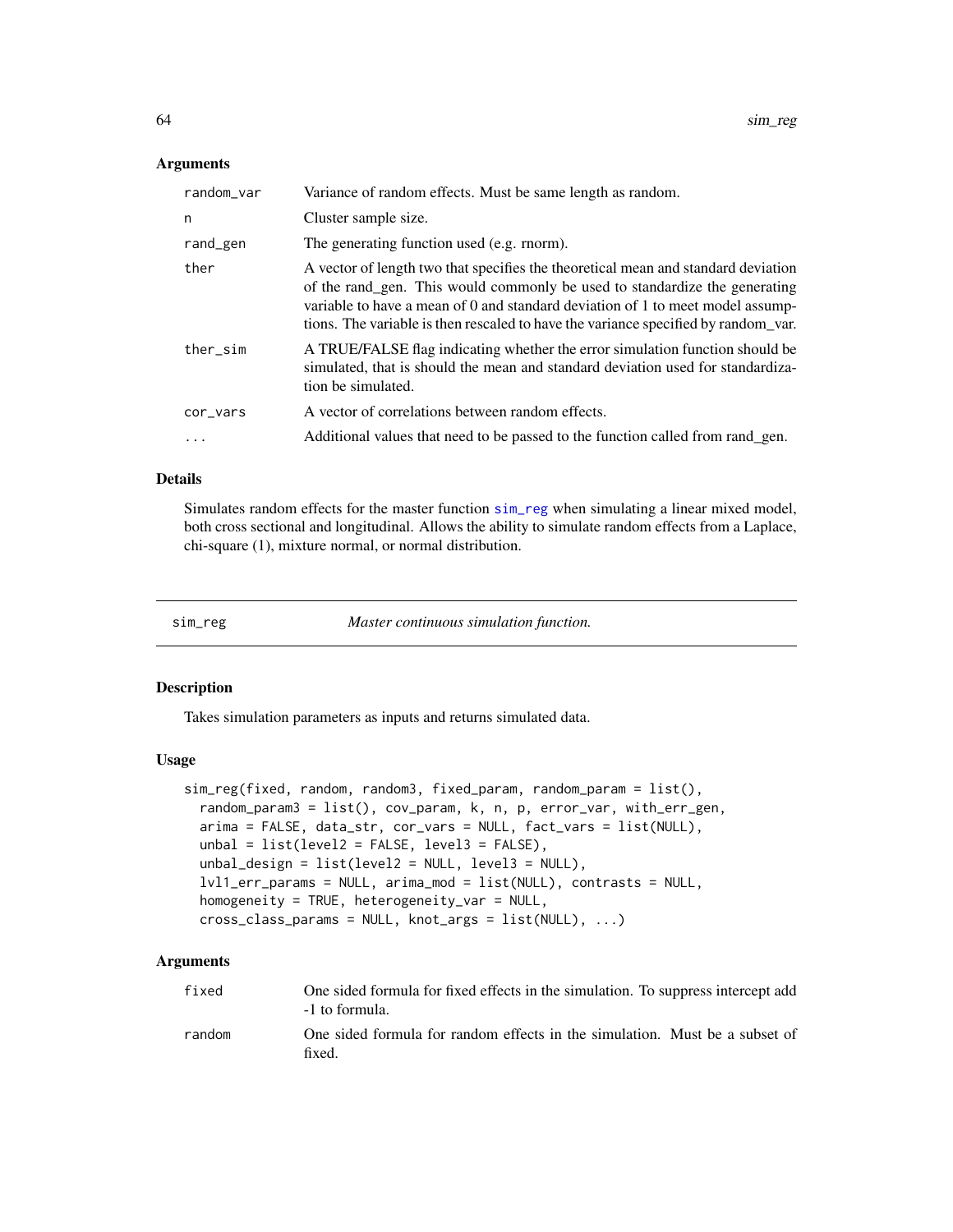### Arguments

| | |
|---|---|
| random_var | Variance of random effects. Must be same length as random. |
| n | Cluster sample size. |
| rand_gen | The generating function used (e.g. rnorm). |
| ther | A vector of length two that specifies the theoretical mean and standard deviation of the rand_gen. This would commonly be used to standardize the generating variable to have a mean of 0 and standard deviation of 1 to meet model assumptions. The variable is then rescaled to have the variance specified by random_var. |
| ther_sim | A TRUE/FALSE flag indicating whether the error simulation function should be simulated, that is should the mean and standard deviation used for standardization be simulated. |
| cor_vars | A vector of correlations between random effects. |
| ... | Additional values that need to be passed to the function called from rand_gen. |

### Details

Simulates random effects for the master function sim_reg when simulating a linear mixed model, both cross sectional and longitudinal. Allows the ability to simulate random effects from a Laplace, chi-square (1), mixture normal, or normal distribution.

---

## sim_reg *Master continuous simulation function.*

---

### Description

Takes simulation parameters as inputs and returns simulated data.

### Usage

```
sim_reg(fixed, random, random3, fixed_param, random_param = list(),
  random_param3 = list(), cov_param, k, n, p, error_var, with_err_gen,
  arima = FALSE, data_str, cor_vars = NULL, fact_vars = list(NULL),
  unbal = list(level2 = FALSE, level3 = FALSE),
  unbal_design = list(level2 = NULL, level3 = NULL),
  lvl1_err_params = NULL, arima_mod = list(NULL), contrasts = NULL,
  homogeneity = TRUE, heterogeneity_var = NULL,
  cross_class_params = NULL, knot_args = list(NULL), ...)
```

### Arguments

| | |
|---|---|
| fixed | One sided formula for fixed effects in the simulation. To suppress intercept add -1 to formula. |
| random | One sided formula for random effects in the simulation. Must be a subset of fixed. |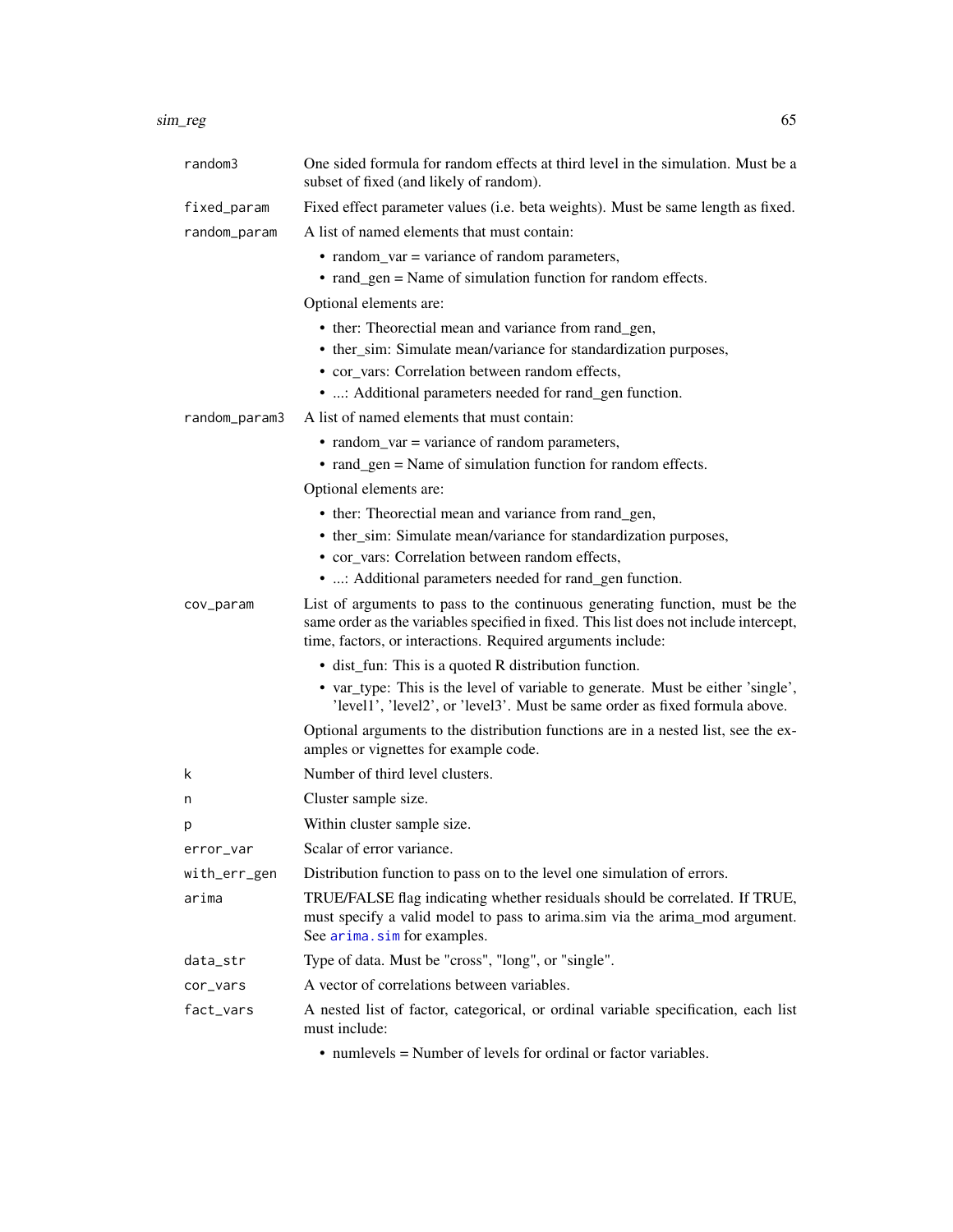| | |
|---|---|
| `random3` | One sided formula for random effects at third level in the simulation. Must be a subset of fixed (and likely of random). |
| `fixed_param` | Fixed effect parameter values (i.e. beta weights). Must be same length as fixed. |
| `random_param` | A list of named elements that must contain:<br>• random_var = variance of random parameters,<br>• rand_gen = Name of simulation function for random effects.<br>Optional elements are:<br>• ther: Theorectial mean and variance from rand_gen,<br>• ther_sim: Simulate mean/variance for standardization purposes,<br>• cor_vars: Correlation between random effects,<br>• ...: Additional parameters needed for rand_gen function. |
| `random_param3` | A list of named elements that must contain:<br>• random_var = variance of random parameters,<br>• rand_gen = Name of simulation function for random effects.<br>Optional elements are:<br>• ther: Theorectial mean and variance from rand_gen,<br>• ther_sim: Simulate mean/variance for standardization purposes,<br>• cor_vars: Correlation between random effects,<br>• ...: Additional parameters needed for rand_gen function. |
| `cov_param` | List of arguments to pass to the continuous generating function, must be the same order as the variables specified in fixed. This list does not include intercept, time, factors, or interactions. Required arguments include:<br>• dist_fun: This is a quoted R distribution function.<br>• var_type: This is the level of variable to generate. Must be either 'single', 'level1', 'level2', or 'level3'. Must be same order as fixed formula above.<br>Optional arguments to the distribution functions are in a nested list, see the examples or vignettes for example code. |
| `k` | Number of third level clusters. |
| `n` | Cluster sample size. |
| `p` | Within cluster sample size. |
| `error_var` | Scalar of error variance. |
| `with_err_gen` | Distribution function to pass on to the level one simulation of errors. |
| `arima` | TRUE/FALSE flag indicating whether residuals should be correlated. If TRUE, must specify a valid model to pass to arima.sim via the arima_mod argument. See arima.sim for examples. |
| `data_str` | Type of data. Must be "cross", "long", or "single". |
| `cor_vars` | A vector of correlations between variables. |
| `fact_vars` | A nested list of factor, categorical, or ordinal variable specification, each list must include:<br>• numlevels = Number of levels for ordinal or factor variables. |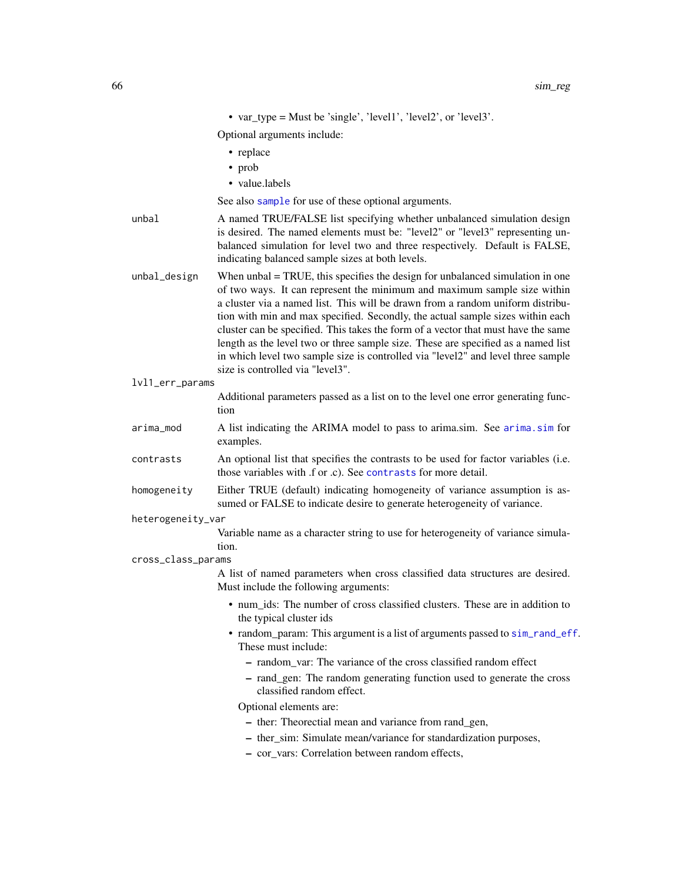- var_type = Must be 'single', 'level1', 'level2', or 'level3'.

Optional arguments include:

- replace
- prob
- value.labels

See also `sample` for use of these optional arguments.

`unbal`
: A named TRUE/FALSE list specifying whether unbalanced simulation design is desired. The named elements must be: "level2" or "level3" representing unbalanced simulation for level two and three respectively. Default is FALSE, indicating balanced sample sizes at both levels.

`unbal_design`
: When unbal = TRUE, this specifies the design for unbalanced simulation in one of two ways. It can represent the minimum and maximum sample size within a cluster via a named list. This will be drawn from a random uniform distribution with min and max specified. Secondly, the actual sample sizes within each cluster can be specified. This takes the form of a vector that must have the same length as the level two or three sample size. These are specified as a named list in which level two sample size is controlled via "level2" and level three sample size is controlled via "level3".

`lvl1_err_params`
: Additional parameters passed as a list on to the level one error generating function

`arima_mod`
: A list indicating the ARIMA model to pass to arima.sim. See `arima.sim` for examples.

`contrasts`
: An optional list that specifies the contrasts to be used for factor variables (i.e. those variables with .f or .c). See `contrasts` for more detail.

`homogeneity`
: Either TRUE (default) indicating homogeneity of variance assumption is assumed or FALSE to indicate desire to generate heterogeneity of variance.

`heterogeneity_var`
: Variable name as a character string to use for heterogeneity of variance simulation.

`cross_class_params`
: A list of named parameters when cross classified data structures are desired. Must include the following arguments:

  - num_ids: The number of cross classified clusters. These are in addition to the typical cluster ids
  - random_param: This argument is a list of arguments passed to `sim_rand_eff`. These must include:
    - random_var: The variance of the cross classified random effect
    - rand_gen: The random generating function used to generate the cross classified random effect.

    Optional elements are:

    - ther: Theorectial mean and variance from rand_gen,
    - ther_sim: Simulate mean/variance for standardization purposes,
    - cor_vars: Correlation between random effects,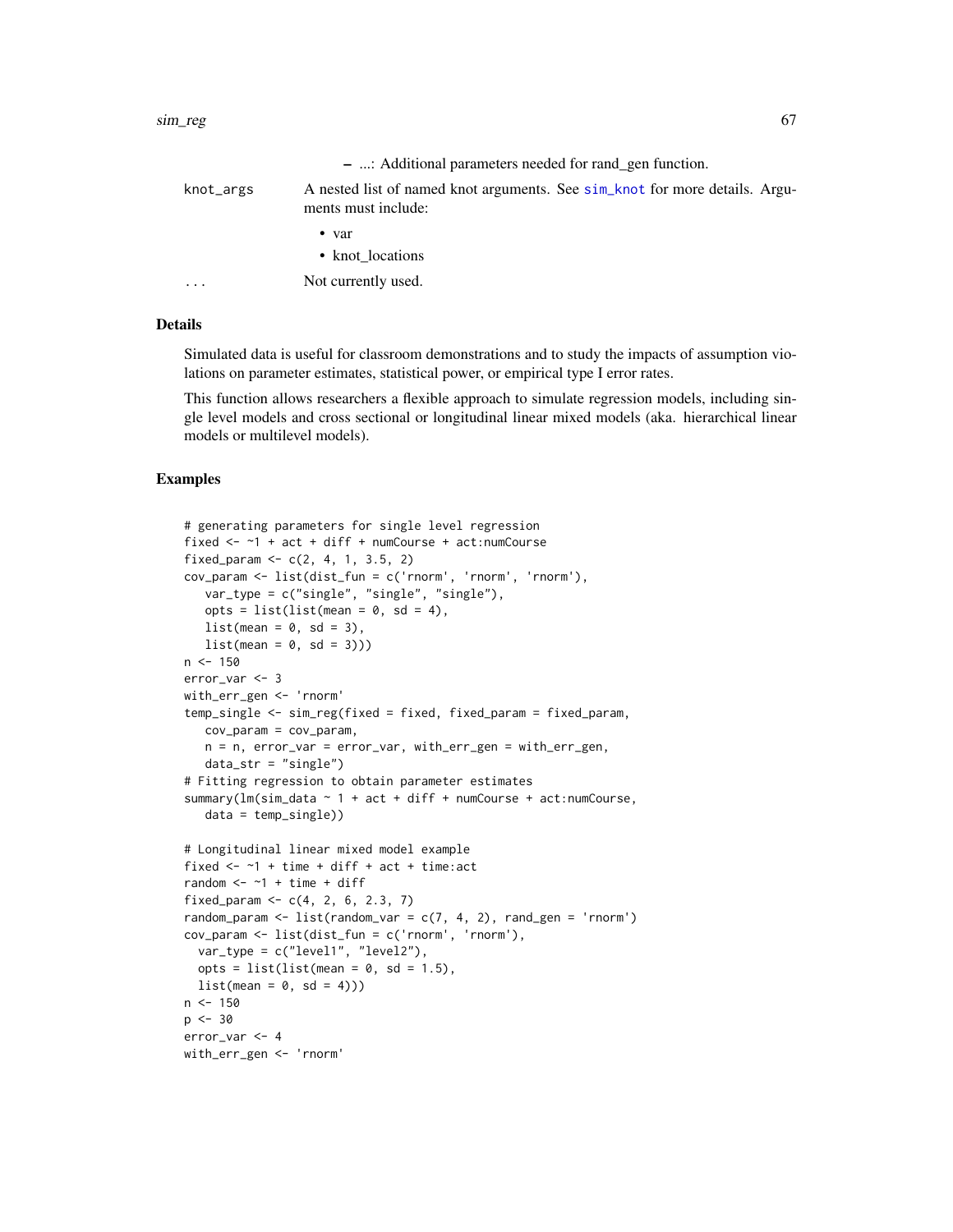- ...: Additional parameters needed for rand_gen function.

knot_args
: A nested list of named knot arguments. See sim_knot for more details. Arguments must include:

  - var
  - knot_locations

...
: Not currently used.

### Details

Simulated data is useful for classroom demonstrations and to study the impacts of assumption violations on parameter estimates, statistical power, or empirical type I error rates.

This function allows researchers a flexible approach to simulate regression models, including single level models and cross sectional or longitudinal linear mixed models (aka. hierarchical linear models or multilevel models).

### Examples

```
# generating parameters for single level regression
fixed <- ~1 + act + diff + numCourse + act:numCourse
fixed_param <- c(2, 4, 1, 3.5, 2)
cov_param <- list(dist_fun = c('rnorm', 'rnorm', 'rnorm'),
   var_type = c("single", "single", "single"),
   opts = list(list(mean = 0, sd = 4),
   list(mean = 0, sd = 3),
   list(mean = 0, sd = 3)))
n <- 150
error_var <- 3
with_err_gen <- 'rnorm'
temp_single <- sim_reg(fixed = fixed, fixed_param = fixed_param,
   cov_param = cov_param,
   n = n, error_var = error_var, with_err_gen = with_err_gen,
   data_str = "single")
# Fitting regression to obtain parameter estimates
summary(lm(sim_data ~ 1 + act + diff + numCourse + act:numCourse,
   data = temp_single))

# Longitudinal linear mixed model example
fixed <- ~1 + time + diff + act + time:act
random <- ~1 + time + diff
fixed_param <- c(4, 2, 6, 2.3, 7)
random_param <- list(random_var = c(7, 4, 2), rand_gen = 'rnorm')
cov_param <- list(dist_fun = c('rnorm', 'rnorm'),
  var_type = c("level1", "level2"),
  opts = list(list(mean = 0, sd = 1.5),
  list(mean = 0, sd = 4)))
n <- 150
p <- 30
error_var <- 4
with_err_gen <- 'rnorm'
```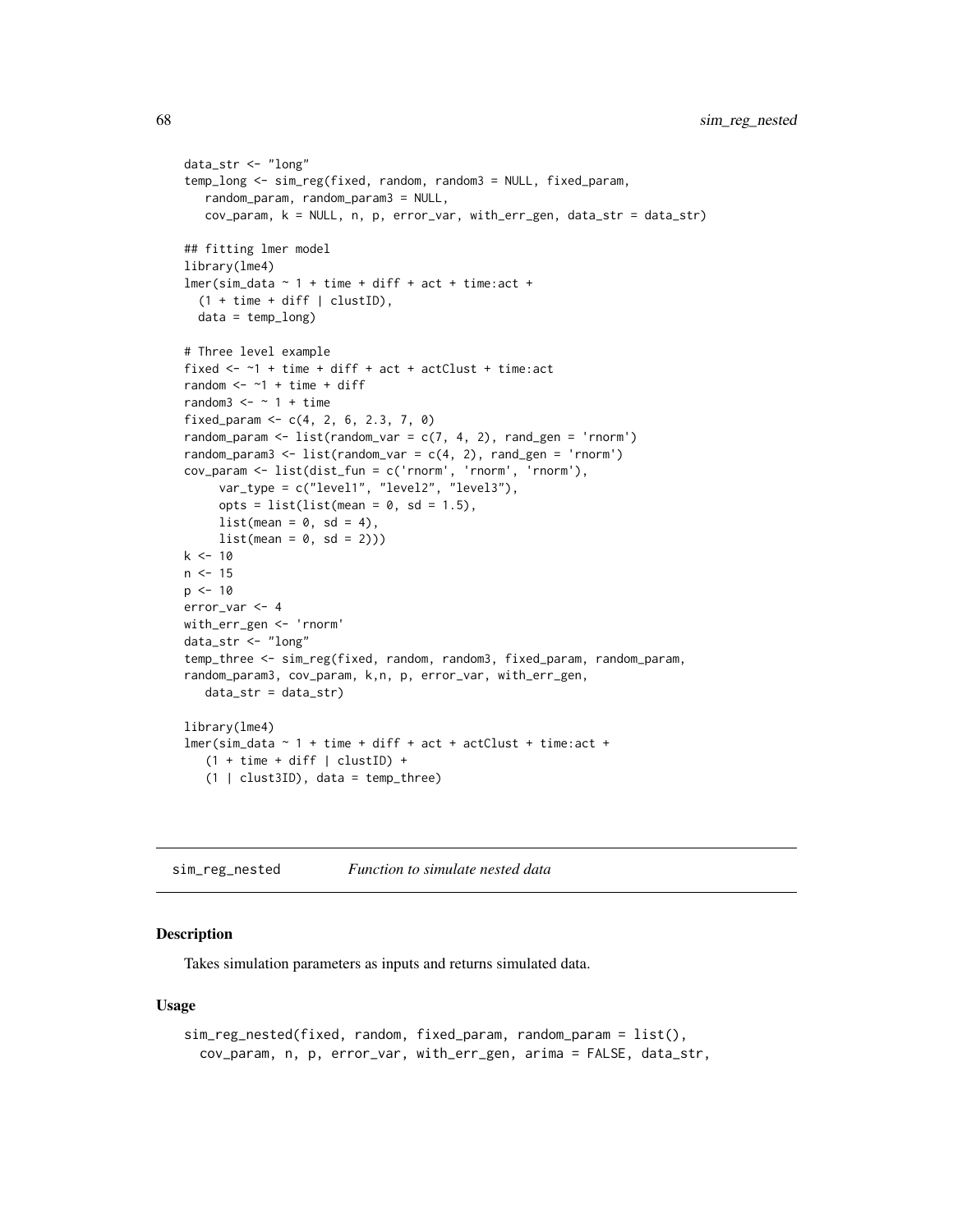```
data_str <- "long"
temp_long <- sim_reg(fixed, random, random3 = NULL, fixed_param,
   random_param, random_param3 = NULL,
   cov_param, k = NULL, n, p, error_var, with_err_gen, data_str = data_str)

## fitting lmer model
library(lme4)
lmer(sim_data ~ 1 + time + diff + act + time:act +
  (1 + time + diff | clustID),
  data = temp_long)

# Three level example
fixed <- ~1 + time + diff + act + actClust + time:act
random <- ~1 + time + diff
random3 <- ~ 1 + time
fixed_param <- c(4, 2, 6, 2.3, 7, 0)
random_param <- list(random_var = c(7, 4, 2), rand_gen = 'rnorm')
random_param3 <- list(random_var = c(4, 2), rand_gen = 'rnorm')
cov_param <- list(dist_fun = c('rnorm', 'rnorm', 'rnorm'),
     var_type = c("level1", "level2", "level3"),
     opts = list(list(mean = 0, sd = 1.5),
     list(mean = 0, sd = 4),
     list(mean = 0, sd = 2)))
k <- 10
n <- 15
p <- 10
error_var <- 4
with_err_gen <- 'rnorm'
data_str <- "long"
temp_three <- sim_reg(fixed, random, random3, fixed_param, random_param,
random_param3, cov_param, k,n, p, error_var, with_err_gen,
   data_str = data_str)

library(lme4)
lmer(sim_data ~ 1 + time + diff + act + actClust + time:act +
   (1 + time + diff | clustID) +
   (1 | clust3ID), data = temp_three)
```

---

## sim_reg_nested *Function to simulate nested data*

### Description

Takes simulation parameters as inputs and returns simulated data.

### Usage

```
sim_reg_nested(fixed, random, fixed_param, random_param = list(),
  cov_param, n, p, error_var, with_err_gen, arima = FALSE, data_str,
```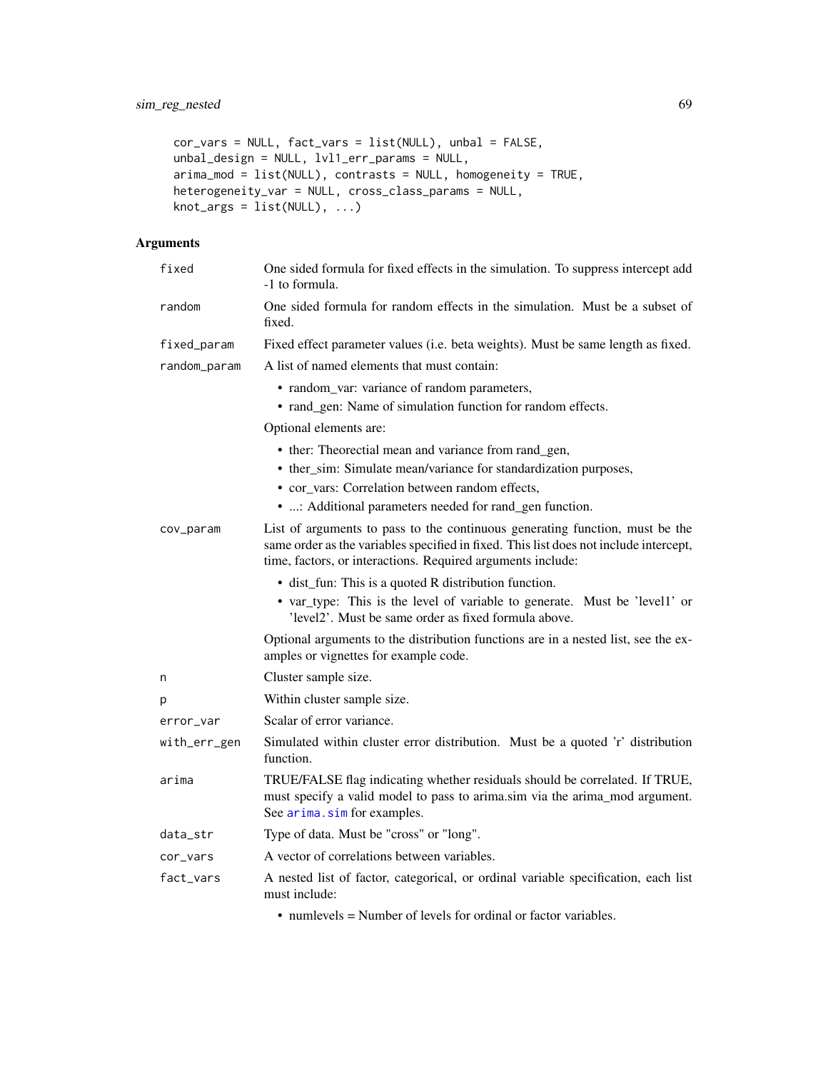```
cor_vars = NULL, fact_vars = list(NULL), unbal = FALSE,
unbal_design = NULL, lvl1_err_params = NULL,
arima_mod = list(NULL), contrasts = NULL, homogeneity = TRUE,
heterogeneity_var = NULL, cross_class_params = NULL,
knot_args = list(NULL), ...)
```

## Arguments

`fixed` One sided formula for fixed effects in the simulation. To suppress intercept add -1 to formula.

`random` One sided formula for random effects in the simulation. Must be a subset of fixed.

`fixed_param` Fixed effect parameter values (i.e. beta weights). Must be same length as fixed.

`random_param` A list of named elements that must contain:

- random_var: variance of random parameters,
- rand_gen: Name of simulation function for random effects.

Optional elements are:

- ther: Theorectial mean and variance from rand_gen,
- ther_sim: Simulate mean/variance for standardization purposes,
- cor_vars: Correlation between random effects,
- ...: Additional parameters needed for rand_gen function.

`cov_param` List of arguments to pass to the continuous generating function, must be the same order as the variables specified in fixed. This list does not include intercept, time, factors, or interactions. Required arguments include:

- dist_fun: This is a quoted R distribution function.
- var_type: This is the level of variable to generate. Must be 'level1' or 'level2'. Must be same order as fixed formula above.

Optional arguments to the distribution functions are in a nested list, see the examples or vignettes for example code.

`n` Cluster sample size.

`p` Within cluster sample size.

`error_var` Scalar of error variance.

`with_err_gen` Simulated within cluster error distribution. Must be a quoted 'r' distribution function.

`arima` TRUE/FALSE flag indicating whether residuals should be correlated. If TRUE, must specify a valid model to pass to arima.sim via the arima_mod argument. See `arima.sim` for examples.

`data_str` Type of data. Must be "cross" or "long".

`cor_vars` A vector of correlations between variables.

`fact_vars` A nested list of factor, categorical, or ordinal variable specification, each list must include:

- numlevels = Number of levels for ordinal or factor variables.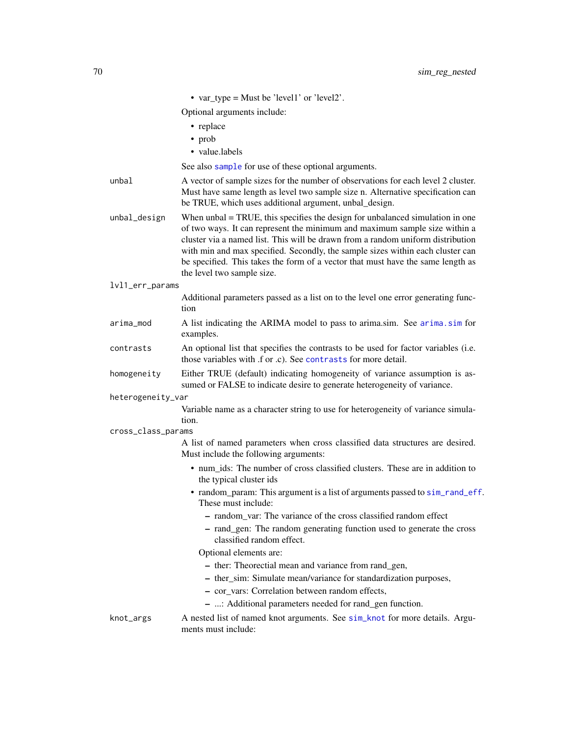- var_type = Must be 'level1' or 'level2'.

Optional arguments include:

- replace
- prob
- value.labels

See also `sample` for use of these optional arguments.

`unbal`
: A vector of sample sizes for the number of observations for each level 2 cluster. Must have same length as level two sample size n. Alternative specification can be TRUE, which uses additional argument, unbal_design.

`unbal_design`
: When unbal = TRUE, this specifies the design for unbalanced simulation in one of two ways. It can represent the minimum and maximum sample size within a cluster via a named list. This will be drawn from a random uniform distribution with min and max specified. Secondly, the sample sizes within each cluster can be specified. This takes the form of a vector that must have the same length as the level two sample size.

`lvl1_err_params`
: Additional parameters passed as a list on to the level one error generating function

`arima_mod`
: A list indicating the ARIMA model to pass to arima.sim. See `arima.sim` for examples.

`contrasts`
: An optional list that specifies the contrasts to be used for factor variables (i.e. those variables with .f or .c). See `contrasts` for more detail.

`homogeneity`
: Either TRUE (default) indicating homogeneity of variance assumption is assumed or FALSE to indicate desire to generate heterogeneity of variance.

`heterogeneity_var`
: Variable name as a character string to use for heterogeneity of variance simulation.

`cross_class_params`
: A list of named parameters when cross classified data structures are desired. Must include the following arguments:

  - num_ids: The number of cross classified clusters. These are in addition to the typical cluster ids
  - random_param: This argument is a list of arguments passed to `sim_rand_eff`. These must include:
    - random_var: The variance of the cross classified random effect
    - rand_gen: The random generating function used to generate the cross classified random effect.

    Optional elements are:
    - ther: Theorectial mean and variance from rand_gen,
    - ther_sim: Simulate mean/variance for standardization purposes,
    - cor_vars: Correlation between random effects,
    - ...: Additional parameters needed for rand_gen function.

`knot_args`
: A nested list of named knot arguments. See `sim_knot` for more details. Arguments must include: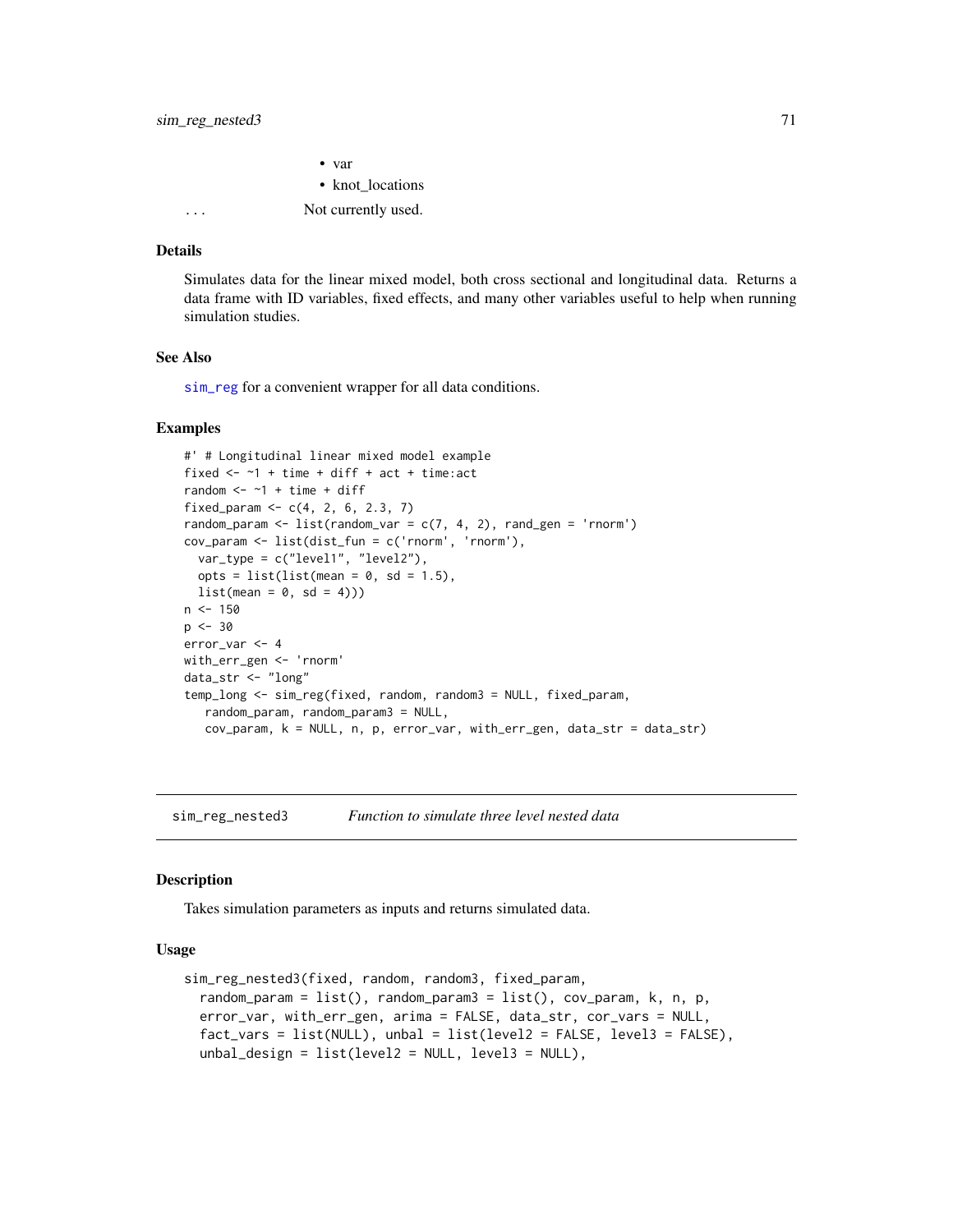- var
- knot_locations

... Not currently used.

### Details

Simulates data for the linear mixed model, both cross sectional and longitudinal data. Returns a data frame with ID variables, fixed effects, and many other variables useful to help when running simulation studies.

### See Also

sim_reg for a convenient wrapper for all data conditions.

### Examples

```
#' # Longitudinal linear mixed model example
fixed <- ~1 + time + diff + act + time:act
random <- ~1 + time + diff
fixed_param <- c(4, 2, 6, 2.3, 7)
random_param <- list(random_var = c(7, 4, 2), rand_gen = 'rnorm')
cov_param <- list(dist_fun = c('rnorm', 'rnorm'),
  var_type = c("level1", "level2"),
  opts = list(list(mean = 0, sd = 1.5),
  list(mean = 0, sd = 4)))
n <- 150
p <- 30
error_var <- 4
with_err_gen <- 'rnorm'
data_str <- "long"
temp_long <- sim_reg(fixed, random, random3 = NULL, fixed_param,
   random_param, random_param3 = NULL,
   cov_param, k = NULL, n, p, error_var, with_err_gen, data_str = data_str)
```

---

## sim_reg_nested3 — *Function to simulate three level nested data*

### Description

Takes simulation parameters as inputs and returns simulated data.

### Usage

```
sim_reg_nested3(fixed, random, random3, fixed_param,
  random_param = list(), random_param3 = list(), cov_param, k, n, p,
  error_var, with_err_gen, arima = FALSE, data_str, cor_vars = NULL,
  fact_vars = list(NULL), unbal = list(level2 = FALSE, level3 = FALSE),
  unbal_design = list(level2 = NULL, level3 = NULL),
```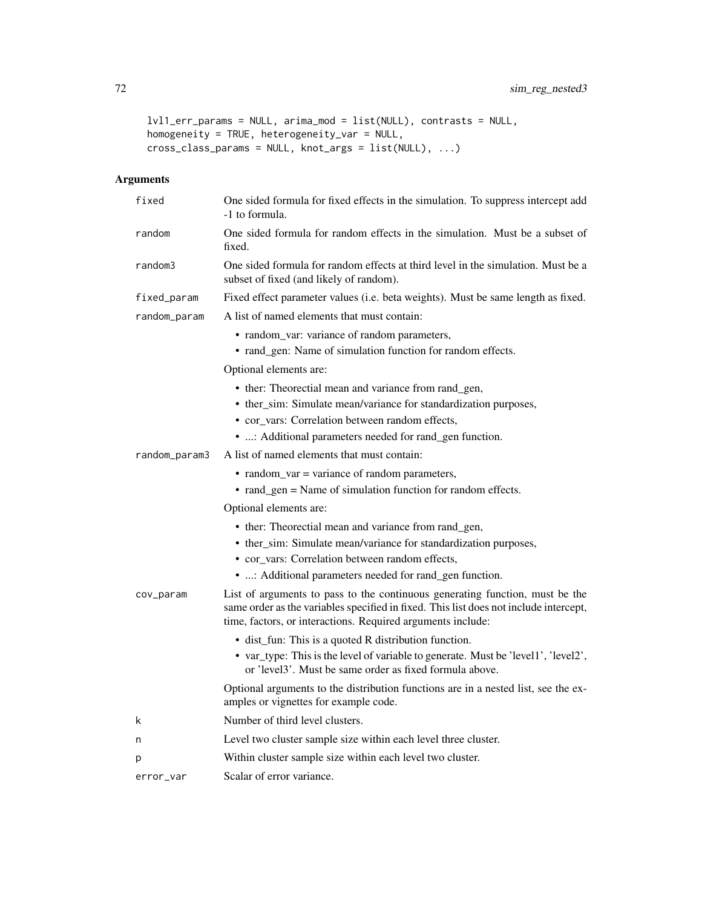```
lvl1_err_params = NULL, arima_mod = list(NULL), contrasts = NULL,
homogeneity = TRUE, heterogeneity_var = NULL,
cross_class_params = NULL, knot_args = list(NULL), ...)
```

## Arguments

`fixed` One sided formula for fixed effects in the simulation. To suppress intercept add -1 to formula.

`random` One sided formula for random effects in the simulation. Must be a subset of fixed.

`random3` One sided formula for random effects at third level in the simulation. Must be a subset of fixed (and likely of random).

`fixed_param` Fixed effect parameter values (i.e. beta weights). Must be same length as fixed.

`random_param` A list of named elements that must contain:

- random_var: variance of random parameters,
- rand_gen: Name of simulation function for random effects.

Optional elements are:

- ther: Theorectial mean and variance from rand_gen,
- ther_sim: Simulate mean/variance for standardization purposes,
- cor_vars: Correlation between random effects,
- ...: Additional parameters needed for rand_gen function.

`random_param3` A list of named elements that must contain:

- random_var = variance of random parameters,
- rand_gen = Name of simulation function for random effects.

Optional elements are:

- ther: Theorectial mean and variance from rand_gen,
- ther_sim: Simulate mean/variance for standardization purposes,
- cor_vars: Correlation between random effects,
- ...: Additional parameters needed for rand_gen function.

`cov_param` List of arguments to pass to the continuous generating function, must be the same order as the variables specified in fixed. This list does not include intercept, time, factors, or interactions. Required arguments include:

- dist_fun: This is a quoted R distribution function.
- var_type: This is the level of variable to generate. Must be 'level1', 'level2', or 'level3'. Must be same order as fixed formula above.

Optional arguments to the distribution functions are in a nested list, see the examples or vignettes for example code.

`k` Number of third level clusters.

`n` Level two cluster sample size within each level three cluster.

`p` Within cluster sample size within each level two cluster.

`error_var` Scalar of error variance.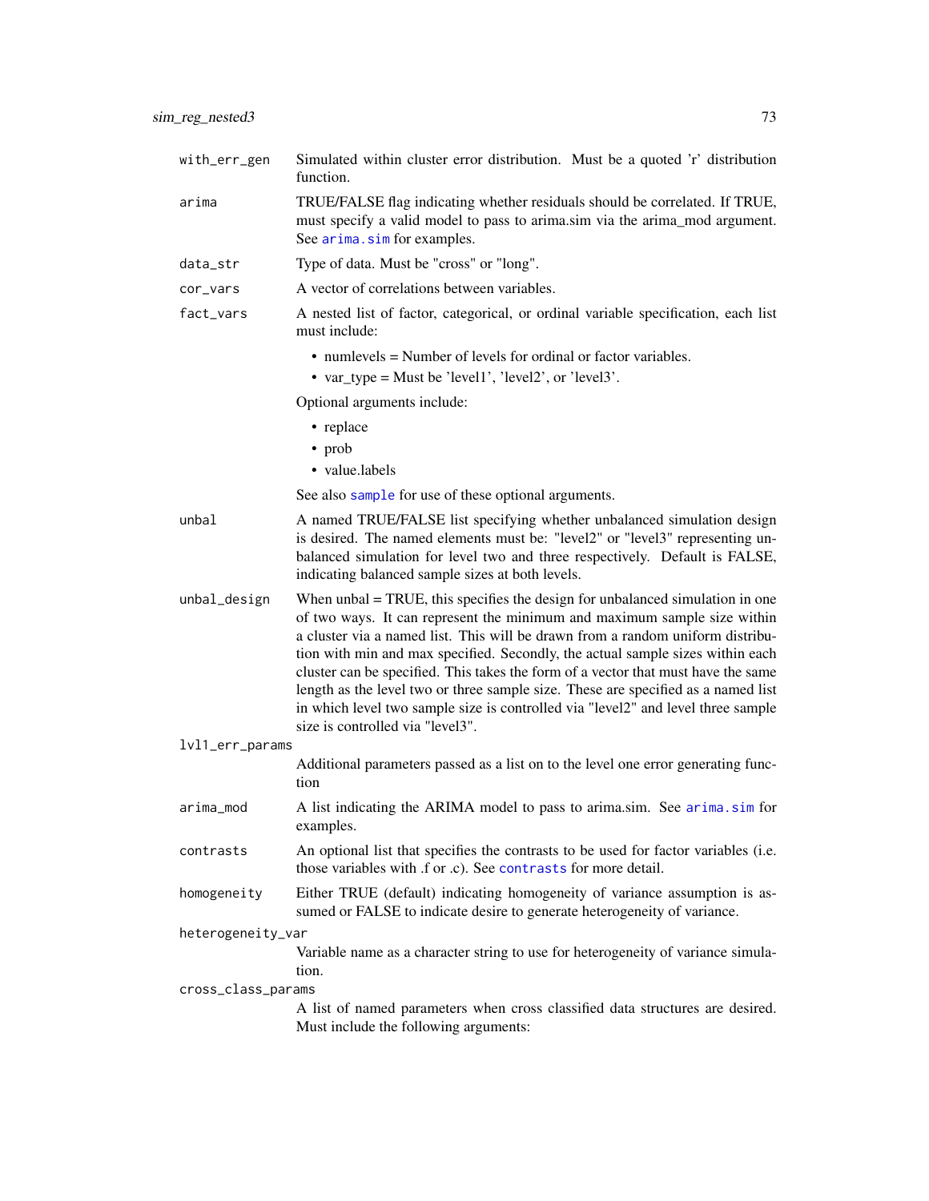| | |
|---|---|
| `with_err_gen` | Simulated within cluster error distribution. Must be a quoted 'r' distribution function. |
| `arima` | TRUE/FALSE flag indicating whether residuals should be correlated. If TRUE, must specify a valid model to pass to arima.sim via the arima_mod argument. See `arima.sim` for examples. |
| `data_str` | Type of data. Must be "cross" or "long". |
| `cor_vars` | A vector of correlations between variables. |
| `fact_vars` | A nested list of factor, categorical, or ordinal variable specification, each list must include: <br>• numlevels = Number of levels for ordinal or factor variables. <br>• var_type = Must be 'level1', 'level2', or 'level3'. <br>Optional arguments include: <br>• replace <br>• prob <br>• value.labels <br>See also `sample` for use of these optional arguments. |
| `unbal` | A named TRUE/FALSE list specifying whether unbalanced simulation design is desired. The named elements must be: "level2" or "level3" representing unbalanced simulation for level two and three respectively. Default is FALSE, indicating balanced sample sizes at both levels. |
| `unbal_design` | When unbal = TRUE, this specifies the design for unbalanced simulation in one of two ways. It can represent the minimum and maximum sample size within a cluster via a named list. This will be drawn from a random uniform distribution with min and max specified. Secondly, the actual sample sizes within each cluster can be specified. This takes the form of a vector that must have the same length as the level two or three sample size. These are specified as a named list in which level two sample size is controlled via "level2" and level three sample size is controlled via "level3". |
| `lvl1_err_params` | Additional parameters passed as a list on to the level one error generating function |
| `arima_mod` | A list indicating the ARIMA model to pass to arima.sim. See `arima.sim` for examples. |
| `contrasts` | An optional list that specifies the contrasts to be used for factor variables (i.e. those variables with .f or .c). See `contrasts` for more detail. |
| `homogeneity` | Either TRUE (default) indicating homogeneity of variance assumption is assumed or FALSE to indicate desire to generate heterogeneity of variance. |
| `heterogeneity_var` | Variable name as a character string to use for heterogeneity of variance simulation. |
| `cross_class_params` | A list of named parameters when cross classified data structures are desired. Must include the following arguments: |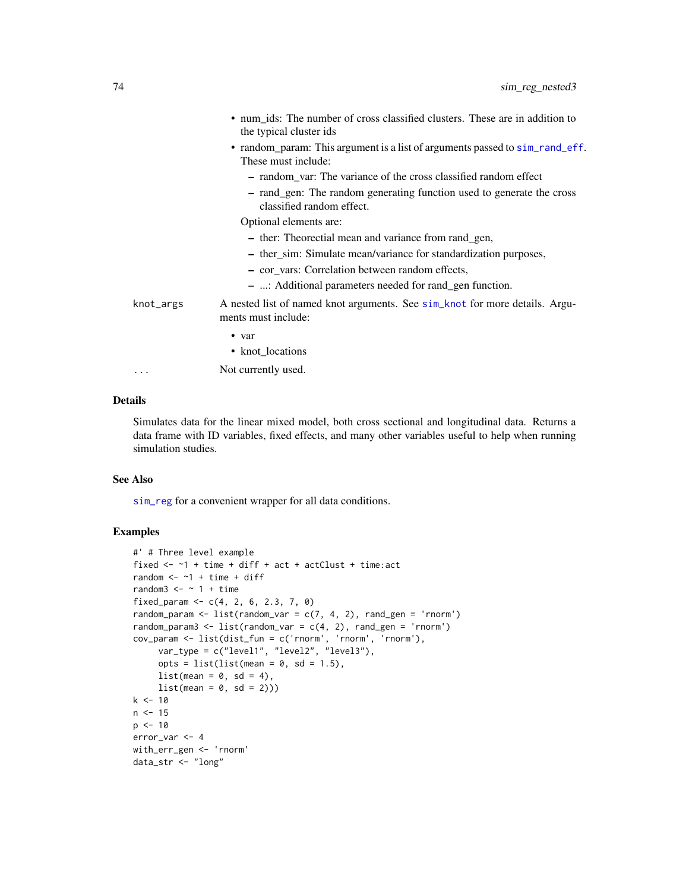- num_ids: The number of cross classified clusters. These are in addition to the typical cluster ids
- random_param: This argument is a list of arguments passed to sim_rand_eff. These must include:
  - random_var: The variance of the cross classified random effect
  - rand_gen: The random generating function used to generate the cross classified random effect.

  Optional elements are:
  - ther: Theorectial mean and variance from rand_gen,
  - ther_sim: Simulate mean/variance for standardization purposes,
  - cor_vars: Correlation between random effects,
  - ...: Additional parameters needed for rand_gen function.

`knot_args` A nested list of named knot arguments. See sim_knot for more details. Arguments must include:

- var
- knot_locations

`...` Not currently used.

## Details

Simulates data for the linear mixed model, both cross sectional and longitudinal data. Returns a data frame with ID variables, fixed effects, and many other variables useful to help when running simulation studies.

## See Also

sim_reg for a convenient wrapper for all data conditions.

## Examples

```
#' # Three level example
fixed <- ~1 + time + diff + act + actClust + time:act
random <- ~1 + time + diff
random3 <- ~ 1 + time
fixed_param <- c(4, 2, 6, 2.3, 7, 0)
random_param <- list(random_var = c(7, 4, 2), rand_gen = 'rnorm')
random_param3 <- list(random_var = c(4, 2), rand_gen = 'rnorm')
cov_param <- list(dist_fun = c('rnorm', 'rnorm', 'rnorm'),
     var_type = c("level1", "level2", "level3"),
     opts = list(list(mean = 0, sd = 1.5),
     list(mean = 0, sd = 4),
     list(mean = 0, sd = 2)))
k <- 10
n <- 15
p <- 10
error_var <- 4
with_err_gen <- 'rnorm'
data_str <- "long"
```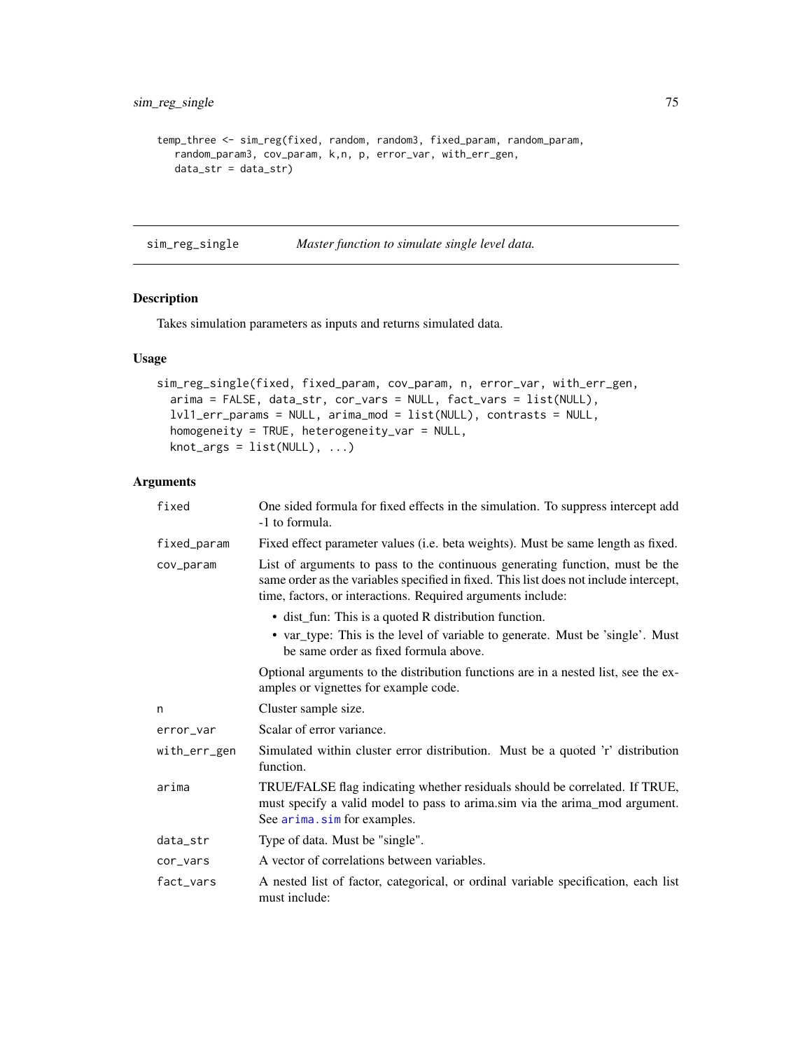```
temp_three <- sim_reg(fixed, random, random3, fixed_param, random_param,
   random_param3, cov_param, k,n, p, error_var, with_err_gen,
   data_str = data_str)
```

---

## sim_reg_single — *Master function to simulate single level data.*

---

### Description

Takes simulation parameters as inputs and returns simulated data.

### Usage

```
sim_reg_single(fixed, fixed_param, cov_param, n, error_var, with_err_gen,
  arima = FALSE, data_str, cor_vars = NULL, fact_vars = list(NULL),
  lvl1_err_params = NULL, arima_mod = list(NULL), contrasts = NULL,
  homogeneity = TRUE, heterogeneity_var = NULL,
  knot_args = list(NULL), ...)
```

### Arguments

| Argument | Description |
|---|---|
| `fixed` | One sided formula for fixed effects in the simulation. To suppress intercept add -1 to formula. |
| `fixed_param` | Fixed effect parameter values (i.e. beta weights). Must be same length as fixed. |
| `cov_param` | List of arguments to pass to the continuous generating function, must be the same order as the variables specified in fixed. This list does not include intercept, time, factors, or interactions. Required arguments include: <br>• dist_fun: This is a quoted R distribution function. <br>• var_type: This is the level of variable to generate. Must be 'single'. Must be same order as fixed formula above. <br><br>Optional arguments to the distribution functions are in a nested list, see the examples or vignettes for example code. |
| `n` | Cluster sample size. |
| `error_var` | Scalar of error variance. |
| `with_err_gen` | Simulated within cluster error distribution. Must be a quoted 'r' distribution function. |
| `arima` | TRUE/FALSE flag indicating whether residuals should be correlated. If TRUE, must specify a valid model to pass to arima.sim via the arima_mod argument. See `arima.sim` for examples. |
| `data_str` | Type of data. Must be "single". |
| `cor_vars` | A vector of correlations between variables. |
| `fact_vars` | A nested list of factor, categorical, or ordinal variable specification, each list must include: |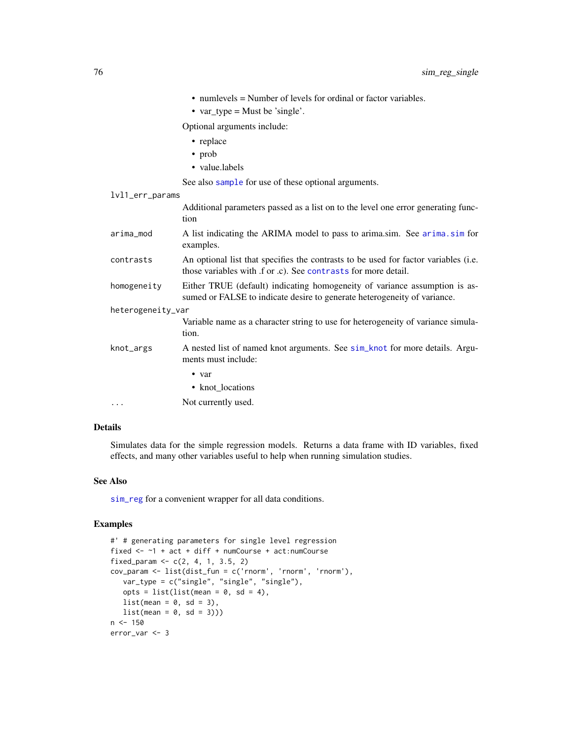- numlevels = Number of levels for ordinal or factor variables.
- var_type = Must be 'single'.

Optional arguments include:

- replace
- prob
- value.labels

See also `sample` for use of these optional arguments.

`lvl1_err_params`
: Additional parameters passed as a list on to the level one error generating function

`arima_mod`
: A list indicating the ARIMA model to pass to arima.sim. See `arima.sim` for examples.

`contrasts`
: An optional list that specifies the contrasts to be used for factor variables (i.e. those variables with .f or .c). See `contrasts` for more detail.

`homogeneity`
: Either TRUE (default) indicating homogeneity of variance assumption is assumed or FALSE to indicate desire to generate heterogeneity of variance.

`heterogeneity_var`
: Variable name as a character string to use for heterogeneity of variance simulation.

`knot_args`
: A nested list of named knot arguments. See `sim_knot` for more details. Arguments must include:

  - var
  - knot_locations

`...`
: Not currently used.

## Details

Simulates data for the simple regression models. Returns a data frame with ID variables, fixed effects, and many other variables useful to help when running simulation studies.

## See Also

`sim_reg` for a convenient wrapper for all data conditions.

## Examples

```
#' # generating parameters for single level regression
fixed <- ~1 + act + diff + numCourse + act:numCourse
fixed_param <- c(2, 4, 1, 3.5, 2)
cov_param <- list(dist_fun = c('rnorm', 'rnorm', 'rnorm'),
   var_type = c("single", "single", "single"),
   opts = list(list(mean = 0, sd = 4),
   list(mean = 0, sd = 3),
   list(mean = 0, sd = 3)))
n <- 150
error_var <- 3
```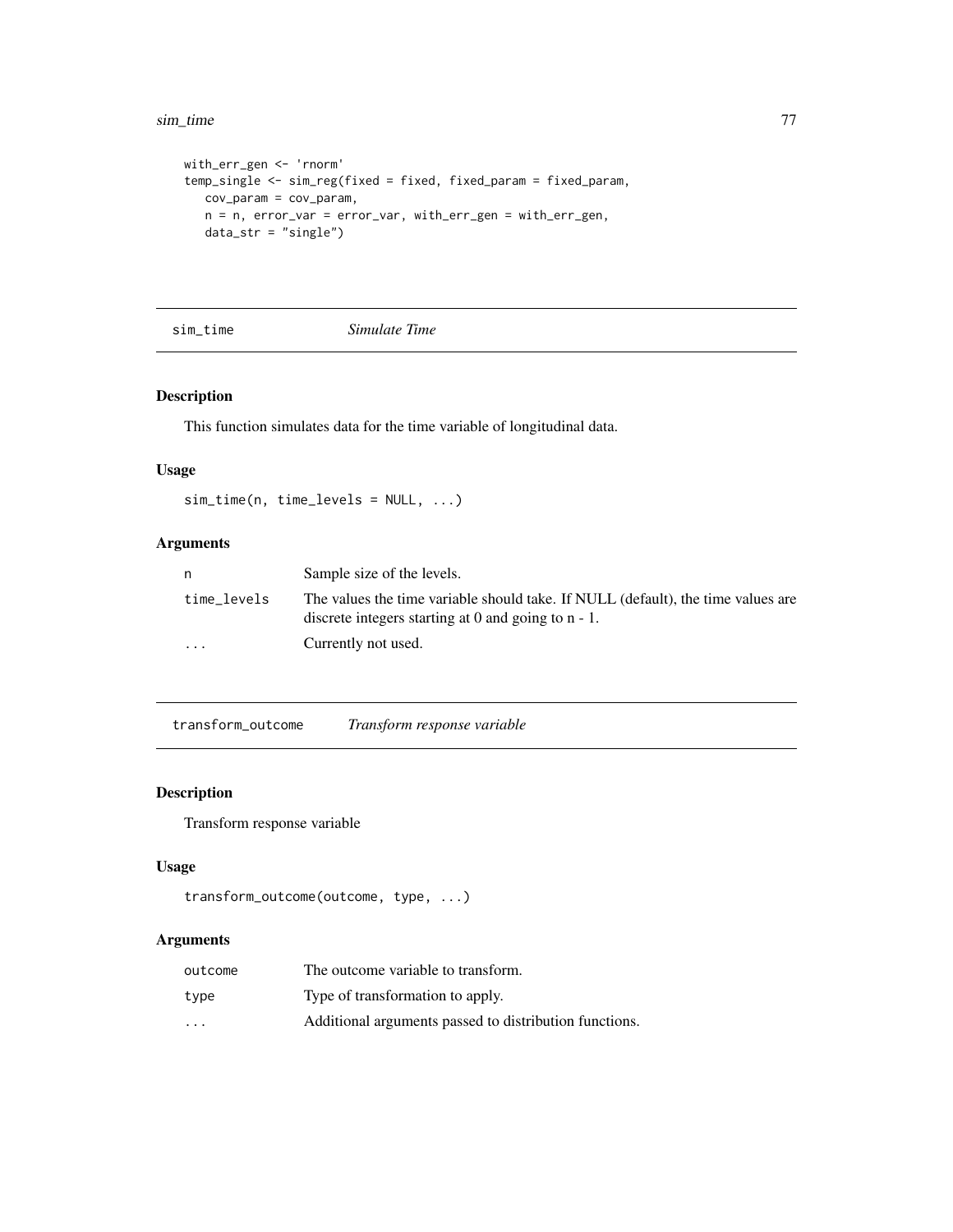```
with_err_gen <- 'rnorm'
temp_single <- sim_reg(fixed = fixed, fixed_param = fixed_param,
   cov_param = cov_param,
   n = n, error_var = error_var, with_err_gen = with_err_gen,
   data_str = "single")
```

## sim_time — *Simulate Time*

### Description

This function simulates data for the time variable of longitudinal data.

### Usage

```
sim_time(n, time_levels = NULL, ...)
```

### Arguments

| | |
|---|---|
| `n` | Sample size of the levels. |
| `time_levels` | The values the time variable should take. If NULL (default), the time values are discrete integers starting at 0 and going to n - 1. |
| `...` | Currently not used. |

## transform_outcome — *Transform response variable*

### Description

Transform response variable

### Usage

```
transform_outcome(outcome, type, ...)
```

### Arguments

| | |
|---|---|
| `outcome` | The outcome variable to transform. |
| `type` | Type of transformation to apply. |
| `...` | Additional arguments passed to distribution functions. |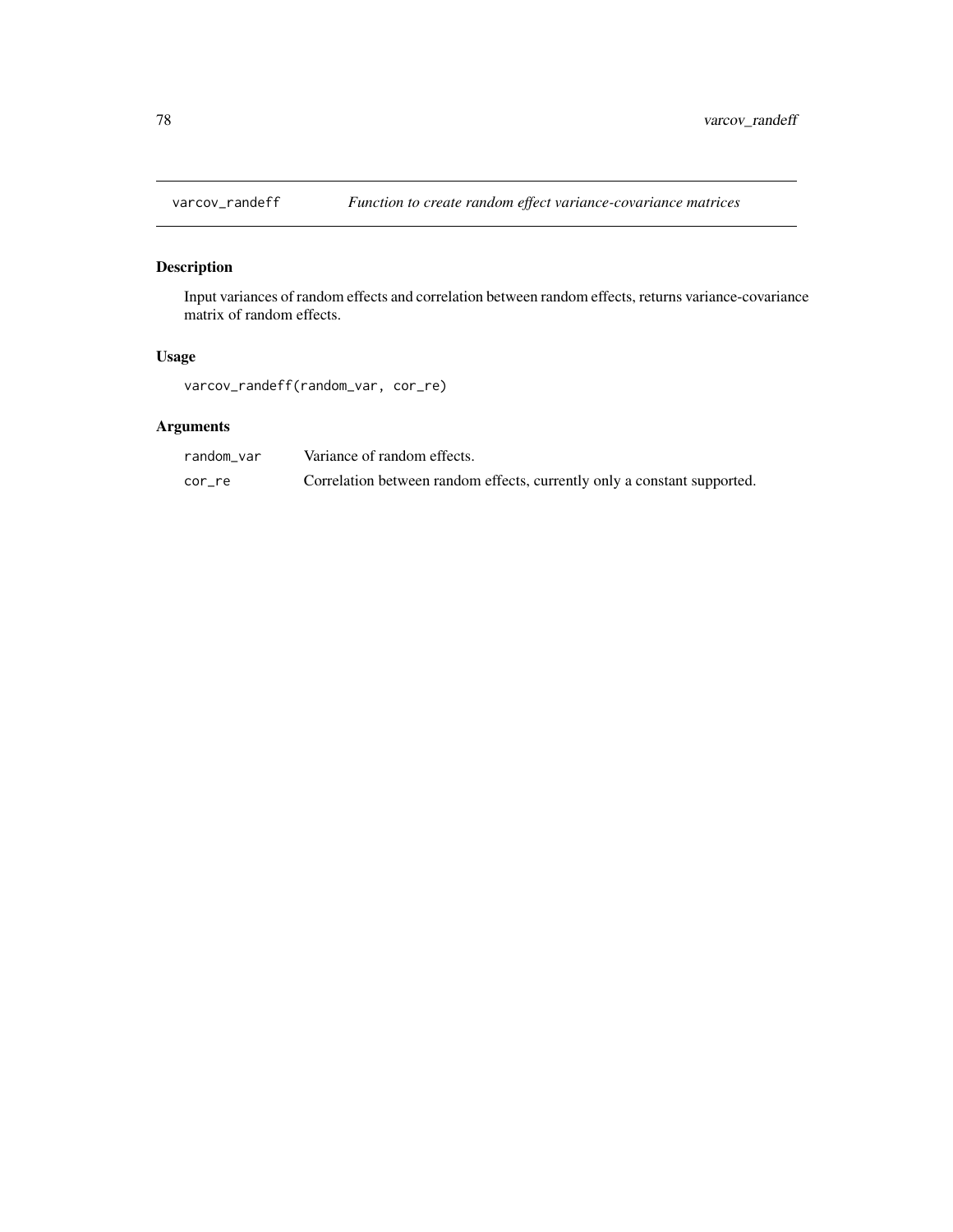# varcov_randeff — *Function to create random effect variance-covariance matrices*

## Description

Input variances of random effects and correlation between random effects, returns variance-covariance matrix of random effects.

## Usage

```
varcov_randeff(random_var, cor_re)
```

## Arguments

| | |
|---|---|
| random_var | Variance of random effects. |
| cor_re | Correlation between random effects, currently only a constant supported. |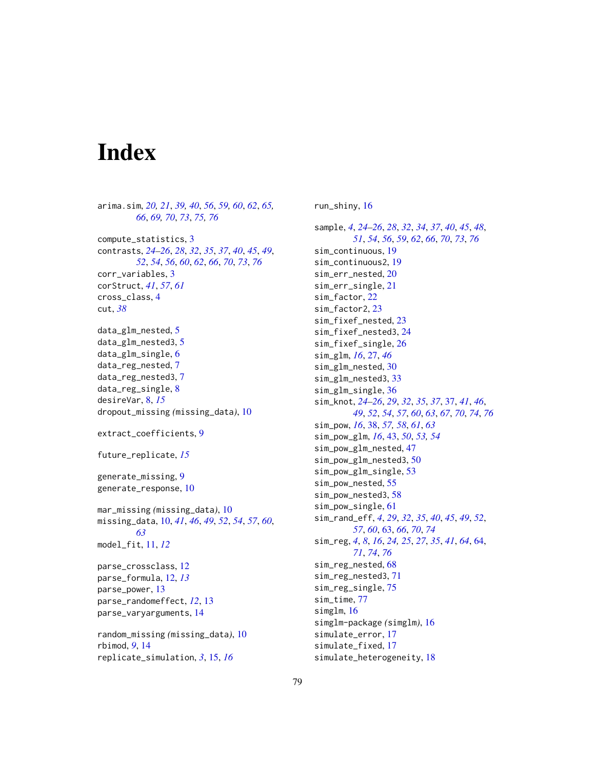# Index

arima.sim, *20, 21*, *39, 40*, *56*, *59, 60*, *62*, *65, 66*, *69, 70*, *73*, *75, 76*

compute_statistics, 3
contrasts, *24–26*, *28*, *32*, *35*, *37*, *40*, *45*, *49*, *52*, *54*, *56*, *60*, *62*, *66*, *70*, *73*, *76*
corr_variables, 3
corStruct, *41*, *57*, *61*
cross_class, 4
cut, *38*

data_glm_nested, 5
data_glm_nested3, 5
data_glm_single, 6
data_reg_nested, 7
data_reg_nested3, 7
data_reg_single, 8
desireVar, 8, *15*
dropout_missing *(missing_data)*, 10

extract_coefficients, 9

future_replicate, *15*

generate_missing, 9
generate_response, 10

mar_missing *(missing_data)*, 10
missing_data, 10, *41*, *46*, *49*, *52*, *54*, *57*, *60*, *63*
model_fit, 11, *12*

parse_crossclass, 12
parse_formula, 12, *13*
parse_power, 13
parse_randomeffect, *12*, 13
parse_varyarguments, 14

random_missing *(missing_data)*, 10
rbimod, *9*, 14
replicate_simulation, *3*, 15, *16*

run_shiny, 16

sample, *4*, *24–26*, *28*, *32*, *34*, *37*, *40*, *45*, *48*, *51*, *54*, *56*, *59*, *62*, *66*, *70*, *73*, *76*
sim_continuous, 19
sim_continuous2, 19
sim_err_nested, 20
sim_err_single, 21
sim_factor, 22
sim_factor2, 23
sim_fixef_nested, 23
sim_fixef_nested3, 24
sim_fixef_single, 26
sim_glm, *16*, 27, *46*
sim_glm_nested, 30
sim_glm_nested3, 33
sim_glm_single, 36
sim_knot, *24–26*, *29*, *32*, *35*, *37*, 37, *41*, *46*, *49*, *52*, *54*, *57*, *60*, *63*, *67*, *70*, *74*, *76*
sim_pow, *16*, 38, *57, 58*, *61*, *63*
sim_pow_glm, *16*, 43, *50*, *53, 54*
sim_pow_glm_nested, 47
sim_pow_glm_nested3, 50
sim_pow_glm_single, 53
sim_pow_nested, 55
sim_pow_nested3, 58
sim_pow_single, 61
sim_rand_eff, *4*, *29*, *32*, *35*, *40*, *45*, *49*, *52*, *57*, *60*, 63, *66*, *70*, *74*
sim_reg, *4*, *8*, *16*, *24, 25*, *27*, *35*, *41*, *64*, 64, *71*, *74*, *76*
sim_reg_nested, 68
sim_reg_nested3, 71
sim_reg_single, 75
sim_time, 77
simglm, 16
simglm-package *(simglm)*, 16
simulate_error, 17
simulate_fixed, 17
simulate_heterogeneity, 18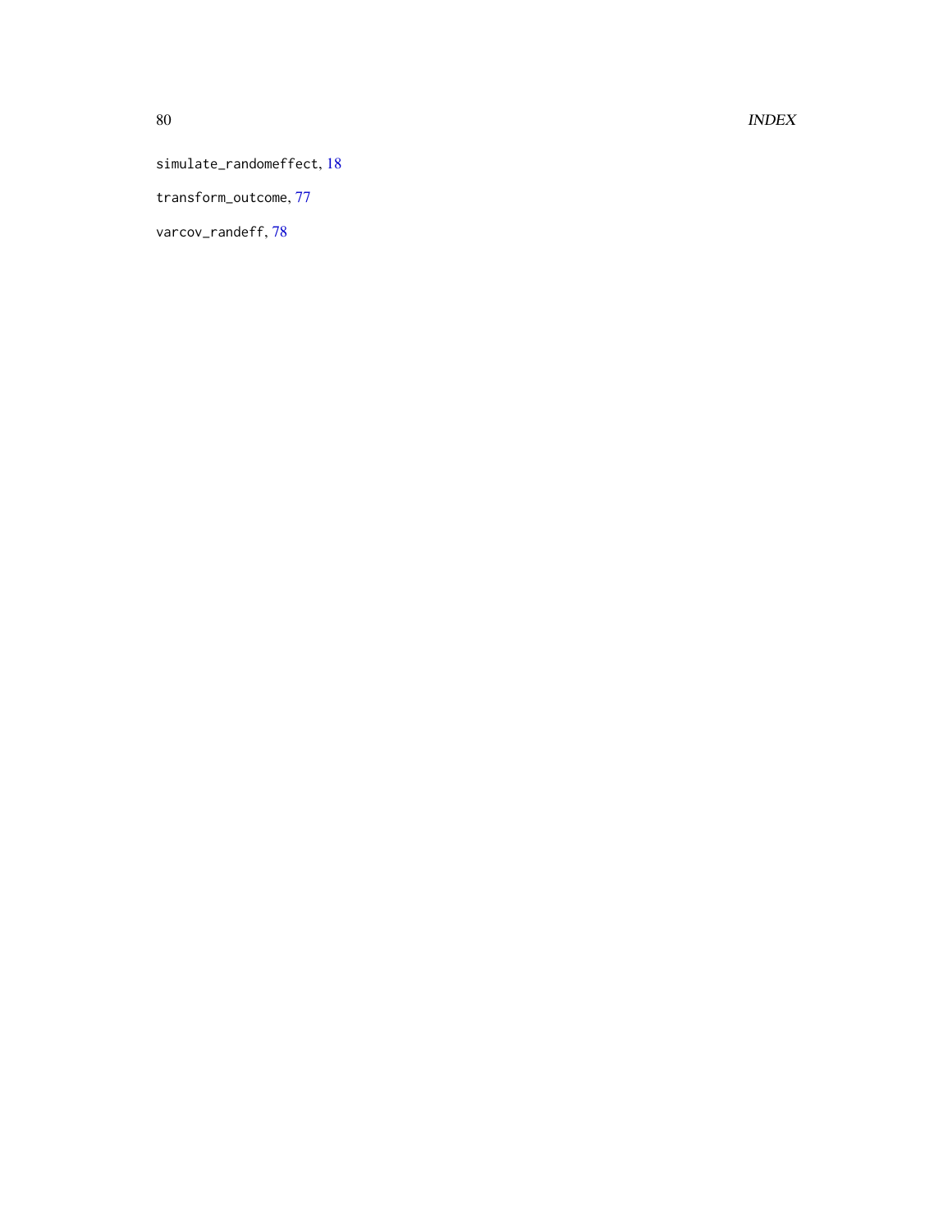simulate_randomeffect, 18

transform_outcome, 77

varcov_randeff, 78